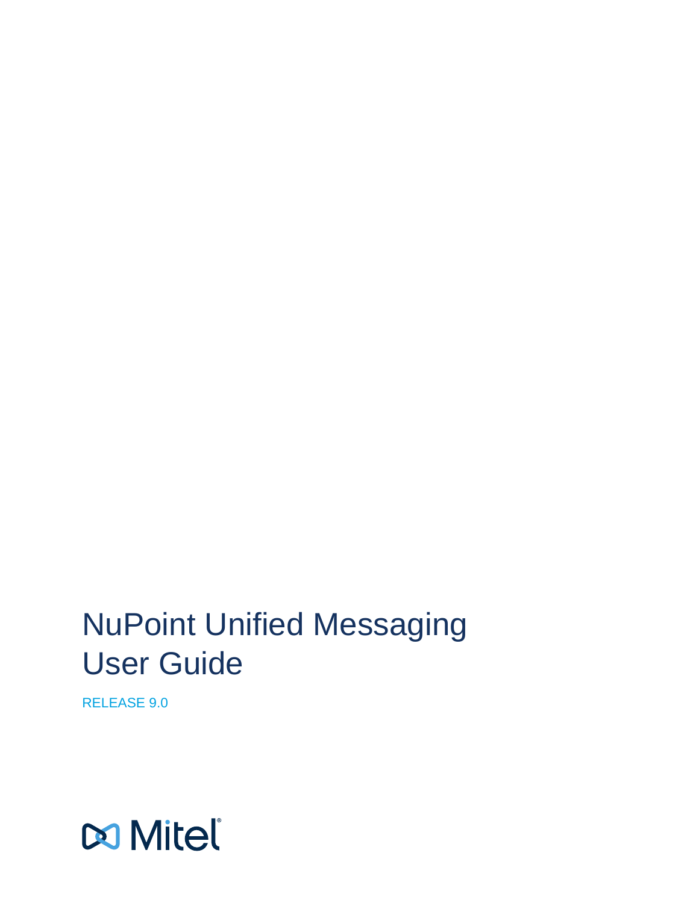# NuPoint Unified Messaging User Guide

RELEASE 9.0

Mitel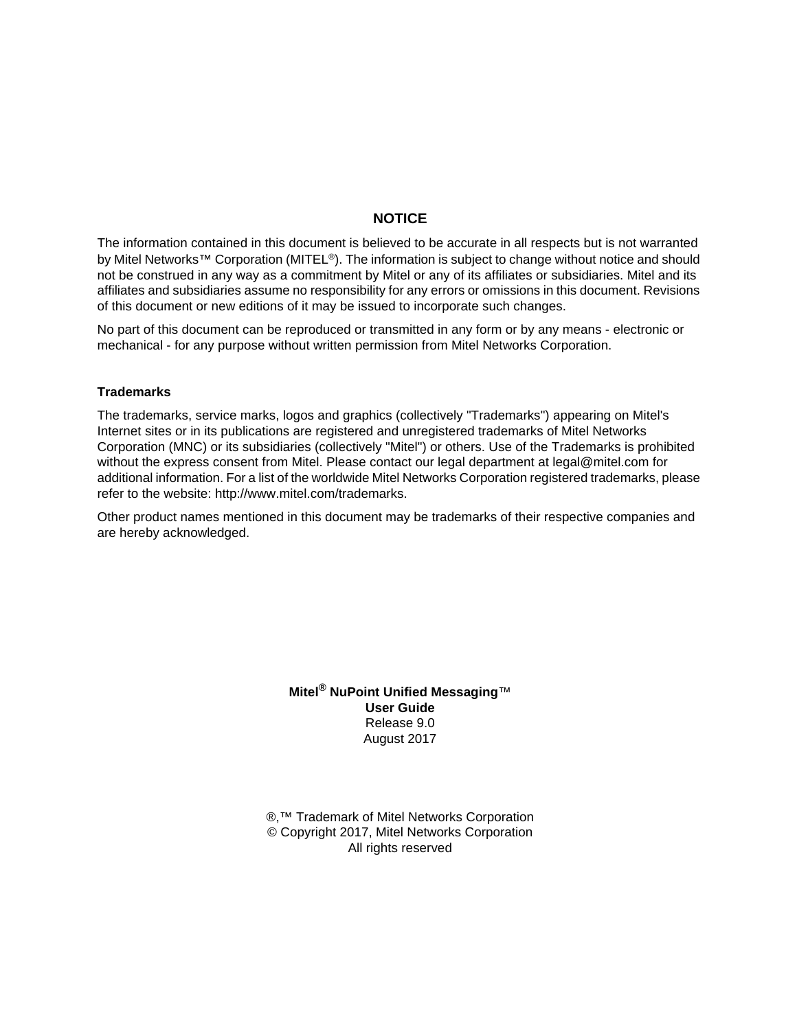## NOTICE

The information contained in this document is believed to be accurate in all respects but is not warranted by Mitel Networks™ Corporation (MITEL®). The information is subject to change without notice and should not be construed in any way as a commitment by Mitel or any of its affiliates or subsidiaries. Mitel and its affiliates and subsidiaries assume no responsibility for any errors or omissions in this document. Revisions of this document or new editions of it may be issued to incorporate such changes.

No part of this document can be reproduced or transmitted in any form or by any means - electronic or mechanical - for any purpose without written permission from Mitel Networks Corporation.

### Trademarks

The trademarks, service marks, logos and graphics (collectively "Trademarks") appearing on Mitel's Internet sites or in its publications are registered and unregistered trademarks of Mitel Networks Corporation (MNC) or its subsidiaries (collectively "Mitel") or others. Use of the Trademarks is prohibited without the express consent from Mitel. Please contact our legal department at legal@mitel.com for additional information. For a list of the worldwide Mitel Networks Corporation registered trademarks, please refer to the website: http://www.mitel.com/trademarks.

Other product names mentioned in this document may be trademarks of their respective companies and are hereby acknowledged.

**Mitel® NuPoint Unified Messaging**™
**User Guide**
Release 9.0
August 2017

®,™ Trademark of Mitel Networks Corporation
© Copyright 2017, Mitel Networks Corporation
All rights reserved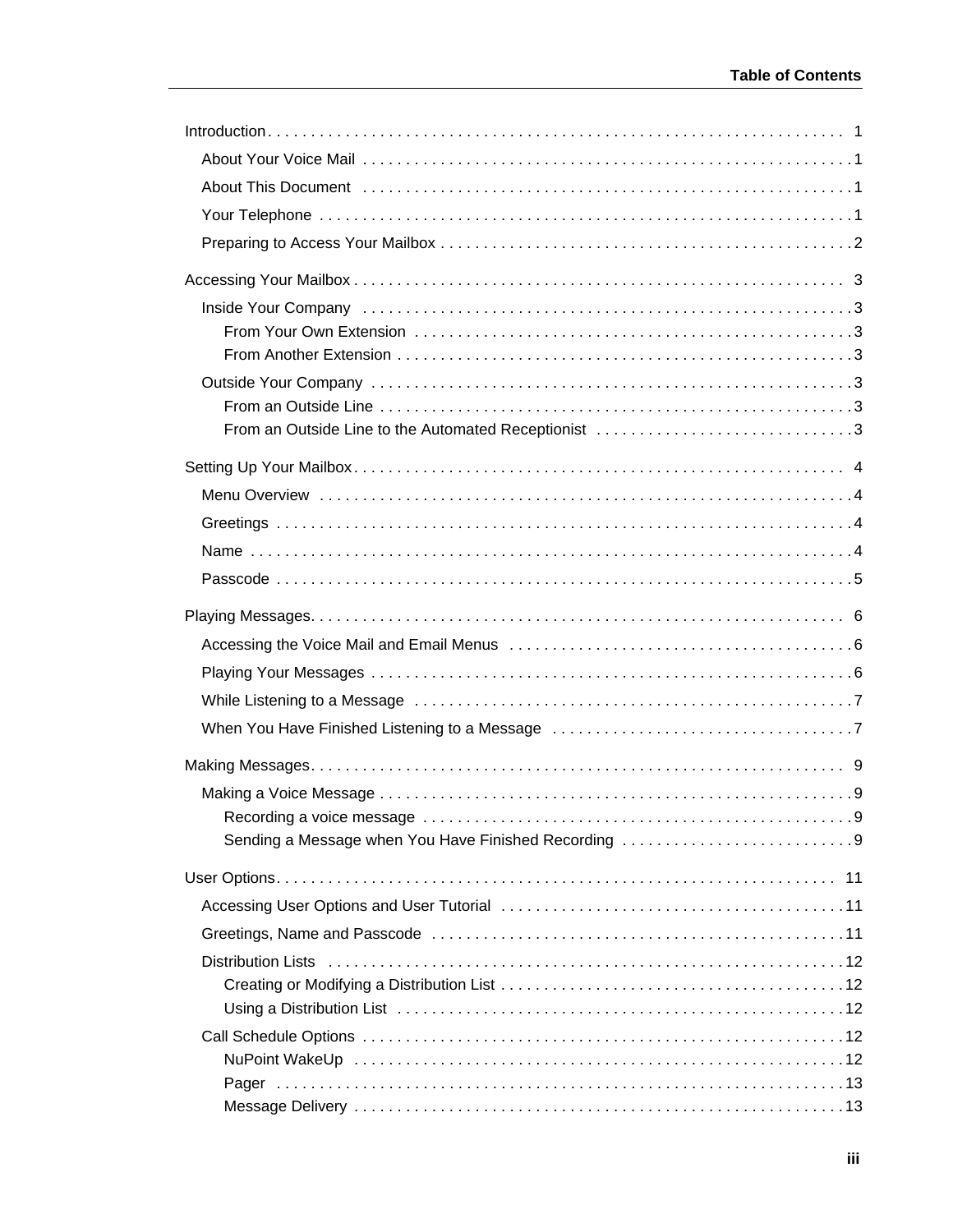# Table of Contents

Introduction . . . . . . . . . . . . . . . . . . . . . . . . . . . . . . . . . . . . . . . . . . . . . . . . . . . . . . . . . . . . . . . . . 1

- About Your Voice Mail . . . . . . . . . . . . . . . . . . . . . . . . . . . . . . . . . . . . . . . . . . . . . . . . . . . . . . . . 1
- About This Document . . . . . . . . . . . . . . . . . . . . . . . . . . . . . . . . . . . . . . . . . . . . . . . . . . . . . . . . 1
- Your Telephone . . . . . . . . . . . . . . . . . . . . . . . . . . . . . . . . . . . . . . . . . . . . . . . . . . . . . . . . . . . . . 1
- Preparing to Access Your Mailbox . . . . . . . . . . . . . . . . . . . . . . . . . . . . . . . . . . . . . . . . . . . . . . . 2

Accessing Your Mailbox . . . . . . . . . . . . . . . . . . . . . . . . . . . . . . . . . . . . . . . . . . . . . . . . . . . . . . . . . . . 3

- Inside Your Company . . . . . . . . . . . . . . . . . . . . . . . . . . . . . . . . . . . . . . . . . . . . . . . . . . . . . . . . . 3
  - From Your Own Extension . . . . . . . . . . . . . . . . . . . . . . . . . . . . . . . . . . . . . . . . . . . . . . . . . . 3
  - From Another Extension . . . . . . . . . . . . . . . . . . . . . . . . . . . . . . . . . . . . . . . . . . . . . . . . . . . . 3
- Outside Your Company . . . . . . . . . . . . . . . . . . . . . . . . . . . . . . . . . . . . . . . . . . . . . . . . . . . . . . . . 3
  - From an Outside Line . . . . . . . . . . . . . . . . . . . . . . . . . . . . . . . . . . . . . . . . . . . . . . . . . . . . . . 3
  - From an Outside Line to the Automated Receptionist . . . . . . . . . . . . . . . . . . . . . . . . . . . . . 3

Setting Up Your Mailbox . . . . . . . . . . . . . . . . . . . . . . . . . . . . . . . . . . . . . . . . . . . . . . . . . . . . . . . . . . . 4

- Menu Overview . . . . . . . . . . . . . . . . . . . . . . . . . . . . . . . . . . . . . . . . . . . . . . . . . . . . . . . . . . . . . . 4
- Greetings . . . . . . . . . . . . . . . . . . . . . . . . . . . . . . . . . . . . . . . . . . . . . . . . . . . . . . . . . . . . . . . . . . 4
- Name . . . . . . . . . . . . . . . . . . . . . . . . . . . . . . . . . . . . . . . . . . . . . . . . . . . . . . . . . . . . . . . . . . . . . 4
- Passcode . . . . . . . . . . . . . . . . . . . . . . . . . . . . . . . . . . . . . . . . . . . . . . . . . . . . . . . . . . . . . . . . . . 5

Playing Messages . . . . . . . . . . . . . . . . . . . . . . . . . . . . . . . . . . . . . . . . . . . . . . . . . . . . . . . . . . . . . . . . 6

- Accessing the Voice Mail and Email Menus . . . . . . . . . . . . . . . . . . . . . . . . . . . . . . . . . . . . . . . . 6
- Playing Your Messages . . . . . . . . . . . . . . . . . . . . . . . . . . . . . . . . . . . . . . . . . . . . . . . . . . . . . . . . 6
- While Listening to a Message . . . . . . . . . . . . . . . . . . . . . . . . . . . . . . . . . . . . . . . . . . . . . . . . . . . 7
- When You Have Finished Listening to a Message . . . . . . . . . . . . . . . . . . . . . . . . . . . . . . . . . . . 7

Making Messages . . . . . . . . . . . . . . . . . . . . . . . . . . . . . . . . . . . . . . . . . . . . . . . . . . . . . . . . . . . . . . . . . 9

- Making a Voice Message . . . . . . . . . . . . . . . . . . . . . . . . . . . . . . . . . . . . . . . . . . . . . . . . . . . . . . . 9
  - Recording a voice message . . . . . . . . . . . . . . . . . . . . . . . . . . . . . . . . . . . . . . . . . . . . . . . . . . 9
  - Sending a Message when You Have Finished Recording . . . . . . . . . . . . . . . . . . . . . . . . . . . 9

User Options . . . . . . . . . . . . . . . . . . . . . . . . . . . . . . . . . . . . . . . . . . . . . . . . . . . . . . . . . . . . . . . . . . . . 11

- Accessing User Options and User Tutorial . . . . . . . . . . . . . . . . . . . . . . . . . . . . . . . . . . . . . . . . 11
- Greetings, Name and Passcode . . . . . . . . . . . . . . . . . . . . . . . . . . . . . . . . . . . . . . . . . . . . . . . . 11
- Distribution Lists . . . . . . . . . . . . . . . . . . . . . . . . . . . . . . . . . . . . . . . . . . . . . . . . . . . . . . . . . . . . 12
  - Creating or Modifying a Distribution List . . . . . . . . . . . . . . . . . . . . . . . . . . . . . . . . . . . . . . . 12
  - Using a Distribution List . . . . . . . . . . . . . . . . . . . . . . . . . . . . . . . . . . . . . . . . . . . . . . . . . . . . 12
- Call Schedule Options . . . . . . . . . . . . . . . . . . . . . . . . . . . . . . . . . . . . . . . . . . . . . . . . . . . . . . . . 12
  - NuPoint WakeUp . . . . . . . . . . . . . . . . . . . . . . . . . . . . . . . . . . . . . . . . . . . . . . . . . . . . . . . . . . 12
  - Pager . . . . . . . . . . . . . . . . . . . . . . . . . . . . . . . . . . . . . . . . . . . . . . . . . . . . . . . . . . . . . . . . . . . 13
  - Message Delivery . . . . . . . . . . . . . . . . . . . . . . . . . . . . . . . . . . . . . . . . . . . . . . . . . . . . . . . . . 13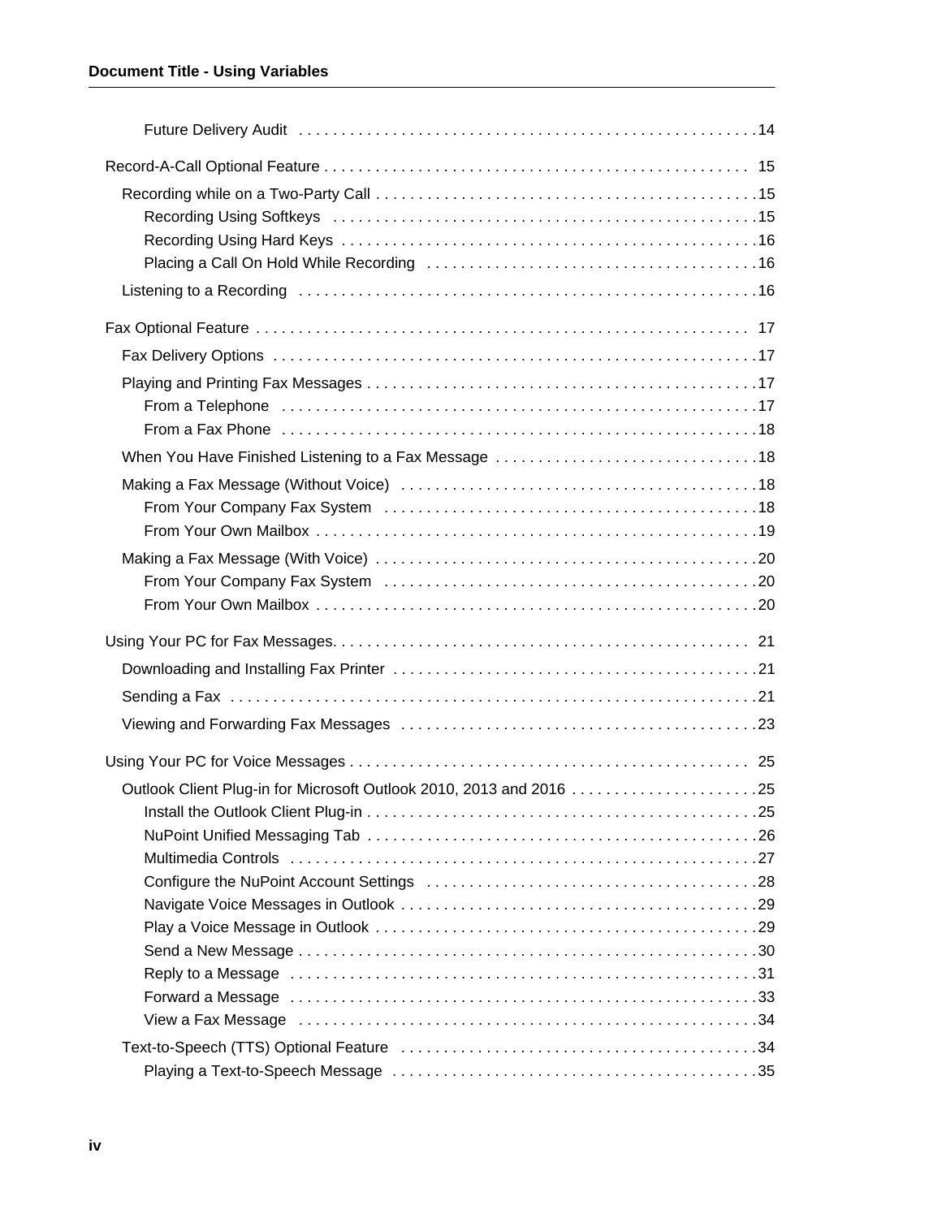Future Delivery Audit . . . . . . . . . . . . . . . . . . . . . . . . . . . . . . . . . . . . . . . . . . . . . . . . . . . . . 14

Record-A-Call Optional Feature . . . . . . . . . . . . . . . . . . . . . . . . . . . . . . . . . . . . . . . . . . . . . . . . . . . 15

Recording while on a Two-Party Call . . . . . . . . . . . . . . . . . . . . . . . . . . . . . . . . . . . . . . . . . . . . . 15
Recording Using Softkeys . . . . . . . . . . . . . . . . . . . . . . . . . . . . . . . . . . . . . . . . . . . . . . . . . . 15
Recording Using Hard Keys . . . . . . . . . . . . . . . . . . . . . . . . . . . . . . . . . . . . . . . . . . . . . . . . . 16
Placing a Call On Hold While Recording . . . . . . . . . . . . . . . . . . . . . . . . . . . . . . . . . . . . . . . 16

Listening to a Recording . . . . . . . . . . . . . . . . . . . . . . . . . . . . . . . . . . . . . . . . . . . . . . . . . . . . . . 16

Fax Optional Feature . . . . . . . . . . . . . . . . . . . . . . . . . . . . . . . . . . . . . . . . . . . . . . . . . . . . . . . . . . 17

Fax Delivery Options . . . . . . . . . . . . . . . . . . . . . . . . . . . . . . . . . . . . . . . . . . . . . . . . . . . . . . . . . 17

Playing and Printing Fax Messages . . . . . . . . . . . . . . . . . . . . . . . . . . . . . . . . . . . . . . . . . . . . . . 17
From a Telephone . . . . . . . . . . . . . . . . . . . . . . . . . . . . . . . . . . . . . . . . . . . . . . . . . . . . . . . . 17
From a Fax Phone . . . . . . . . . . . . . . . . . . . . . . . . . . . . . . . . . . . . . . . . . . . . . . . . . . . . . . . . 18

When You Have Finished Listening to a Fax Message . . . . . . . . . . . . . . . . . . . . . . . . . . . . . . . 18

Making a Fax Message (Without Voice) . . . . . . . . . . . . . . . . . . . . . . . . . . . . . . . . . . . . . . . . . . 18
From Your Company Fax System . . . . . . . . . . . . . . . . . . . . . . . . . . . . . . . . . . . . . . . . . . . . 18
From Your Own Mailbox . . . . . . . . . . . . . . . . . . . . . . . . . . . . . . . . . . . . . . . . . . . . . . . . . . . . 19

Making a Fax Message (With Voice) . . . . . . . . . . . . . . . . . . . . . . . . . . . . . . . . . . . . . . . . . . . . . 20
From Your Company Fax System . . . . . . . . . . . . . . . . . . . . . . . . . . . . . . . . . . . . . . . . . . . . 20
From Your Own Mailbox . . . . . . . . . . . . . . . . . . . . . . . . . . . . . . . . . . . . . . . . . . . . . . . . . . . . 20

Using Your PC for Fax Messages. . . . . . . . . . . . . . . . . . . . . . . . . . . . . . . . . . . . . . . . . . . . . . . . . . 21

Downloading and Installing Fax Printer . . . . . . . . . . . . . . . . . . . . . . . . . . . . . . . . . . . . . . . . . . . 21

Sending a Fax . . . . . . . . . . . . . . . . . . . . . . . . . . . . . . . . . . . . . . . . . . . . . . . . . . . . . . . . . . . . . . . 21

Viewing and Forwarding Fax Messages . . . . . . . . . . . . . . . . . . . . . . . . . . . . . . . . . . . . . . . . . . 23

Using Your PC for Voice Messages . . . . . . . . . . . . . . . . . . . . . . . . . . . . . . . . . . . . . . . . . . . . . . . . 25

Outlook Client Plug-in for Microsoft Outlook 2010, 2013 and 2016 . . . . . . . . . . . . . . . . . . . . . . 25
Install the Outlook Client Plug-in . . . . . . . . . . . . . . . . . . . . . . . . . . . . . . . . . . . . . . . . . . . . . . 25
NuPoint Unified Messaging Tab . . . . . . . . . . . . . . . . . . . . . . . . . . . . . . . . . . . . . . . . . . . . . . 26
Multimedia Controls . . . . . . . . . . . . . . . . . . . . . . . . . . . . . . . . . . . . . . . . . . . . . . . . . . . . . . . 27
Configure the NuPoint Account Settings . . . . . . . . . . . . . . . . . . . . . . . . . . . . . . . . . . . . . . . 28
Navigate Voice Messages in Outlook . . . . . . . . . . . . . . . . . . . . . . . . . . . . . . . . . . . . . . . . . . 29
Play a Voice Message in Outlook . . . . . . . . . . . . . . . . . . . . . . . . . . . . . . . . . . . . . . . . . . . . . 29
Send a New Message . . . . . . . . . . . . . . . . . . . . . . . . . . . . . . . . . . . . . . . . . . . . . . . . . . . . . . 30
Reply to a Message . . . . . . . . . . . . . . . . . . . . . . . . . . . . . . . . . . . . . . . . . . . . . . . . . . . . . . . 31
Forward a Message . . . . . . . . . . . . . . . . . . . . . . . . . . . . . . . . . . . . . . . . . . . . . . . . . . . . . . . 33
View a Fax Message . . . . . . . . . . . . . . . . . . . . . . . . . . . . . . . . . . . . . . . . . . . . . . . . . . . . . . 34

Text-to-Speech (TTS) Optional Feature . . . . . . . . . . . . . . . . . . . . . . . . . . . . . . . . . . . . . . . . . . . 34
Playing a Text-to-Speech Message . . . . . . . . . . . . . . . . . . . . . . . . . . . . . . . . . . . . . . . . . . . 35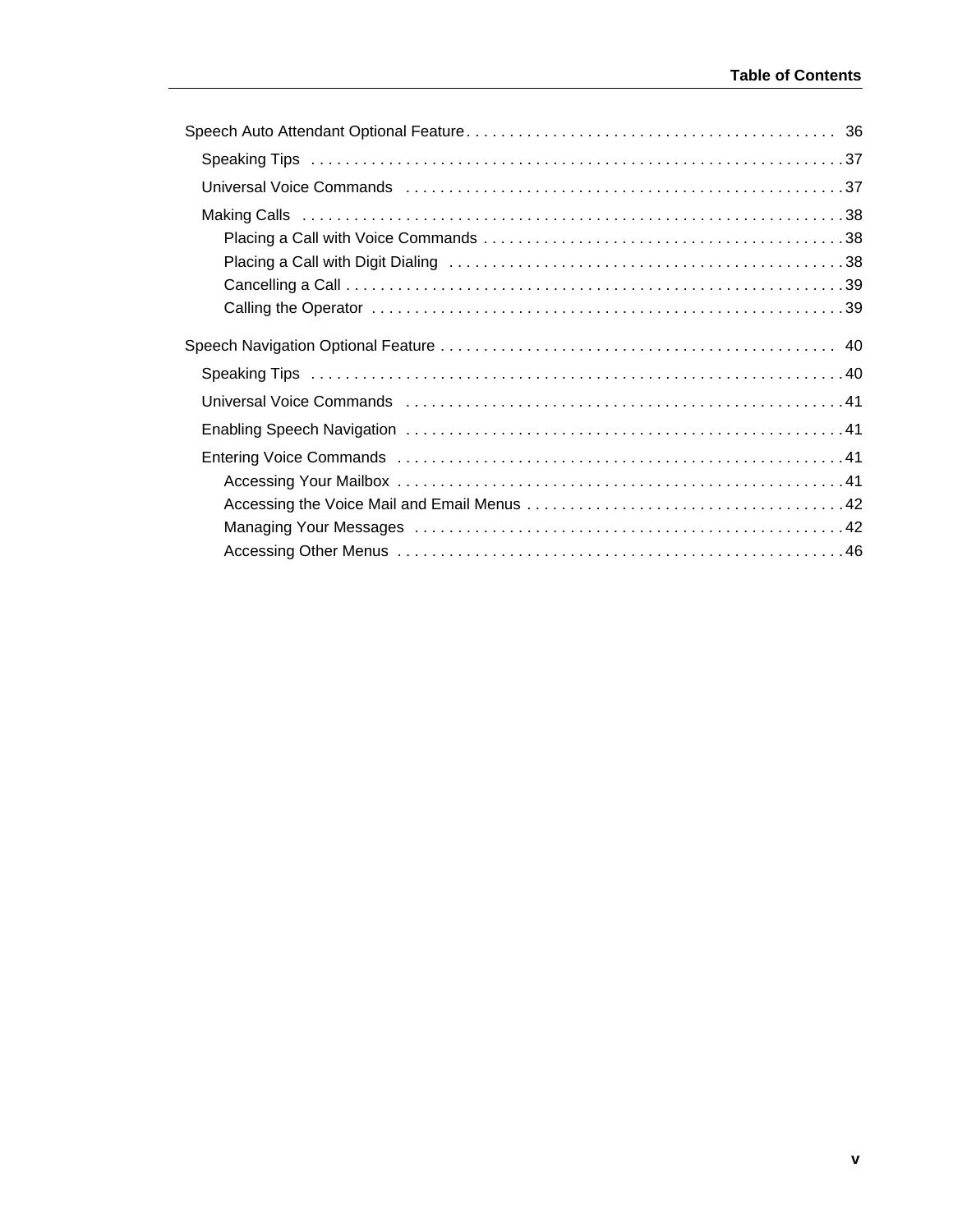Speech Auto Attendant Optional Feature . . . . . . . . . . . . . . . . . . . . . . . . . . . . . . . . . . . . . . . . . . . 36

- Speaking Tips . . . . . . . . . . . . . . . . . . . . . . . . . . . . . . . . . . . . . . . . . . . . . . . . . . . . . . . . . . . . . . 37
- Universal Voice Commands . . . . . . . . . . . . . . . . . . . . . . . . . . . . . . . . . . . . . . . . . . . . . . . . . . . 37
- Making Calls . . . . . . . . . . . . . . . . . . . . . . . . . . . . . . . . . . . . . . . . . . . . . . . . . . . . . . . . . . . . . . . 38
  - Placing a Call with Voice Commands . . . . . . . . . . . . . . . . . . . . . . . . . . . . . . . . . . . . . . . . . . 38
  - Placing a Call with Digit Dialing . . . . . . . . . . . . . . . . . . . . . . . . . . . . . . . . . . . . . . . . . . . . . . 38
  - Cancelling a Call . . . . . . . . . . . . . . . . . . . . . . . . . . . . . . . . . . . . . . . . . . . . . . . . . . . . . . . . . 39
  - Calling the Operator . . . . . . . . . . . . . . . . . . . . . . . . . . . . . . . . . . . . . . . . . . . . . . . . . . . . . . . 39

Speech Navigation Optional Feature . . . . . . . . . . . . . . . . . . . . . . . . . . . . . . . . . . . . . . . . . . . . . . 40

- Speaking Tips . . . . . . . . . . . . . . . . . . . . . . . . . . . . . . . . . . . . . . . . . . . . . . . . . . . . . . . . . . . . . . 40
- Universal Voice Commands . . . . . . . . . . . . . . . . . . . . . . . . . . . . . . . . . . . . . . . . . . . . . . . . . . . 41
- Enabling Speech Navigation . . . . . . . . . . . . . . . . . . . . . . . . . . . . . . . . . . . . . . . . . . . . . . . . . . . 41
- Entering Voice Commands . . . . . . . . . . . . . . . . . . . . . . . . . . . . . . . . . . . . . . . . . . . . . . . . . . . . 41
  - Accessing Your Mailbox . . . . . . . . . . . . . . . . . . . . . . . . . . . . . . . . . . . . . . . . . . . . . . . . . . . . 41
  - Accessing the Voice Mail and Email Menus . . . . . . . . . . . . . . . . . . . . . . . . . . . . . . . . . . . . . 42
  - Managing Your Messages . . . . . . . . . . . . . . . . . . . . . . . . . . . . . . . . . . . . . . . . . . . . . . . . . . . 42
  - Accessing Other Menus . . . . . . . . . . . . . . . . . . . . . . . . . . . . . . . . . . . . . . . . . . . . . . . . . . . . 46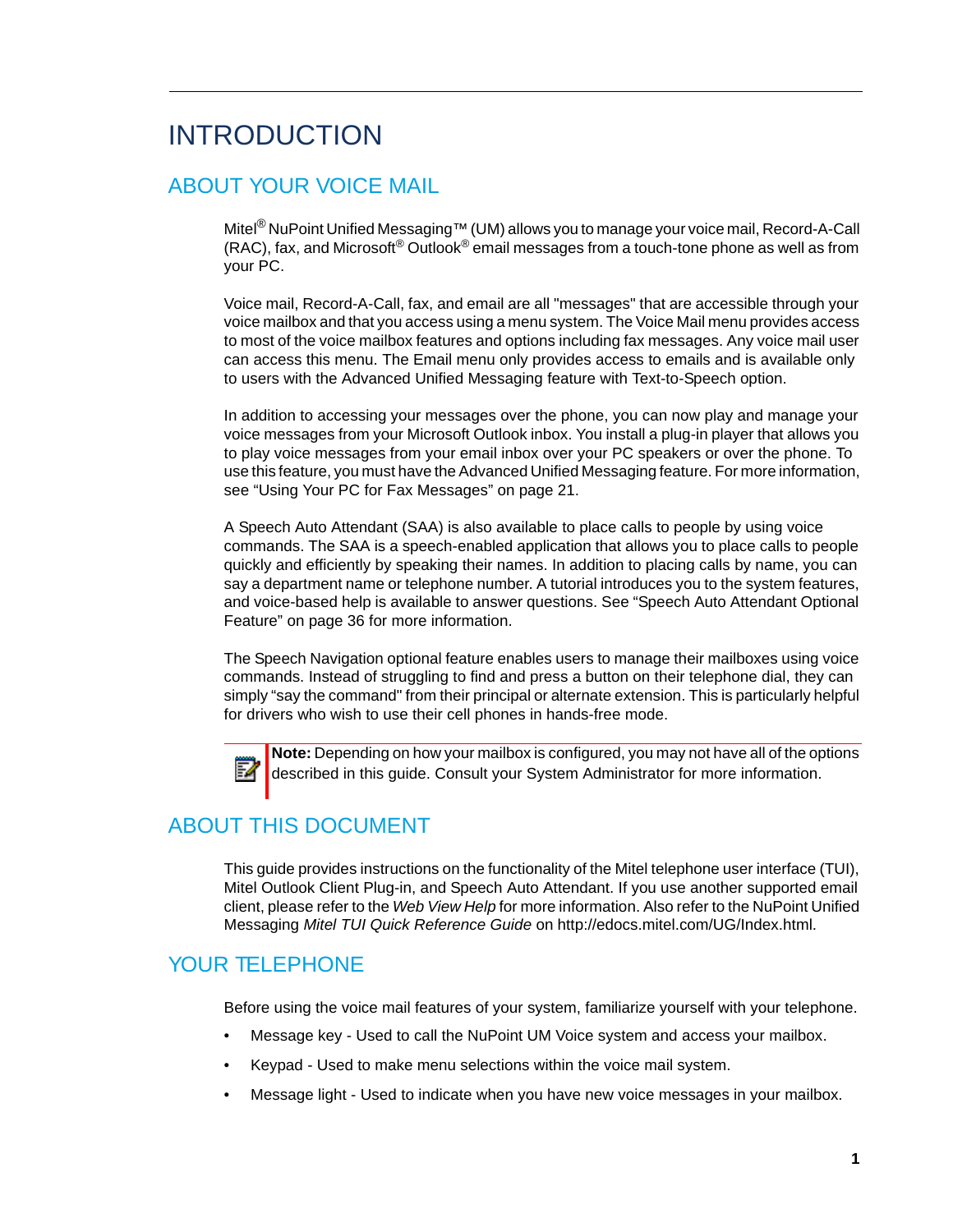# INTRODUCTION

## ABOUT YOUR VOICE MAIL

Mitel® NuPoint Unified Messaging™ (UM) allows you to manage your voice mail, Record-A-Call (RAC), fax, and Microsoft® Outlook® email messages from a touch-tone phone as well as from your PC.

Voice mail, Record-A-Call, fax, and email are all "messages" that are accessible through your voice mailbox and that you access using a menu system. The Voice Mail menu provides access to most of the voice mailbox features and options including fax messages. Any voice mail user can access this menu. The Email menu only provides access to emails and is available only to users with the Advanced Unified Messaging feature with Text-to-Speech option.

In addition to accessing your messages over the phone, you can now play and manage your voice messages from your Microsoft Outlook inbox. You install a plug-in player that allows you to play voice messages from your email inbox over your PC speakers or over the phone. To use this feature, you must have the Advanced Unified Messaging feature. For more information, see “Using Your PC for Fax Messages” on page 21.

A Speech Auto Attendant (SAA) is also available to place calls to people by using voice commands. The SAA is a speech-enabled application that allows you to place calls to people quickly and efficiently by speaking their names. In addition to placing calls by name, you can say a department name or telephone number. A tutorial introduces you to the system features, and voice-based help is available to answer questions. See “Speech Auto Attendant Optional Feature” on page 36 for more information.

The Speech Navigation optional feature enables users to manage their mailboxes using voice commands. Instead of struggling to find and press a button on their telephone dial, they can simply “say the command" from their principal or alternate extension. This is particularly helpful for drivers who wish to use their cell phones in hands-free mode.

**Note:** Depending on how your mailbox is configured, you may not have all of the options described in this guide. Consult your System Administrator for more information.

## ABOUT THIS DOCUMENT

This guide provides instructions on the functionality of the Mitel telephone user interface (TUI), Mitel Outlook Client Plug-in, and Speech Auto Attendant. If you use another supported email client, please refer to the *Web View Help* for more information. Also refer to the NuPoint Unified Messaging *Mitel TUI Quick Reference Guide* on http://edocs.mitel.com/UG/Index.html.

## YOUR TELEPHONE

Before using the voice mail features of your system, familiarize yourself with your telephone.

- Message key - Used to call the NuPoint UM Voice system and access your mailbox.
- Keypad - Used to make menu selections within the voice mail system.
- Message light - Used to indicate when you have new voice messages in your mailbox.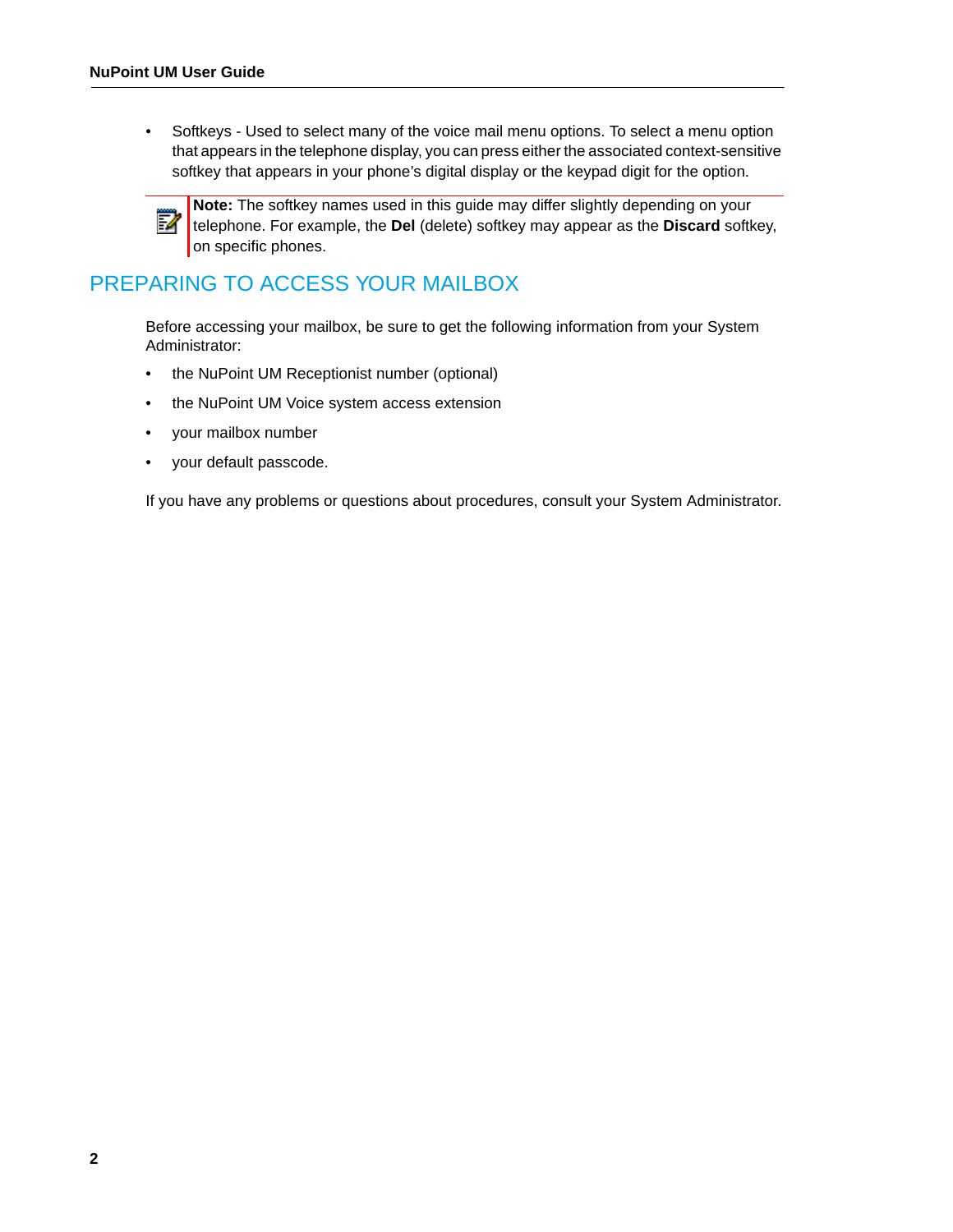- Softkeys - Used to select many of the voice mail menu options. To select a menu option that appears in the telephone display, you can press either the associated context-sensitive softkey that appears in your phone's digital display or the keypad digit for the option.

> **Note:** The softkey names used in this guide may differ slightly depending on your telephone. For example, the **Del** (delete) softkey may appear as the **Discard** softkey, on specific phones.

## PREPARING TO ACCESS YOUR MAILBOX

Before accessing your mailbox, be sure to get the following information from your System Administrator:

- the NuPoint UM Receptionist number (optional)
- the NuPoint UM Voice system access extension
- your mailbox number
- your default passcode.

If you have any problems or questions about procedures, consult your System Administrator.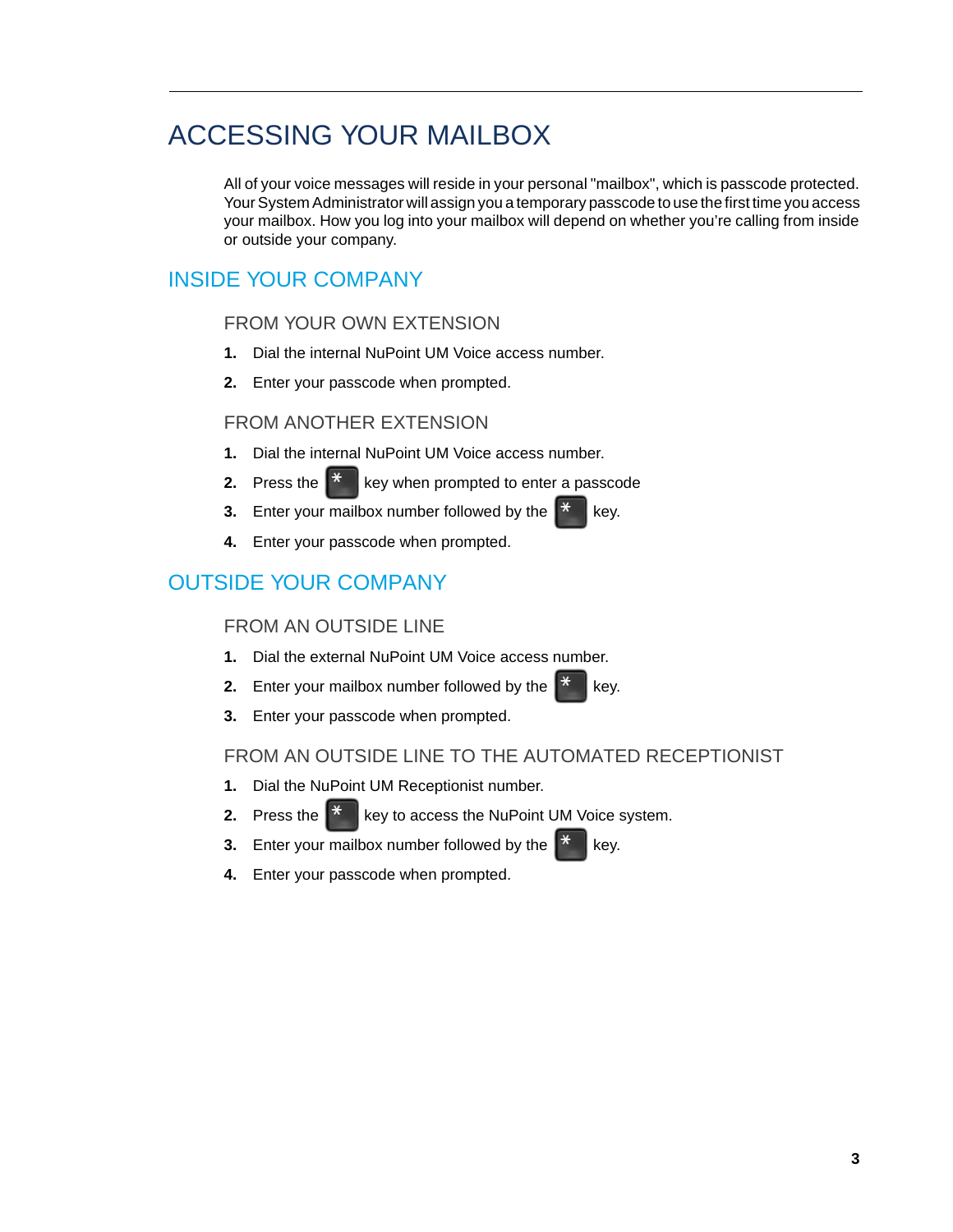# ACCESSING YOUR MAILBOX

All of your voice messages will reside in your personal "mailbox", which is passcode protected. Your System Administrator will assign you a temporary passcode to use the first time you access your mailbox. How you log into your mailbox will depend on whether you're calling from inside or outside your company.

## INSIDE YOUR COMPANY

### FROM YOUR OWN EXTENSION

1. Dial the internal NuPoint UM Voice access number.
2. Enter your passcode when prompted.

### FROM ANOTHER EXTENSION

1. Dial the internal NuPoint UM Voice access number.
2. Press the * key when prompted to enter a passcode
3. Enter your mailbox number followed by the * key.
4. Enter your passcode when prompted.

## OUTSIDE YOUR COMPANY

### FROM AN OUTSIDE LINE

1. Dial the external NuPoint UM Voice access number.
2. Enter your mailbox number followed by the * key.
3. Enter your passcode when prompted.

### FROM AN OUTSIDE LINE TO THE AUTOMATED RECEPTIONIST

1. Dial the NuPoint UM Receptionist number.
2. Press the * key to access the NuPoint UM Voice system.
3. Enter your mailbox number followed by the * key.
4. Enter your passcode when prompted.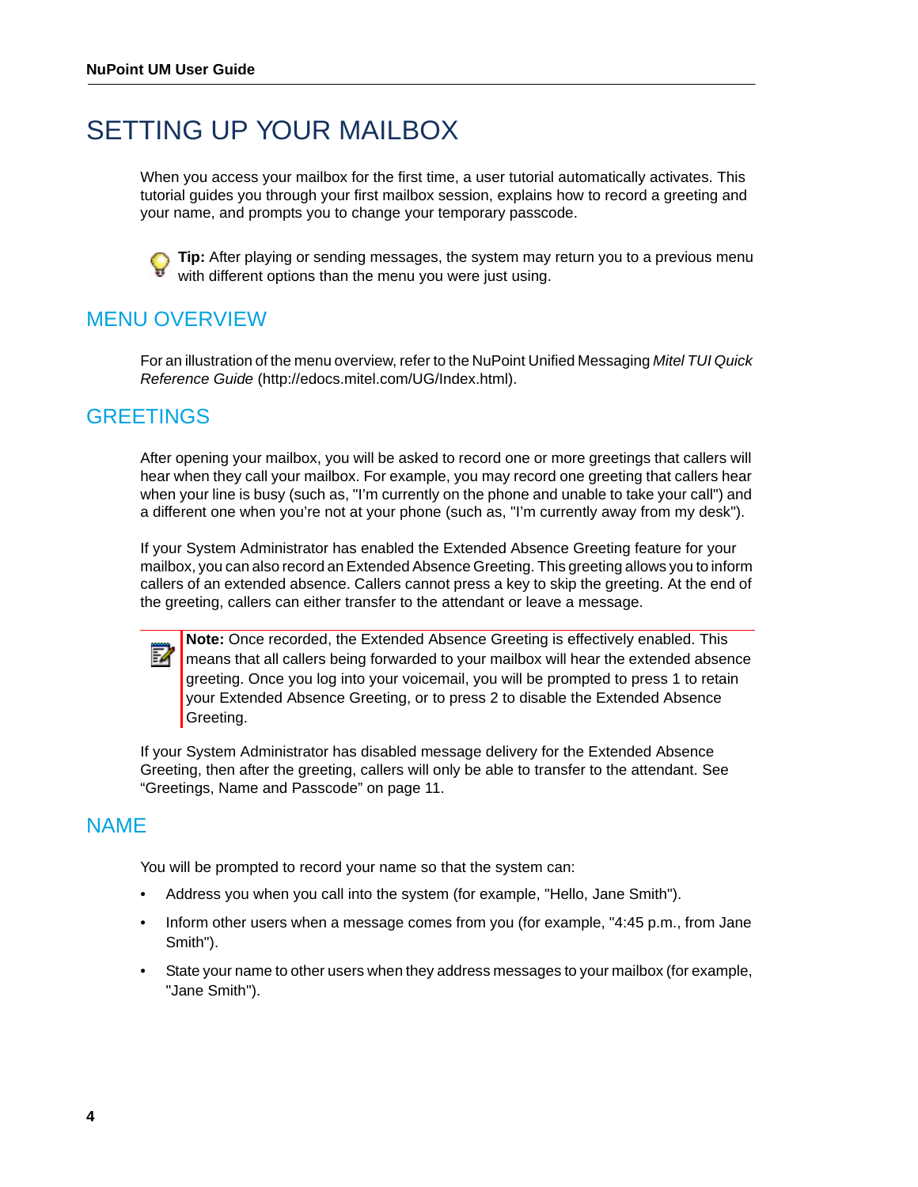# SETTING UP YOUR MAILBOX

When you access your mailbox for the first time, a user tutorial automatically activates. This tutorial guides you through your first mailbox session, explains how to record a greeting and your name, and prompts you to change your temporary passcode.

**Tip:** After playing or sending messages, the system may return you to a previous menu with different options than the menu you were just using.

## MENU OVERVIEW

For an illustration of the menu overview, refer to the NuPoint Unified Messaging *Mitel TUI Quick Reference Guide* (http://edocs.mitel.com/UG/Index.html).

## GREETINGS

After opening your mailbox, you will be asked to record one or more greetings that callers will hear when they call your mailbox. For example, you may record one greeting that callers hear when your line is busy (such as, "I'm currently on the phone and unable to take your call") and a different one when you're not at your phone (such as, "I'm currently away from my desk").

If your System Administrator has enabled the Extended Absence Greeting feature for your mailbox, you can also record an Extended Absence Greeting. This greeting allows you to inform callers of an extended absence. Callers cannot press a key to skip the greeting. At the end of the greeting, callers can either transfer to the attendant or leave a message.

**Note:** Once recorded, the Extended Absence Greeting is effectively enabled. This means that all callers being forwarded to your mailbox will hear the extended absence greeting. Once you log into your voicemail, you will be prompted to press 1 to retain your Extended Absence Greeting, or to press 2 to disable the Extended Absence Greeting.

If your System Administrator has disabled message delivery for the Extended Absence Greeting, then after the greeting, callers will only be able to transfer to the attendant. See "Greetings, Name and Passcode" on page 11.

## NAME

You will be prompted to record your name so that the system can:

- Address you when you call into the system (for example, "Hello, Jane Smith").
- Inform other users when a message comes from you (for example, "4:45 p.m., from Jane Smith").
- State your name to other users when they address messages to your mailbox (for example, "Jane Smith").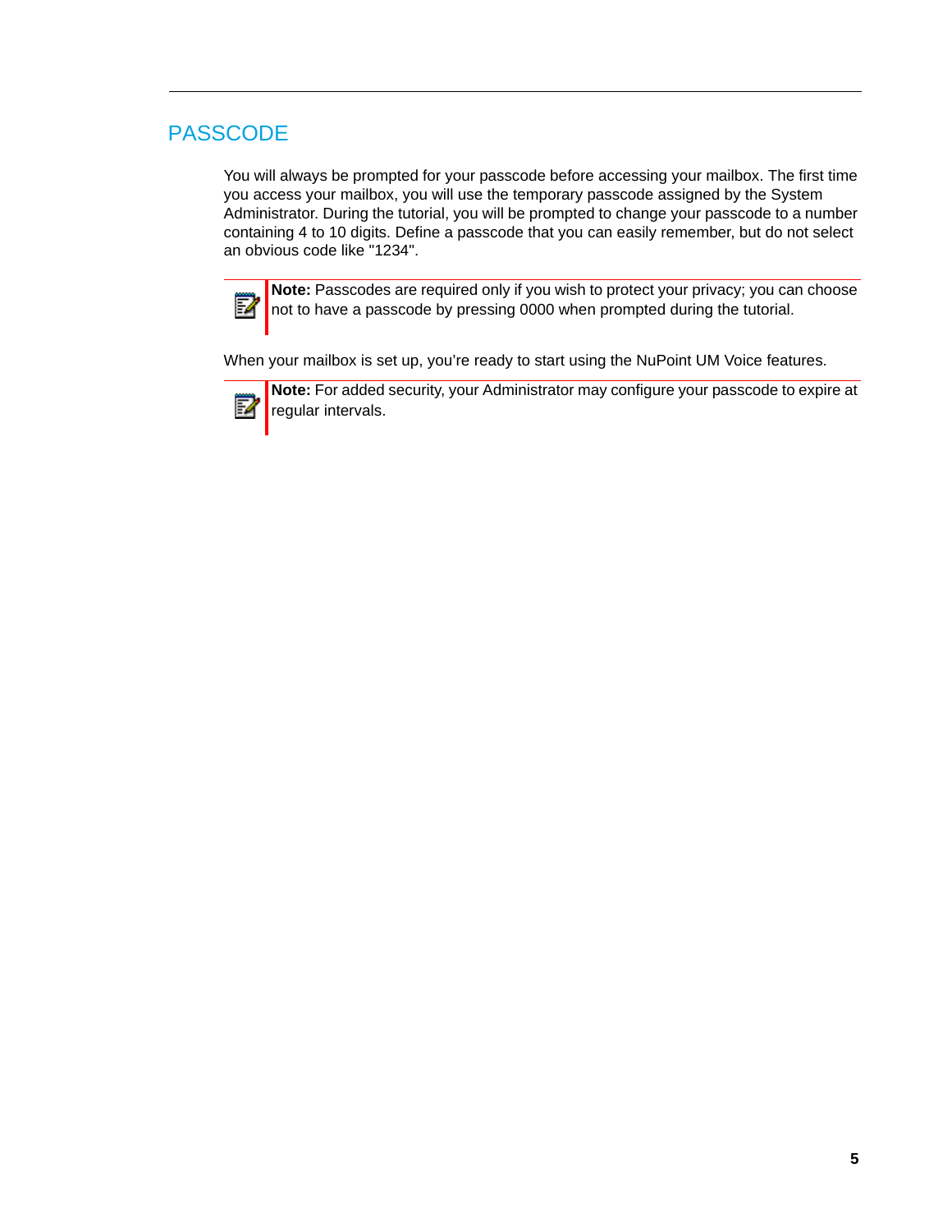## PASSCODE

You will always be prompted for your passcode before accessing your mailbox. The first time you access your mailbox, you will use the temporary passcode assigned by the System Administrator. During the tutorial, you will be prompted to change your passcode to a number containing 4 to 10 digits. Define a passcode that you can easily remember, but do not select an obvious code like "1234".

> **Note:** Passcodes are required only if you wish to protect your privacy; you can choose not to have a passcode by pressing 0000 when prompted during the tutorial.

When your mailbox is set up, you're ready to start using the NuPoint UM Voice features.

> **Note:** For added security, your Administrator may configure your passcode to expire at regular intervals.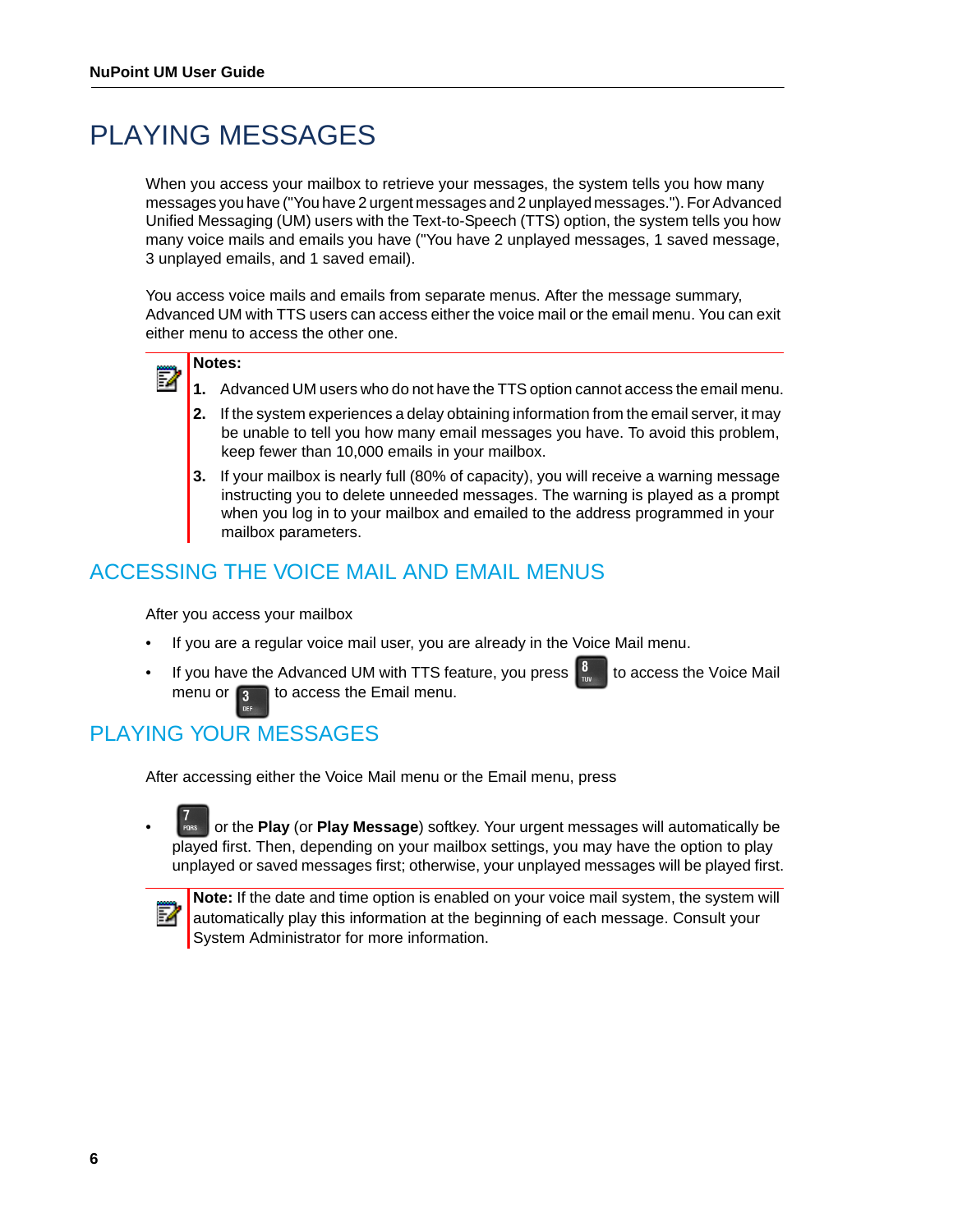# PLAYING MESSAGES

When you access your mailbox to retrieve your messages, the system tells you how many messages you have ("You have 2 urgent messages and 2 unplayed messages."). For Advanced Unified Messaging (UM) users with the Text-to-Speech (TTS) option, the system tells you how many voice mails and emails you have ("You have 2 unplayed messages, 1 saved message, 3 unplayed emails, and 1 saved email).

You access voice mails and emails from separate menus. After the message summary, Advanced UM with TTS users can access either the voice mail or the email menu. You can exit either menu to access the other one.

> **Notes:**
>
> 1. Advanced UM users who do not have the TTS option cannot access the email menu.
> 2. If the system experiences a delay obtaining information from the email server, it may be unable to tell you how many email messages you have. To avoid this problem, keep fewer than 10,000 emails in your mailbox.
> 3. If your mailbox is nearly full (80% of capacity), you will receive a warning message instructing you to delete unneeded messages. The warning is played as a prompt when you log in to your mailbox and emailed to the address programmed in your mailbox parameters.

## ACCESSING THE VOICE MAIL AND EMAIL MENUS

After you access your mailbox

- If you are a regular voice mail user, you are already in the Voice Mail menu.
- If you have the Advanced UM with TTS feature, you press 8 TUV to access the Voice Mail menu or 3 DEF to access the Email menu.

## PLAYING YOUR MESSAGES

After accessing either the Voice Mail menu or the Email menu, press

- 7 PQRS or the **Play** (or **Play Message**) softkey. Your urgent messages will automatically be played first. Then, depending on your mailbox settings, you may have the option to play unplayed or saved messages first; otherwise, your unplayed messages will be played first.

> **Note:** If the date and time option is enabled on your voice mail system, the system will automatically play this information at the beginning of each message. Consult your System Administrator for more information.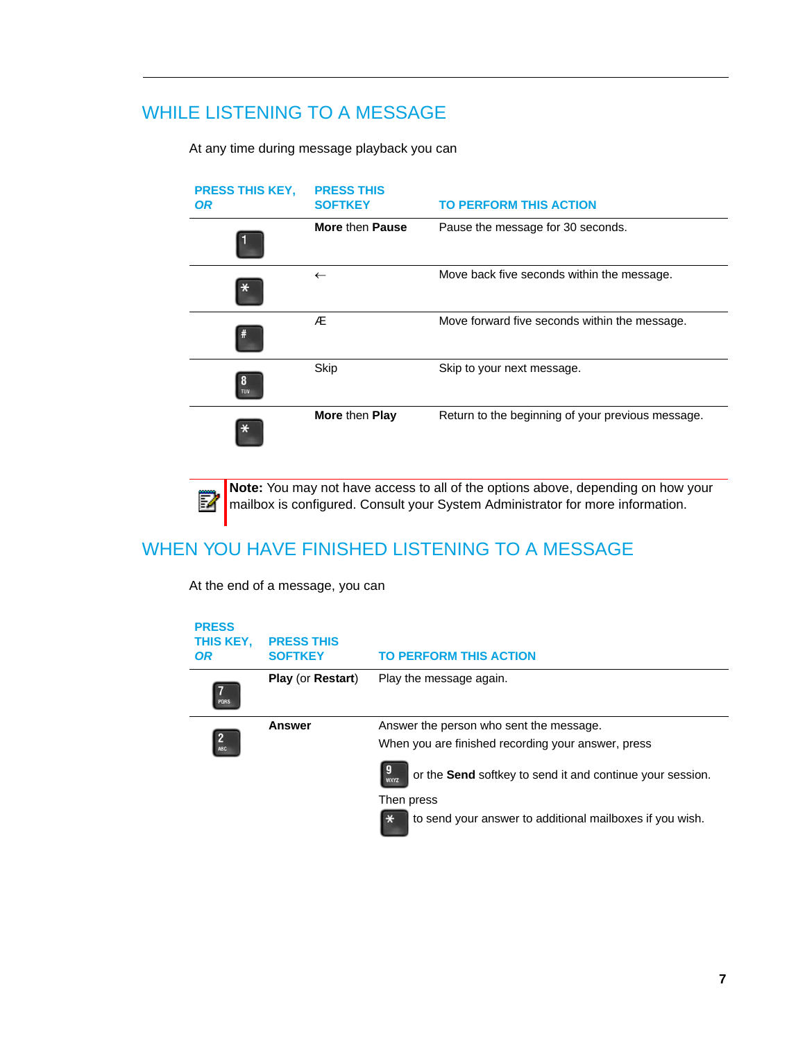## WHILE LISTENING TO A MESSAGE

At any time during message playback you can

| PRESS THIS KEY, *OR* | PRESS THIS SOFTKEY | TO PERFORM THIS ACTION |
|---|---|---|
| 1 | **More** then **Pause** | Pause the message for 30 seconds. |
| * | ← | Move back five seconds within the message. |
| # | Æ | Move forward five seconds within the message. |
| 8 TUV | Skip | Skip to your next message. |
| * | **More** then **Play** | Return to the beginning of your previous message. |

**Note:** You may not have access to all of the options above, depending on how your mailbox is configured. Consult your System Administrator for more information.

## WHEN YOU HAVE FINISHED LISTENING TO A MESSAGE

At the end of a message, you can

| PRESS THIS KEY, *OR* | PRESS THIS SOFTKEY | TO PERFORM THIS ACTION |
|---|---|---|
| 7 PQRS | **Play** (or **Restart**) | Play the message again. |
| 2 ABC | **Answer** | Answer the person who sent the message.<br>When you are finished recording your answer, press<br>9 WXYZ or the **Send** softkey to send it and continue your session.<br>Then press<br>* to send your answer to additional mailboxes if you wish. |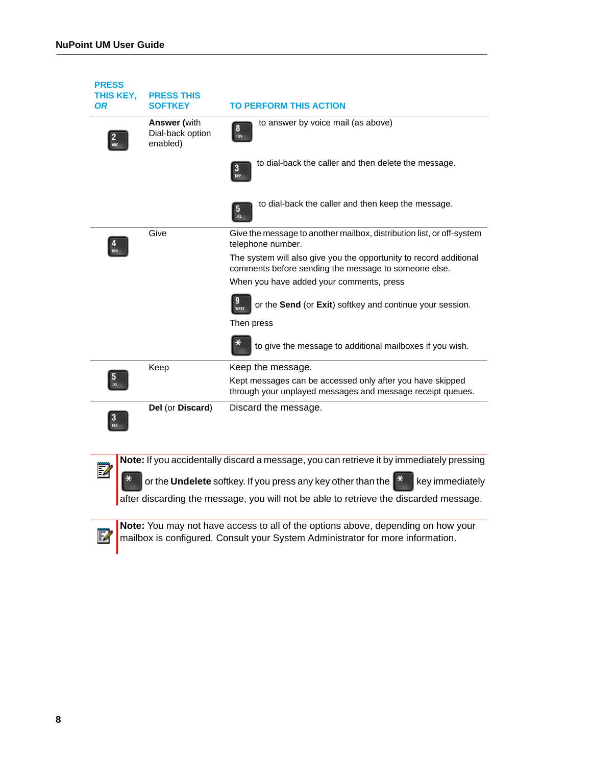| PRESS THIS KEY, *OR* | PRESS THIS SOFTKEY | TO PERFORM THIS ACTION |
|---|---|---|
| 2 | **Answer** (with Dial-back option enabled) | 8 to answer by voice mail (as above)<br><br>3 to dial-back the caller and then delete the message.<br><br>5 to dial-back the caller and then keep the message. |
| 4 | Give | Give the message to another mailbox, distribution list, or off-system telephone number.<br><br>The system will also give you the opportunity to record additional comments before sending the message to someone else.<br><br>When you have added your comments, press<br><br>9 or the **Send** (or **Exit**) softkey and continue your session.<br><br>Then press<br><br>* to give the message to additional mailboxes if you wish. |
| 5 | Keep | Keep the message.<br><br>Kept messages can be accessed only after you have skipped through your unplayed messages and message receipt queues. |
| 3 | **Del** (or **Discard**) | Discard the message. |

**Note:** If you accidentally discard a message, you can retrieve it by immediately pressing * or the **Undelete** softkey. If you press any key other than the * key immediately after discarding the message, you will not be able to retrieve the discarded message.

**Note:** You may not have access to all of the options above, depending on how your mailbox is configured. Consult your System Administrator for more information.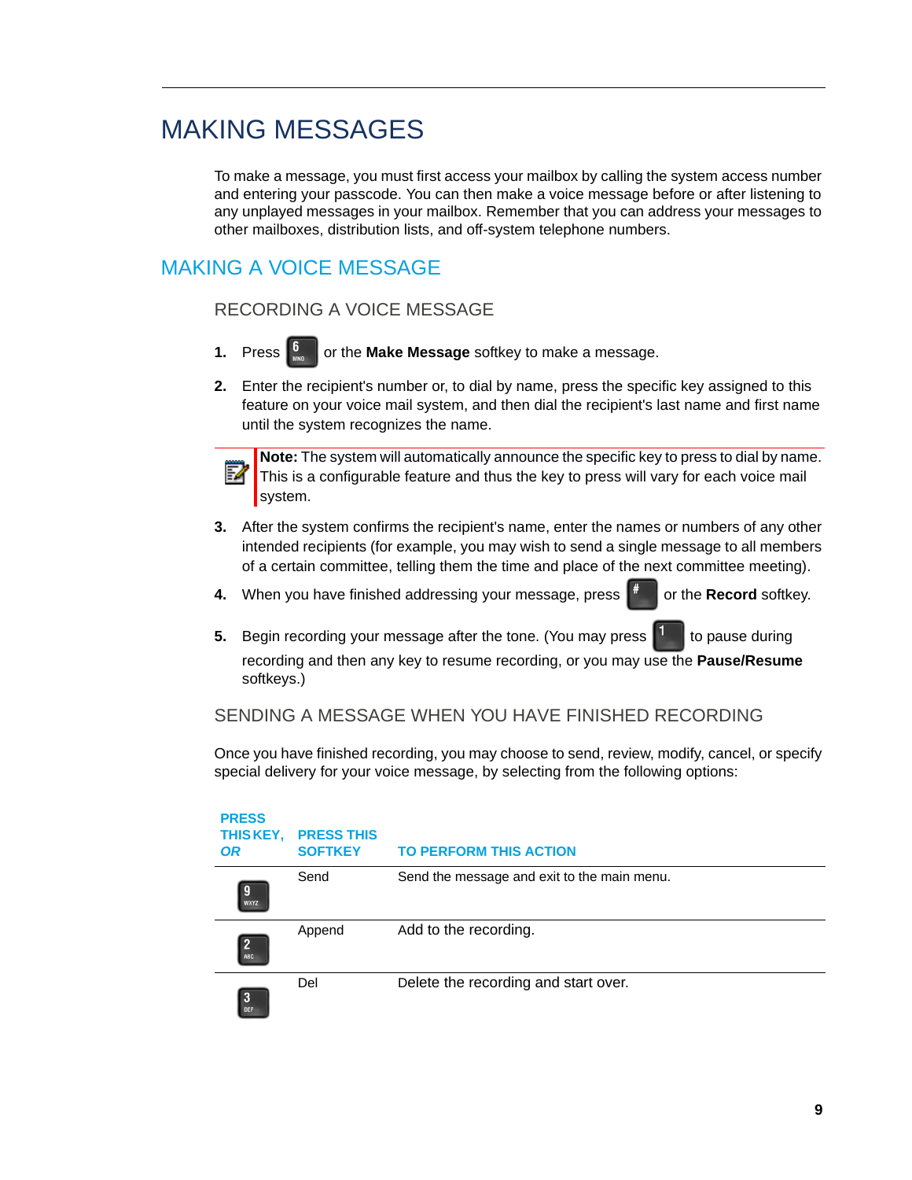# MAKING MESSAGES

To make a message, you must first access your mailbox by calling the system access number and entering your passcode. You can then make a voice message before or after listening to any unplayed messages in your mailbox. Remember that you can address your messages to other mailboxes, distribution lists, and off-system telephone numbers.

## MAKING A VOICE MESSAGE

### RECORDING A VOICE MESSAGE

1. Press 6 MNO or the **Make Message** softkey to make a message.
2. Enter the recipient's number or, to dial by name, press the specific key assigned to this feature on your voice mail system, and then dial the recipient's last name and first name until the system recognizes the name.

> **Note:** The system will automatically announce the specific key to press to dial by name. This is a configurable feature and thus the key to press will vary for each voice mail system.

3. After the system confirms the recipient's name, enter the names or numbers of any other intended recipients (for example, you may wish to send a single message to all members of a certain committee, telling them the time and place of the next committee meeting).
4. When you have finished addressing your message, press # or the **Record** softkey.
5. Begin recording your message after the tone. (You may press 1 to pause during recording and then any key to resume recording, or you may use the **Pause/Resume** softkeys.)

### SENDING A MESSAGE WHEN YOU HAVE FINISHED RECORDING

Once you have finished recording, you may choose to send, review, modify, cancel, or specify special delivery for your voice message, by selecting from the following options:

| PRESS THIS KEY, *OR* | PRESS THIS SOFTKEY | TO PERFORM THIS ACTION |
|---|---|---|
| 9 WXYZ | Send | Send the message and exit to the main menu. |
| 2 ABC | Append | Add to the recording. |
| 3 DEF | Del | Delete the recording and start over. |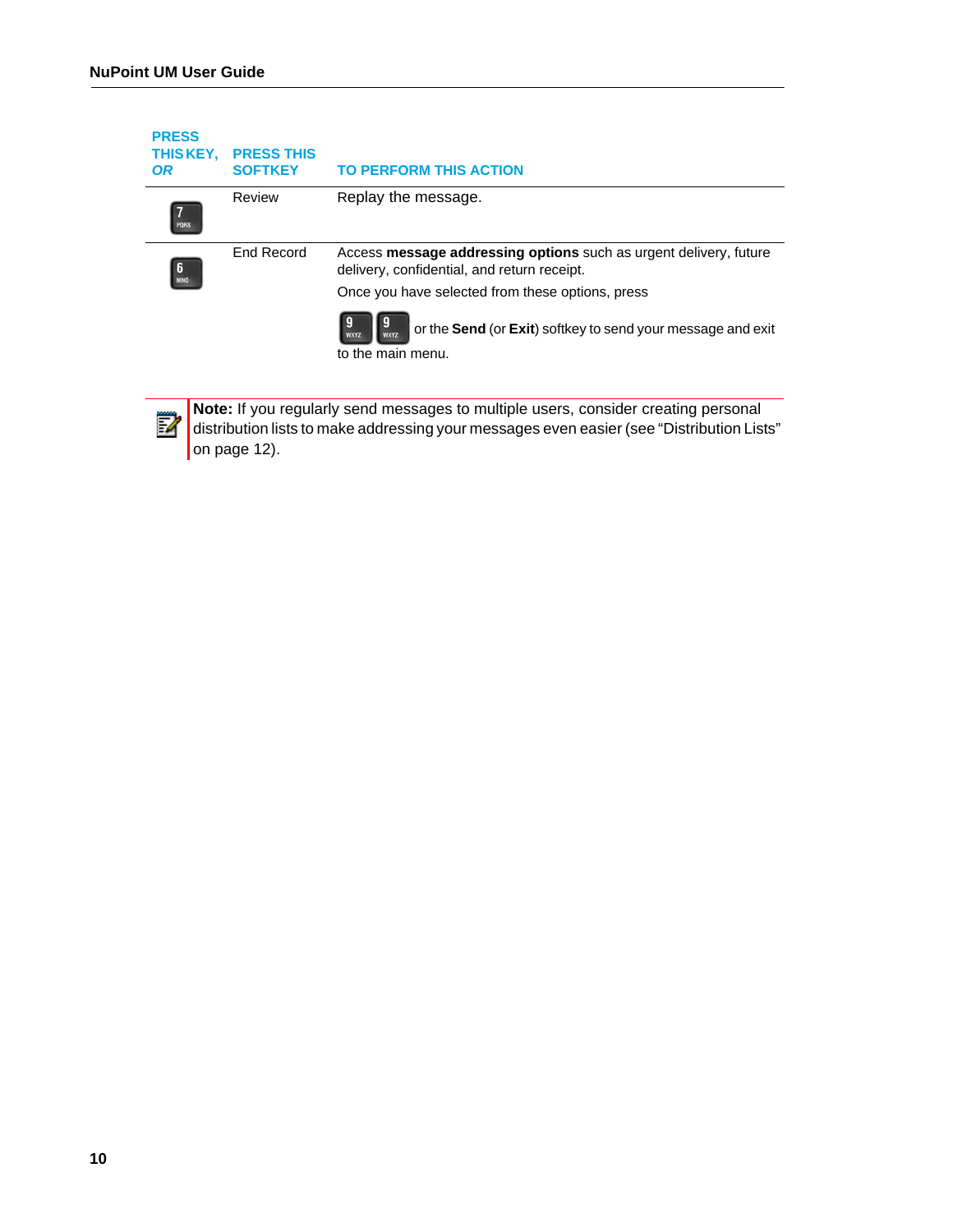| PRESS THIS KEY, *OR* | PRESS THIS SOFTKEY | TO PERFORM THIS ACTION |
|---|---|---|
| 7 | Review | Replay the message. |
| 6 | End Record | Access **message addressing options** such as urgent delivery, future delivery, confidential, and return receipt. Once you have selected from these options, press 9 9 or the **Send** (or **Exit**) softkey to send your message and exit to the main menu. |

**Note:** If you regularly send messages to multiple users, consider creating personal distribution lists to make addressing your messages even easier (see "Distribution Lists" on page 12).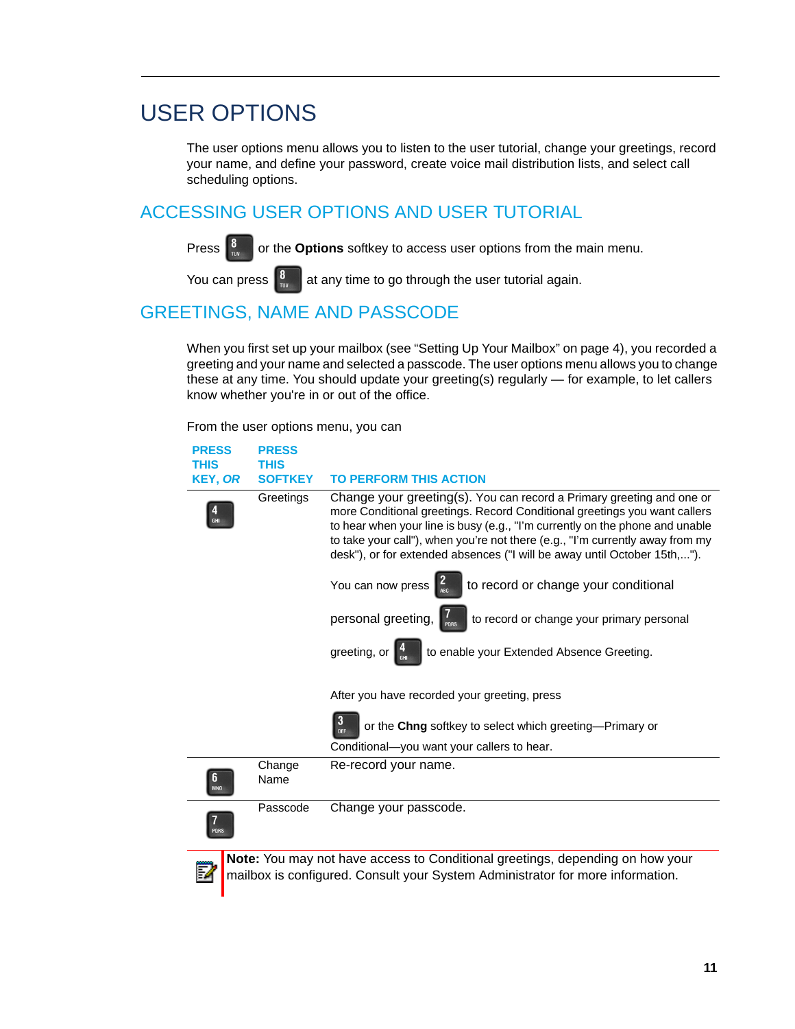# USER OPTIONS

The user options menu allows you to listen to the user tutorial, change your greetings, record your name, and define your password, create voice mail distribution lists, and select call scheduling options.

## ACCESSING USER OPTIONS AND USER TUTORIAL

Press 8 or the **Options** softkey to access user options from the main menu.

You can press 8 at any time to go through the user tutorial again.

## GREETINGS, NAME AND PASSCODE

When you first set up your mailbox (see "Setting Up Your Mailbox" on page 4), you recorded a greeting and your name and selected a passcode. The user options menu allows you to change these at any time. You should update your greeting(s) regularly — for example, to let callers know whether you're in or out of the office.

From the user options menu, you can

| PRESS THIS KEY, *OR* | PRESS THIS SOFTKEY | TO PERFORM THIS ACTION |
|---|---|---|
| 4 | Greetings | Change your greeting(s). You can record a Primary greeting and one or more Conditional greetings. Record Conditional greetings you want callers to hear when your line is busy (e.g., "I'm currently on the phone and unable to take your call"), when you're not there (e.g., "I'm currently away from my desk"), or for extended absences ("I will be away until October 15th,...").<br><br>You can now press 2 to record or change your conditional personal greeting, 7 to record or change your primary personal greeting, or 4 to enable your Extended Absence Greeting.<br><br>After you have recorded your greeting, press 3 or the **Chng** softkey to select which greeting—Primary or Conditional—you want your callers to hear. |
| 6 | Change Name | Re-record your name. |
| 7 | Passcode | Change your passcode. |

**Note:** You may not have access to Conditional greetings, depending on how your mailbox is configured. Consult your System Administrator for more information.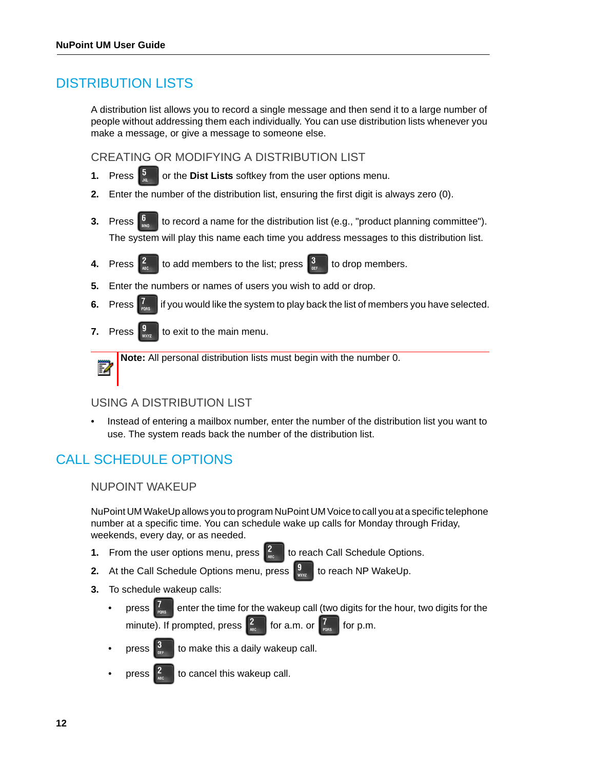# DISTRIBUTION LISTS

A distribution list allows you to record a single message and then send it to a large number of people without addressing them each individually. You can use distribution lists whenever you make a message, or give a message to someone else.

## CREATING OR MODIFYING A DISTRIBUTION LIST

1. Press 5 or the **Dist Lists** softkey from the user options menu.
2. Enter the number of the distribution list, ensuring the first digit is always zero (0).
3. Press 6 to record a name for the distribution list (e.g., "product planning committee"). The system will play this name each time you address messages to this distribution list.
4. Press 2 to add members to the list; press 3 to drop members.
5. Enter the numbers or names of users you wish to add or drop.
6. Press 7 if you would like the system to play back the list of members you have selected.
7. Press 9 to exit to the main menu.

**Note:** All personal distribution lists must begin with the number 0.

## USING A DISTRIBUTION LIST

- Instead of entering a mailbox number, enter the number of the distribution list you want to use. The system reads back the number of the distribution list.

# CALL SCHEDULE OPTIONS

## NUPOINT WAKEUP

NuPoint UM WakeUp allows you to program NuPoint UM Voice to call you at a specific telephone number at a specific time. You can schedule wake up calls for Monday through Friday, weekends, every day, or as needed.

1. From the user options menu, press 2 to reach Call Schedule Options.
2. At the Call Schedule Options menu, press 9 to reach NP WakeUp.
3. To schedule wakeup calls:
   - press 7 enter the time for the wakeup call (two digits for the hour, two digits for the minute). If prompted, press 2 for a.m. or 7 for p.m.
   - press 3 to make this a daily wakeup call.
   - press 2 to cancel this wakeup call.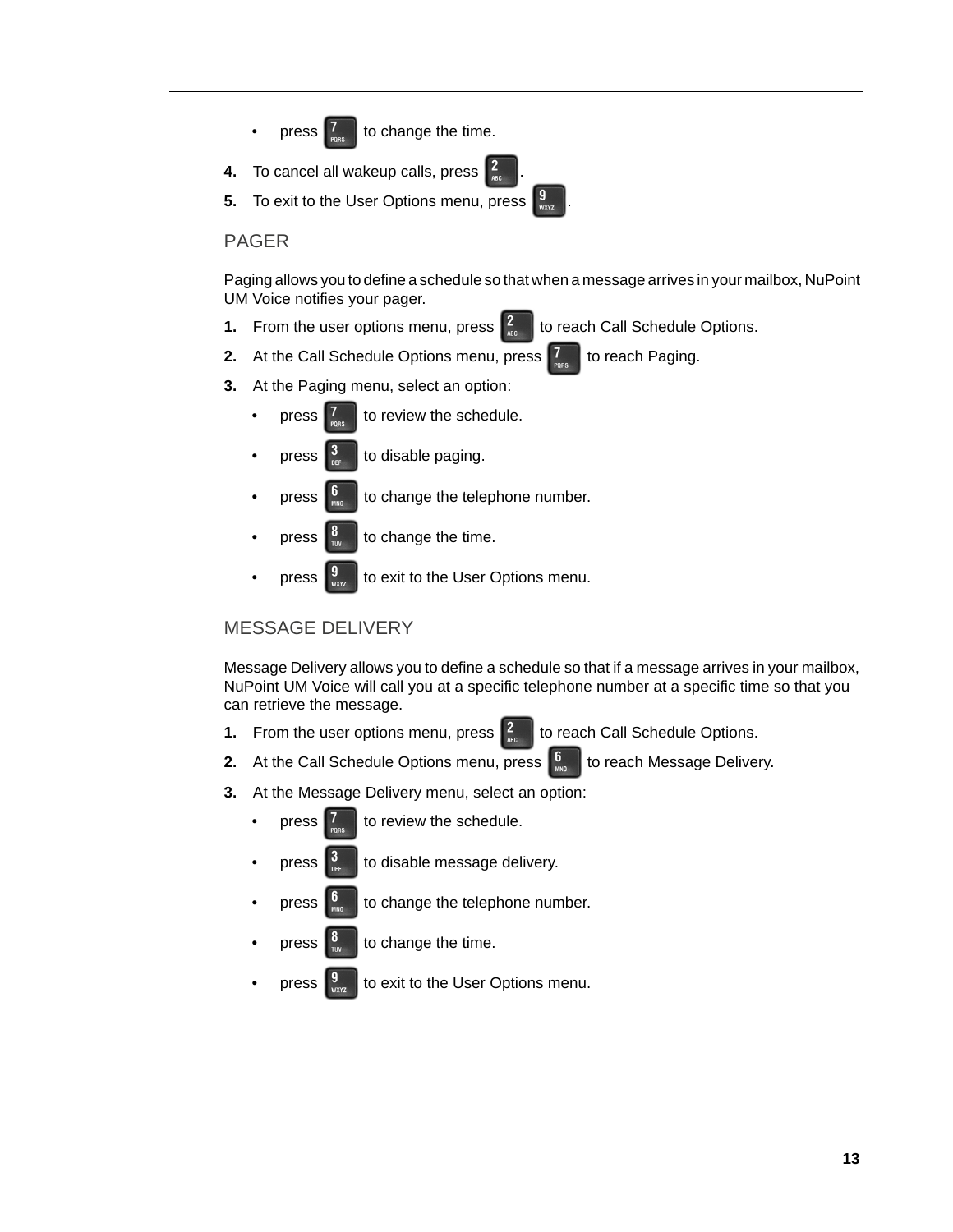- press 7 to change the time.

4. To cancel all wakeup calls, press 2.
5. To exit to the User Options menu, press 9.

## PAGER

Paging allows you to define a schedule so that when a message arrives in your mailbox, NuPoint UM Voice notifies your pager.

1. From the user options menu, press 2 to reach Call Schedule Options.
2. At the Call Schedule Options menu, press 7 to reach Paging.
3. At the Paging menu, select an option:
   - press 7 to review the schedule.
   - press 3 to disable paging.
   - press 6 to change the telephone number.
   - press 8 to change the time.
   - press 9 to exit to the User Options menu.

## MESSAGE DELIVERY

Message Delivery allows you to define a schedule so that if a message arrives in your mailbox, NuPoint UM Voice will call you at a specific telephone number at a specific time so that you can retrieve the message.

1. From the user options menu, press 2 to reach Call Schedule Options.
2. At the Call Schedule Options menu, press 6 to reach Message Delivery.
3. At the Message Delivery menu, select an option:
   - press 7 to review the schedule.
   - press 3 to disable message delivery.
   - press 6 to change the telephone number.
   - press 8 to change the time.
   - press 9 to exit to the User Options menu.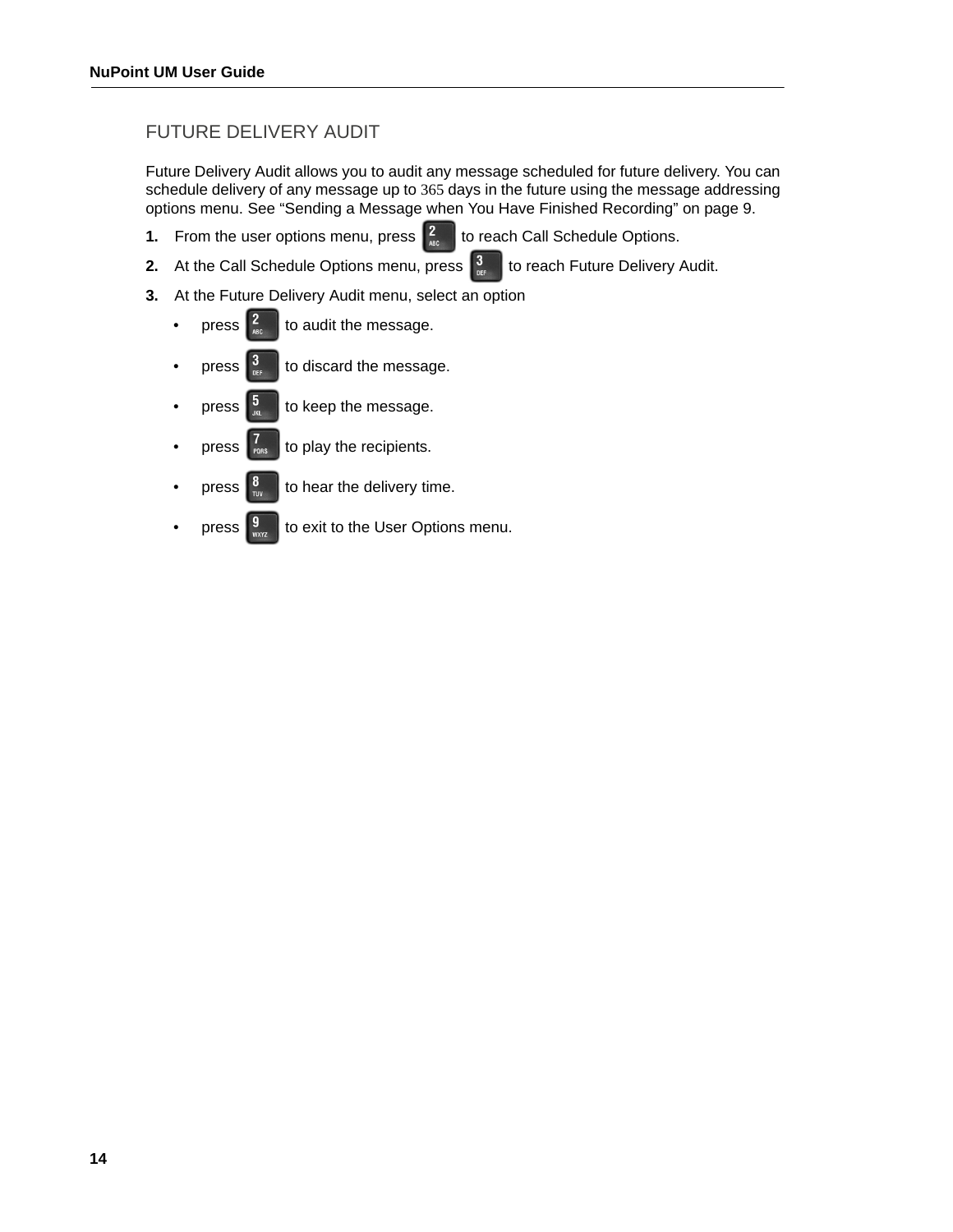## FUTURE DELIVERY AUDIT

Future Delivery Audit allows you to audit any message scheduled for future delivery. You can schedule delivery of any message up to 365 days in the future using the message addressing options menu. See “Sending a Message when You Have Finished Recording” on page 9.

1. From the user options menu, press 2 to reach Call Schedule Options.
2. At the Call Schedule Options menu, press 3 to reach Future Delivery Audit.
3. At the Future Delivery Audit menu, select an option
   - press 2 to audit the message.
   - press 3 to discard the message.
   - press 5 to keep the message.
   - press 7 to play the recipients.
   - press 8 to hear the delivery time.
   - press 9 to exit to the User Options menu.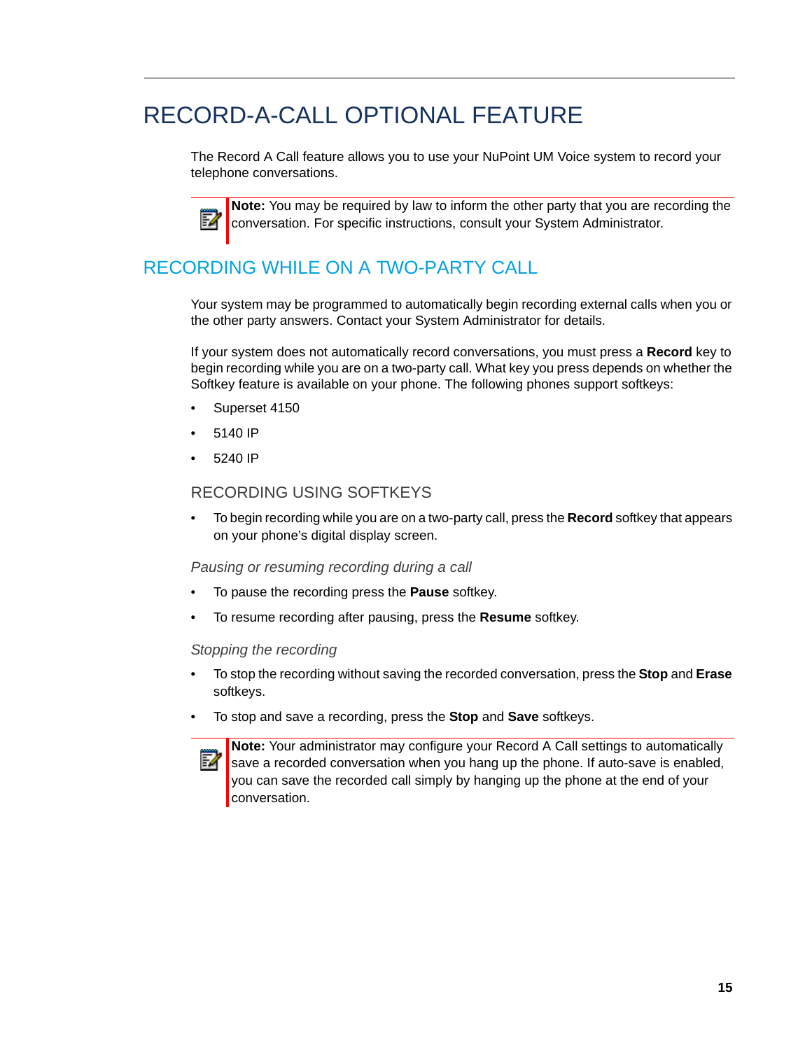# RECORD-A-CALL OPTIONAL FEATURE

The Record A Call feature allows you to use your NuPoint UM Voice system to record your telephone conversations.

> **Note:** You may be required by law to inform the other party that you are recording the conversation. For specific instructions, consult your System Administrator.

## RECORDING WHILE ON A TWO-PARTY CALL

Your system may be programmed to automatically begin recording external calls when you or the other party answers. Contact your System Administrator for details.

If your system does not automatically record conversations, you must press a **Record** key to begin recording while you are on a two-party call. What key you press depends on whether the Softkey feature is available on your phone. The following phones support softkeys:

- Superset 4150
- 5140 IP
- 5240 IP

### RECORDING USING SOFTKEYS

- To begin recording while you are on a two-party call, press the **Record** softkey that appears on your phone's digital display screen.

#### *Pausing or resuming recording during a call*

- To pause the recording press the **Pause** softkey.
- To resume recording after pausing, press the **Resume** softkey.

#### *Stopping the recording*

- To stop the recording without saving the recorded conversation, press the **Stop** and **Erase** softkeys.
- To stop and save a recording, press the **Stop** and **Save** softkeys.

> **Note:** Your administrator may configure your Record A Call settings to automatically save a recorded conversation when you hang up the phone. If auto-save is enabled, you can save the recorded call simply by hanging up the phone at the end of your conversation.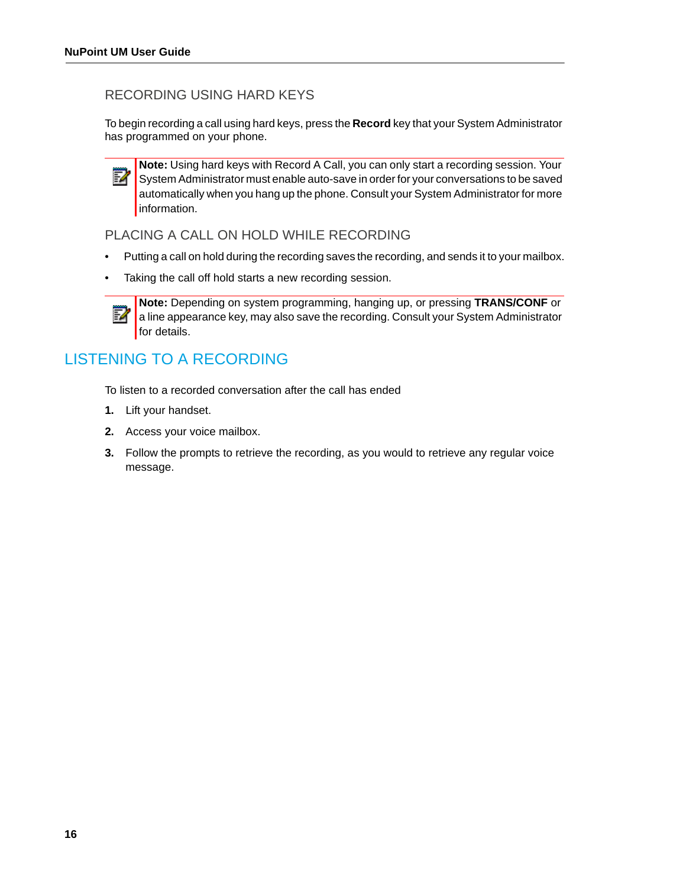### RECORDING USING HARD KEYS

To begin recording a call using hard keys, press the **Record** key that your System Administrator has programmed on your phone.

> **Note:** Using hard keys with Record A Call, you can only start a recording session. Your System Administrator must enable auto-save in order for your conversations to be saved automatically when you hang up the phone. Consult your System Administrator for more information.

### PLACING A CALL ON HOLD WHILE RECORDING

- Putting a call on hold during the recording saves the recording, and sends it to your mailbox.
- Taking the call off hold starts a new recording session.

> **Note:** Depending on system programming, hanging up, or pressing **TRANS/CONF** or a line appearance key, may also save the recording. Consult your System Administrator for details.

## LISTENING TO A RECORDING

To listen to a recorded conversation after the call has ended

1. Lift your handset.
2. Access your voice mailbox.
3. Follow the prompts to retrieve the recording, as you would to retrieve any regular voice message.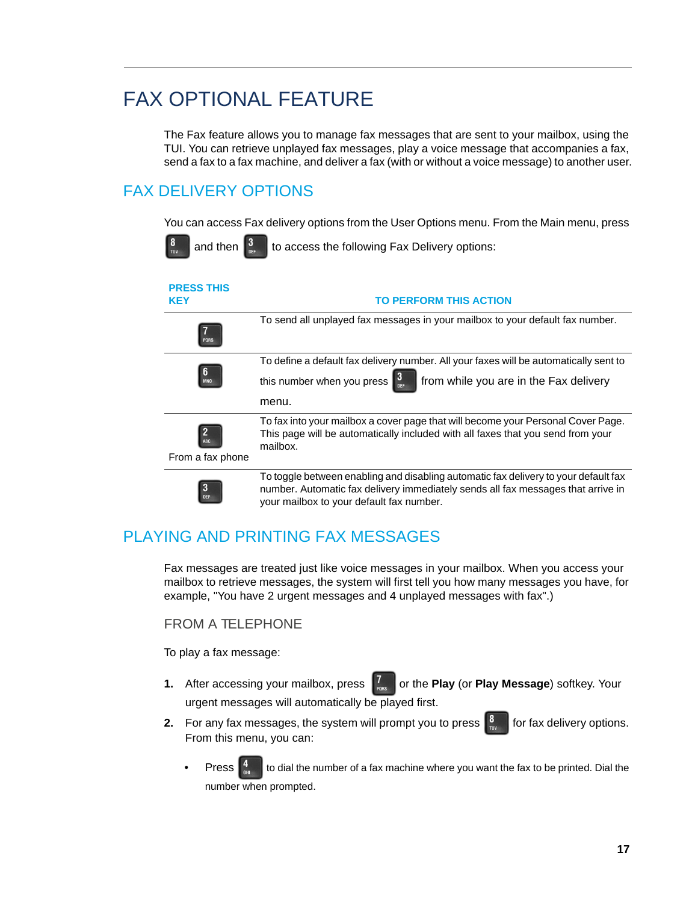# FAX OPTIONAL FEATURE

The Fax feature allows you to manage fax messages that are sent to your mailbox, using the TUI. You can retrieve unplayed fax messages, play a voice message that accompanies a fax, send a fax to a fax machine, and deliver a fax (with or without a voice message) to another user.

## FAX DELIVERY OPTIONS

You can access Fax delivery options from the User Options menu. From the Main menu, press 8 TUV and then 3 DEF to access the following Fax Delivery options:

| PRESS THIS KEY | TO PERFORM THIS ACTION |
| --- | --- |
| 7 PQRS | To send all unplayed fax messages in your mailbox to your default fax number. |
| 6 MNO | To define a default fax delivery number. All your faxes will be automatically sent to this number when you press 3 DEF from while you are in the Fax delivery menu. |
| 2 ABC<br>From a fax phone | To fax into your mailbox a cover page that will become your Personal Cover Page. This page will be automatically included with all faxes that you send from your mailbox. |
| 3 DEF | To toggle between enabling and disabling automatic fax delivery to your default fax number. Automatic fax delivery immediately sends all fax messages that arrive in your mailbox to your default fax number. |

## PLAYING AND PRINTING FAX MESSAGES

Fax messages are treated just like voice messages in your mailbox. When you access your mailbox to retrieve messages, the system will first tell you how many messages you have, for example, "You have 2 urgent messages and 4 unplayed messages with fax".)

### FROM A TELEPHONE

To play a fax message:

1. After accessing your mailbox, press 7 PQRS or the **Play** (or **Play Message**) softkey. Your urgent messages will automatically be played first.
2. For any fax messages, the system will prompt you to press 8 TUV for fax delivery options. From this menu, you can:
   - Press 4 GHI to dial the number of a fax machine where you want the fax to be printed. Dial the number when prompted.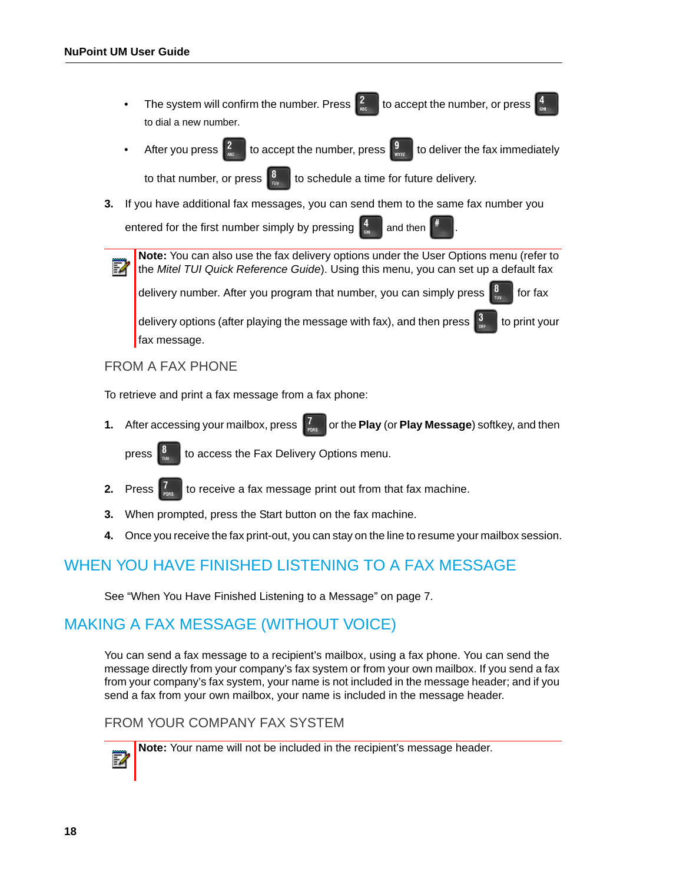- The system will confirm the number. Press 2 to accept the number, or press 4 to dial a new number.
- After you press 2 to accept the number, press 9 to deliver the fax immediately to that number, or press 8 to schedule a time for future delivery.

3. If you have additional fax messages, you can send them to the same fax number you entered for the first number simply by pressing 4 and then #.

**Note:** You can also use the fax delivery options under the User Options menu (refer to the *Mitel TUI Quick Reference Guide*). Using this menu, you can set up a default fax delivery number. After you program that number, you can simply press 8 for fax delivery options (after playing the message with fax), and then press 3 to print your fax message.

### FROM A FAX PHONE

To retrieve and print a fax message from a fax phone:

1. After accessing your mailbox, press 7 or the **Play** (or **Play Message**) softkey, and then press 8 to access the Fax Delivery Options menu.
2. Press 7 to receive a fax message print out from that fax machine.
3. When prompted, press the Start button on the fax machine.
4. Once you receive the fax print-out, you can stay on the line to resume your mailbox session.

## WHEN YOU HAVE FINISHED LISTENING TO A FAX MESSAGE

See "When You Have Finished Listening to a Message" on page 7.

## MAKING A FAX MESSAGE (WITHOUT VOICE)

You can send a fax message to a recipient's mailbox, using a fax phone. You can send the message directly from your company's fax system or from your own mailbox. If you send a fax from your company's fax system, your name is not included in the message header; and if you send a fax from your own mailbox, your name is included in the message header.

### FROM YOUR COMPANY FAX SYSTEM

**Note:** Your name will not be included in the recipient's message header.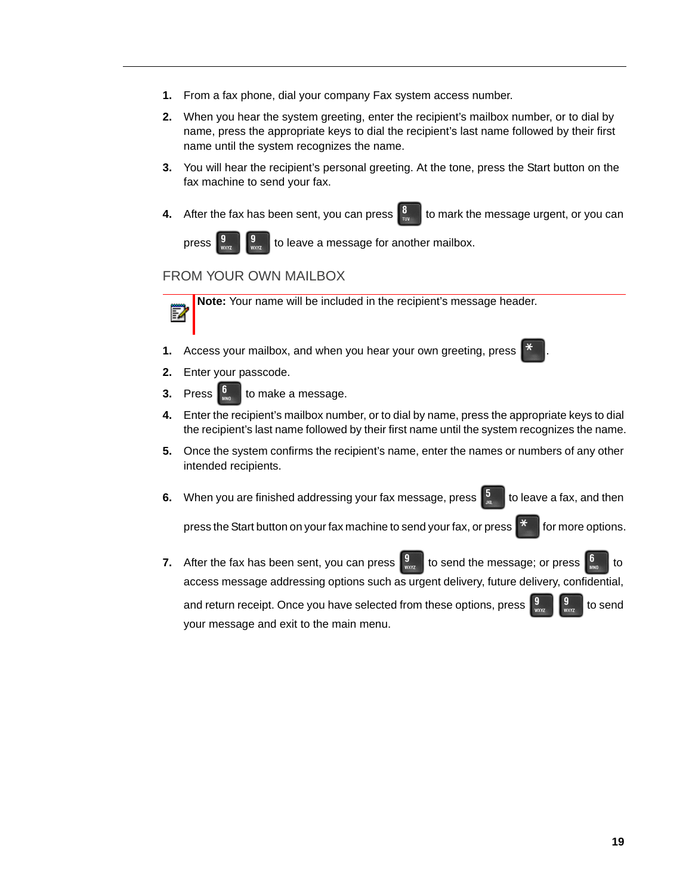1. From a fax phone, dial your company Fax system access number.
2. When you hear the system greeting, enter the recipient's mailbox number, or to dial by name, press the appropriate keys to dial the recipient's last name followed by their first name until the system recognizes the name.
3. You will hear the recipient's personal greeting. At the tone, press the Start button on the fax machine to send your fax.
4. After the fax has been sent, you can press 8 TUV to mark the message urgent, or you can press 9 WXYZ 9 WXYZ to leave a message for another mailbox.

## FROM YOUR OWN MAILBOX

**Note:** Your name will be included in the recipient's message header.

1. Access your mailbox, and when you hear your own greeting, press *.
2. Enter your passcode.
3. Press 6 MNO to make a message.
4. Enter the recipient's mailbox number, or to dial by name, press the appropriate keys to dial the recipient's last name followed by their first name until the system recognizes the name.
5. Once the system confirms the recipient's name, enter the names or numbers of any other intended recipients.
6. When you are finished addressing your fax message, press 5 JKL to leave a fax, and then press the Start button on your fax machine to send your fax, or press * for more options.
7. After the fax has been sent, you can press 9 WXYZ to send the message; or press 6 MNO to access message addressing options such as urgent delivery, future delivery, confidential, and return receipt. Once you have selected from these options, press 9 WXYZ 9 WXYZ to send your message and exit to the main menu.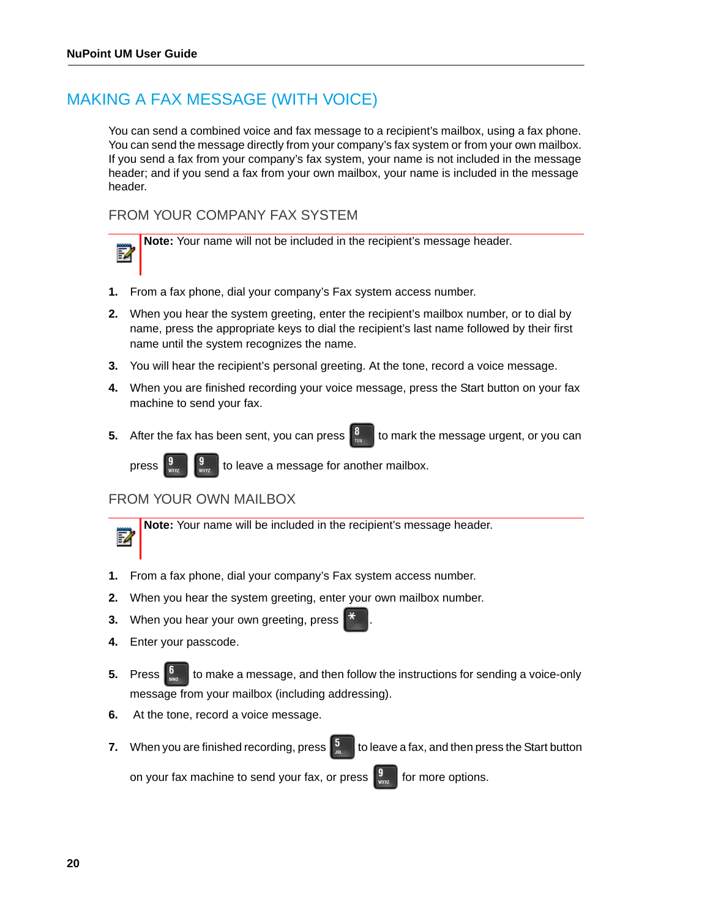## MAKING A FAX MESSAGE (WITH VOICE)

You can send a combined voice and fax message to a recipient's mailbox, using a fax phone. You can send the message directly from your company's fax system or from your own mailbox. If you send a fax from your company's fax system, your name is not included in the message header; and if you send a fax from your own mailbox, your name is included in the message header.

### FROM YOUR COMPANY FAX SYSTEM

**Note:** Your name will not be included in the recipient's message header.

1. From a fax phone, dial your company's Fax system access number.
2. When you hear the system greeting, enter the recipient's mailbox number, or to dial by name, press the appropriate keys to dial the recipient's last name followed by their first name until the system recognizes the name.
3. You will hear the recipient's personal greeting. At the tone, record a voice message.
4. When you are finished recording your voice message, press the Start button on your fax machine to send your fax.
5. After the fax has been sent, you can press 8 to mark the message urgent, or you can press 9 9 to leave a message for another mailbox.

### FROM YOUR OWN MAILBOX

**Note:** Your name will be included in the recipient's message header.

1. From a fax phone, dial your company's Fax system access number.
2. When you hear the system greeting, enter your own mailbox number.
3. When you hear your own greeting, press *.
4. Enter your passcode.
5. Press 6 to make a message, and then follow the instructions for sending a voice-only message from your mailbox (including addressing).
6. At the tone, record a voice message.
7. When you are finished recording, press 5 to leave a fax, and then press the Start button on your fax machine to send your fax, or press 9 for more options.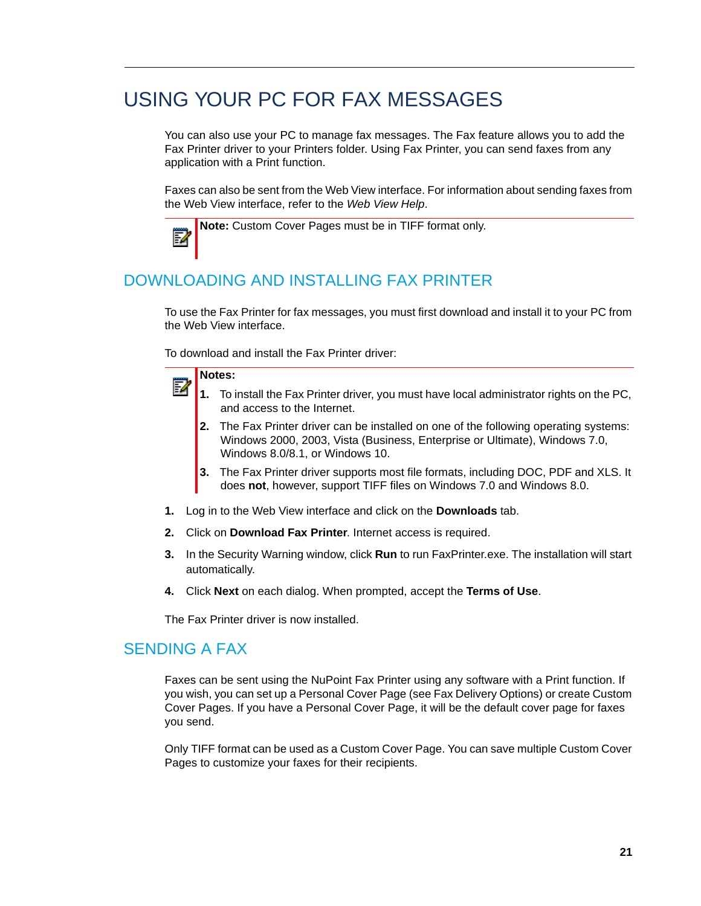# USING YOUR PC FOR FAX MESSAGES

You can also use your PC to manage fax messages. The Fax feature allows you to add the Fax Printer driver to your Printers folder. Using Fax Printer, you can send faxes from any application with a Print function.

Faxes can also be sent from the Web View interface. For information about sending faxes from the Web View interface, refer to the *Web View Help*.

> **Note:** Custom Cover Pages must be in TIFF format only.

## DOWNLOADING AND INSTALLING FAX PRINTER

To use the Fax Printer for fax messages, you must first download and install it to your PC from the Web View interface.

To download and install the Fax Printer driver:

> **Notes:**
>
> **1.** To install the Fax Printer driver, you must have local administrator rights on the PC, and access to the Internet.
>
> **2.** The Fax Printer driver can be installed on one of the following operating systems: Windows 2000, 2003, Vista (Business, Enterprise or Ultimate), Windows 7.0, Windows 8.0/8.1, or Windows 10.
>
> **3.** The Fax Printer driver supports most file formats, including DOC, PDF and XLS. It does **not**, however, support TIFF files on Windows 7.0 and Windows 8.0.

1. Log in to the Web View interface and click on the **Downloads** tab.
2. Click on **Download Fax Printer**. Internet access is required.
3. In the Security Warning window, click **Run** to run FaxPrinter.exe. The installation will start automatically.
4. Click **Next** on each dialog. When prompted, accept the **Terms of Use**.

The Fax Printer driver is now installed.

## SENDING A FAX

Faxes can be sent using the NuPoint Fax Printer using any software with a Print function. If you wish, you can set up a Personal Cover Page (see Fax Delivery Options) or create Custom Cover Pages. If you have a Personal Cover Page, it will be the default cover page for faxes you send.

Only TIFF format can be used as a Custom Cover Page. You can save multiple Custom Cover Pages to customize your faxes for their recipients.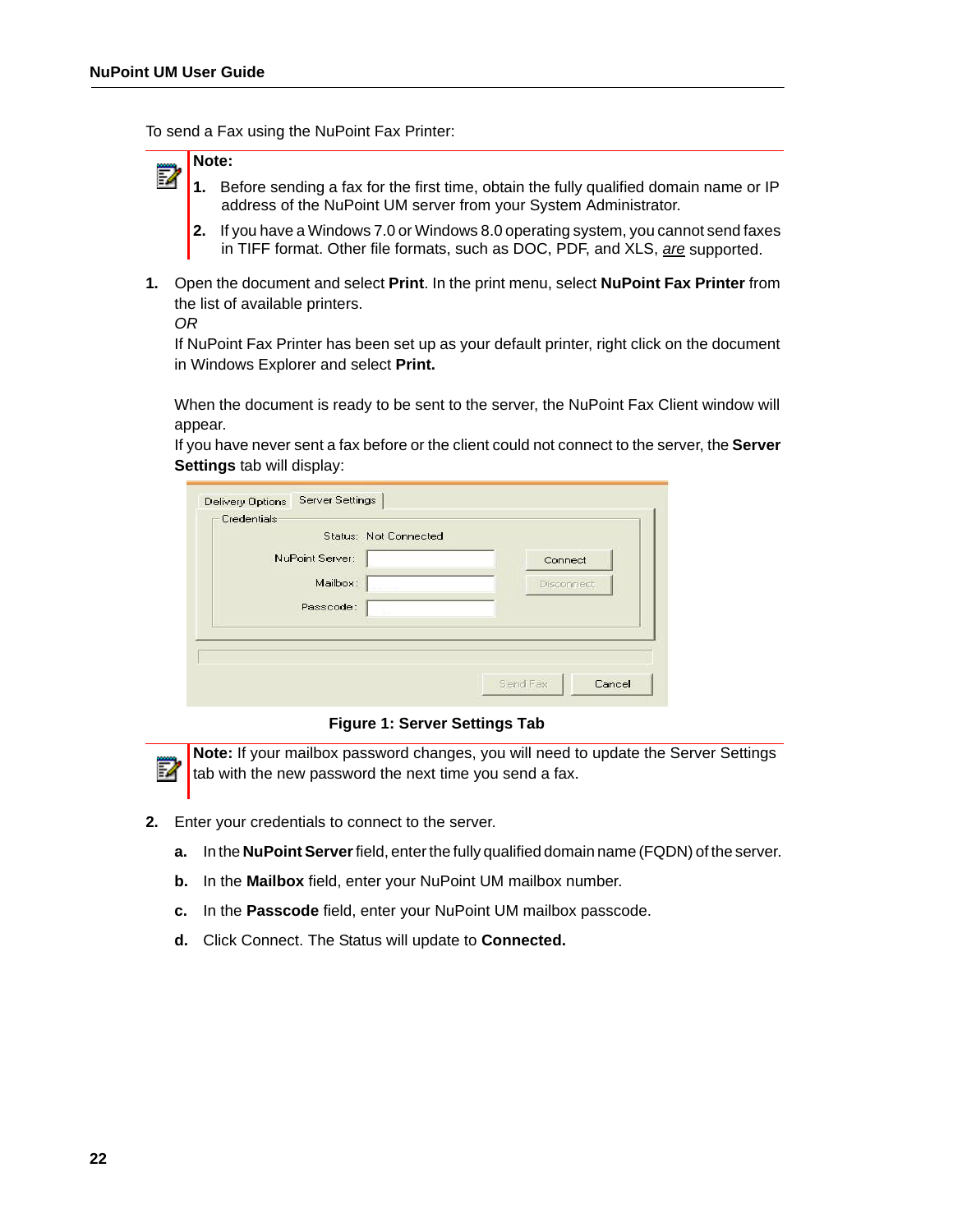To send a Fax using the NuPoint Fax Printer:

> **Note:**
>
> 1. Before sending a fax for the first time, obtain the fully qualified domain name or IP address of the NuPoint UM server from your System Administrator.
> 2. If you have a Windows 7.0 or Windows 8.0 operating system, you cannot send faxes in TIFF format. Other file formats, such as DOC, PDF, and XLS, *are* supported.

1. Open the document and select **Print**. In the print menu, select **NuPoint Fax Printer** from the list of available printers.
   *OR*
   If NuPoint Fax Printer has been set up as your default printer, right click on the document in Windows Explorer and select **Print.**

   When the document is ready to be sent to the server, the NuPoint Fax Client window will appear.
   If you have never sent a fax before or the client could not connect to the server, the **Server Settings** tab will display:

   **Figure 1: Server Settings Tab**

> **Note:** If your mailbox password changes, you will need to update the Server Settings tab with the new password the next time you send a fax.

2. Enter your credentials to connect to the server.
   a. In the **NuPoint Server** field, enter the fully qualified domain name (FQDN) of the server.
   b. In the **Mailbox** field, enter your NuPoint UM mailbox number.
   c. In the **Passcode** field, enter your NuPoint UM mailbox passcode.
   d. Click Connect. The Status will update to **Connected.**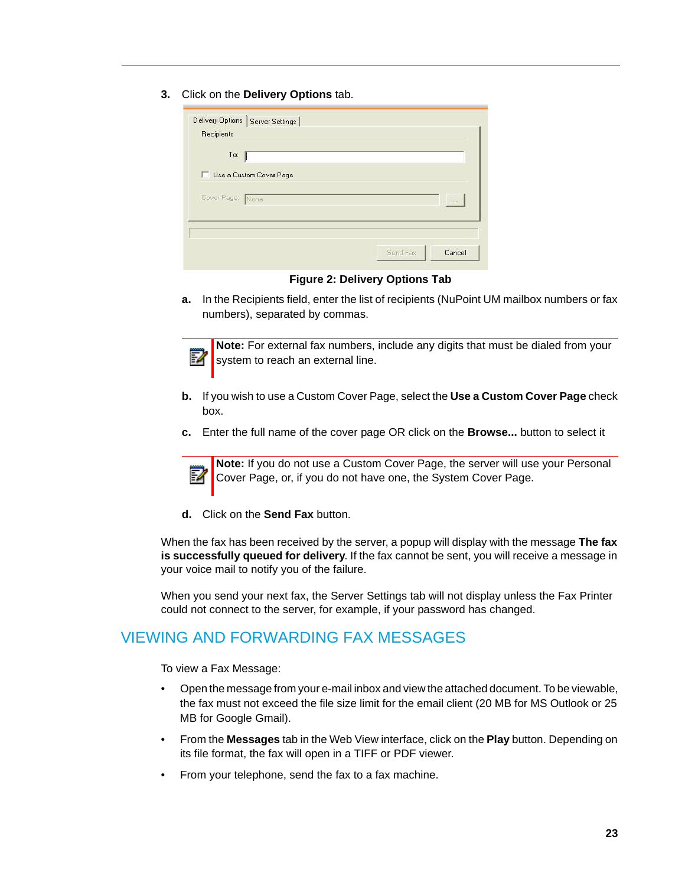3. Click on the **Delivery Options** tab.

**Figure 2: Delivery Options Tab**

a. In the Recipients field, enter the list of recipients (NuPoint UM mailbox numbers or fax numbers), separated by commas.

> **Note:** For external fax numbers, include any digits that must be dialed from your system to reach an external line.

b. If you wish to use a Custom Cover Page, select the **Use a Custom Cover Page** check box.

c. Enter the full name of the cover page OR click on the **Browse...** button to select it

> **Note:** If you do not use a Custom Cover Page, the server will use your Personal Cover Page, or, if you do not have one, the System Cover Page.

d. Click on the **Send Fax** button.

When the fax has been received by the server, a popup will display with the message **The fax is successfully queued for delivery**. If the fax cannot be sent, you will receive a message in your voice mail to notify you of the failure.

When you send your next fax, the Server Settings tab will not display unless the Fax Printer could not connect to the server, for example, if your password has changed.

## VIEWING AND FORWARDING FAX MESSAGES

To view a Fax Message:

- Open the message from your e-mail inbox and view the attached document. To be viewable, the fax must not exceed the file size limit for the email client (20 MB for MS Outlook or 25 MB for Google Gmail).
- From the **Messages** tab in the Web View interface, click on the **Play** button. Depending on its file format, the fax will open in a TIFF or PDF viewer.
- From your telephone, send the fax to a fax machine.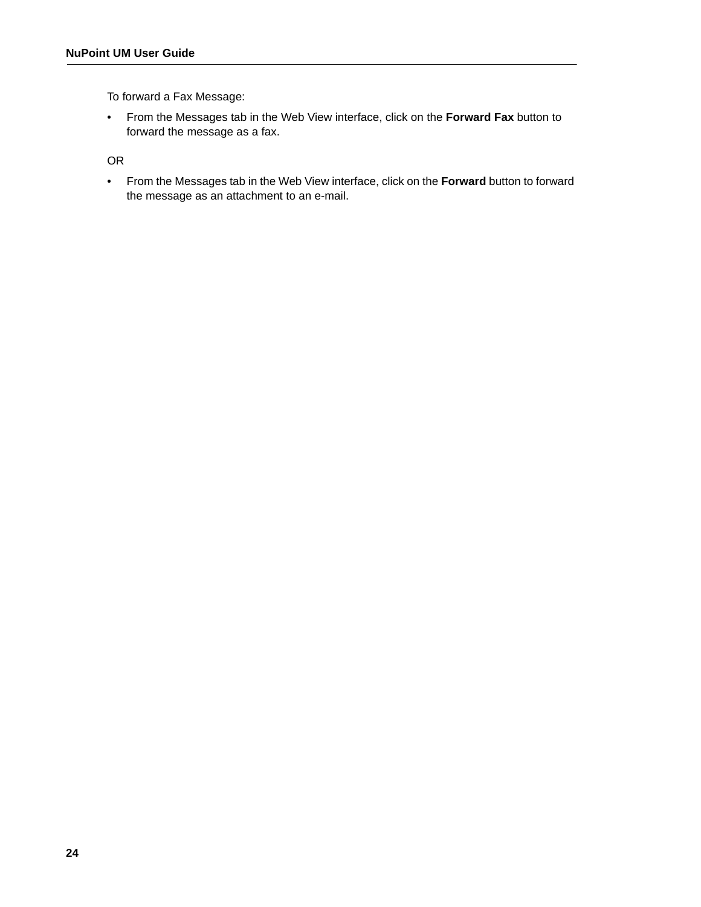To forward a Fax Message:

- From the Messages tab in the Web View interface, click on the **Forward Fax** button to forward the message as a fax.

OR

- From the Messages tab in the Web View interface, click on the **Forward** button to forward the message as an attachment to an e-mail.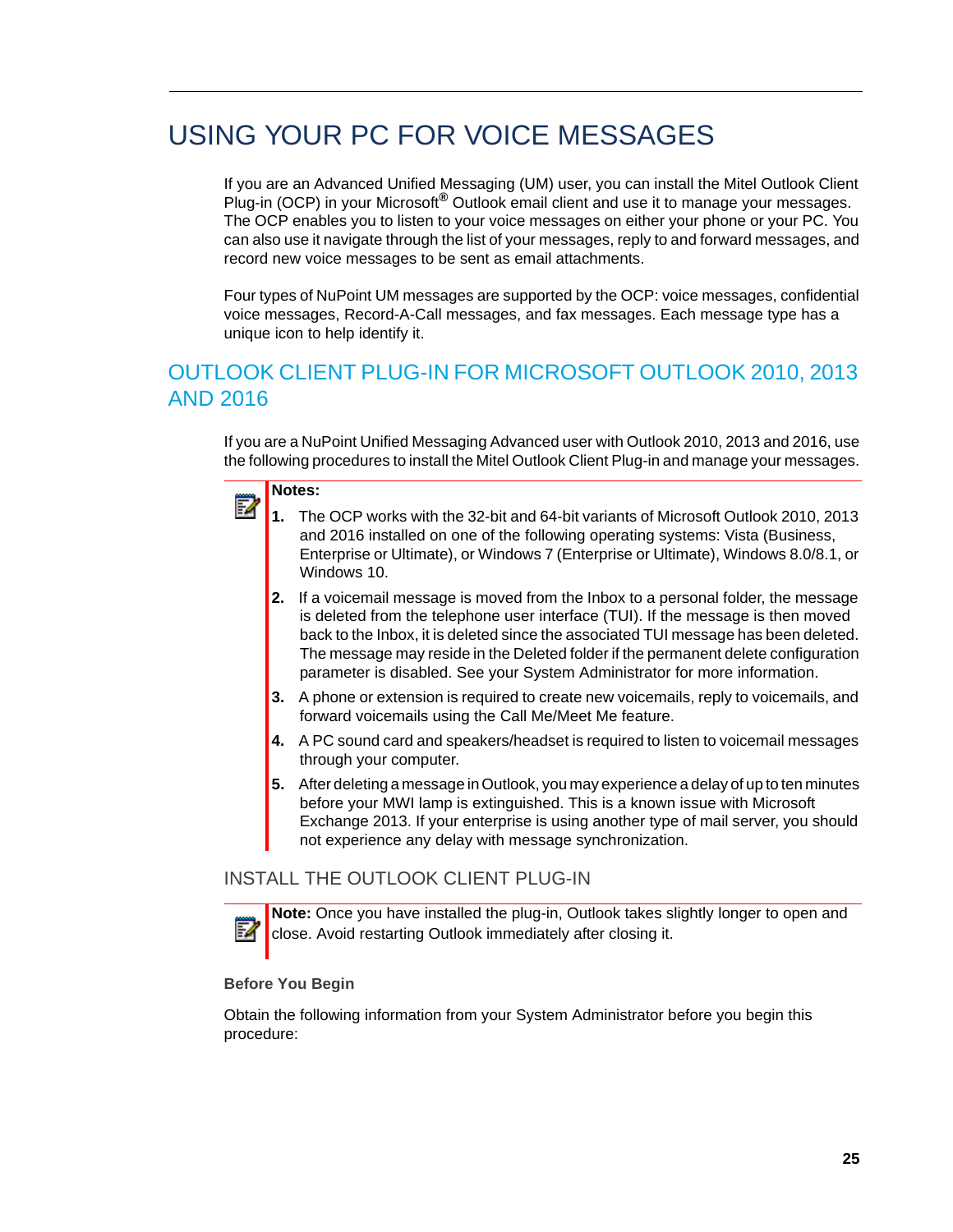# USING YOUR PC FOR VOICE MESSAGES

If you are an Advanced Unified Messaging (UM) user, you can install the Mitel Outlook Client Plug-in (OCP) in your Microsoft® Outlook email client and use it to manage your messages. The OCP enables you to listen to your voice messages on either your phone or your PC. You can also use it navigate through the list of your messages, reply to and forward messages, and record new voice messages to be sent as email attachments.

Four types of NuPoint UM messages are supported by the OCP: voice messages, confidential voice messages, Record-A-Call messages, and fax messages. Each message type has a unique icon to help identify it.

## OUTLOOK CLIENT PLUG-IN FOR MICROSOFT OUTLOOK 2010, 2013 AND 2016

If you are a NuPoint Unified Messaging Advanced user with Outlook 2010, 2013 and 2016, use the following procedures to install the Mitel Outlook Client Plug-in and manage your messages.

**Notes:**

1. The OCP works with the 32-bit and 64-bit variants of Microsoft Outlook 2010, 2013 and 2016 installed on one of the following operating systems: Vista (Business, Enterprise or Ultimate), or Windows 7 (Enterprise or Ultimate), Windows 8.0/8.1, or Windows 10.
2. If a voicemail message is moved from the Inbox to a personal folder, the message is deleted from the telephone user interface (TUI). If the message is then moved back to the Inbox, it is deleted since the associated TUI message has been deleted. The message may reside in the Deleted folder if the permanent delete configuration parameter is disabled. See your System Administrator for more information.
3. A phone or extension is required to create new voicemails, reply to voicemails, and forward voicemails using the Call Me/Meet Me feature.
4. A PC sound card and speakers/headset is required to listen to voicemail messages through your computer.
5. After deleting a message in Outlook, you may experience a delay of up to ten minutes before your MWI lamp is extinguished. This is a known issue with Microsoft Exchange 2013. If your enterprise is using another type of mail server, you should not experience any delay with message synchronization.

### INSTALL THE OUTLOOK CLIENT PLUG-IN

**Note:** Once you have installed the plug-in, Outlook takes slightly longer to open and close. Avoid restarting Outlook immediately after closing it.

#### Before You Begin

Obtain the following information from your System Administrator before you begin this procedure: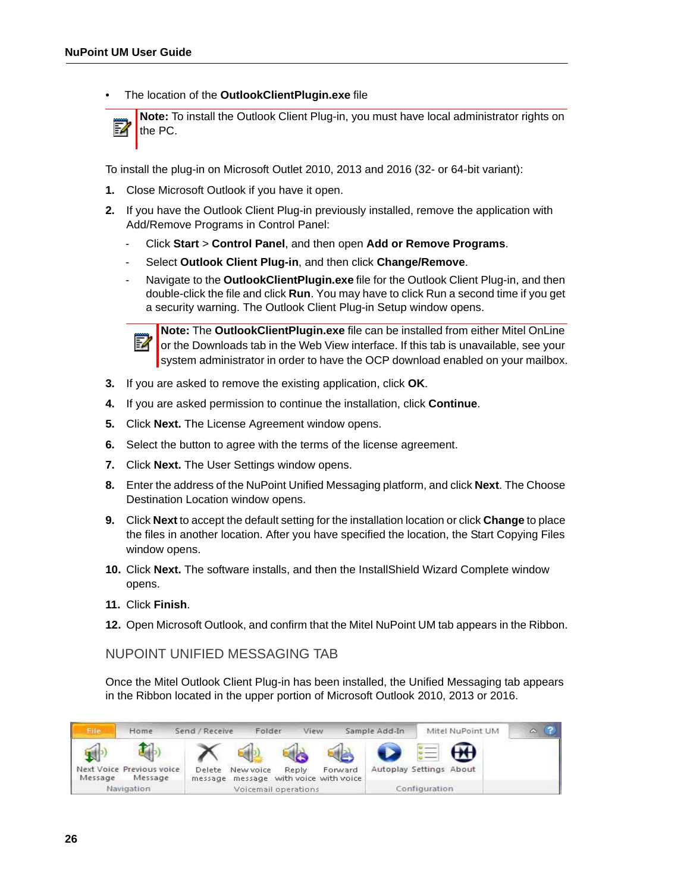- The location of the **OutlookClientPlugin.exe** file

> **Note:** To install the Outlook Client Plug-in, you must have local administrator rights on the PC.

To install the plug-in on Microsoft Outlet 2010, 2013 and 2016 (32- or 64-bit variant):

1. Close Microsoft Outlook if you have it open.
2. If you have the Outlook Client Plug-in previously installed, remove the application with Add/Remove Programs in Control Panel:
   - Click **Start** > **Control Panel**, and then open **Add or Remove Programs**.
   - Select **Outlook Client Plug-in**, and then click **Change/Remove**.
   - Navigate to the **OutlookClientPlugin.exe** file for the Outlook Client Plug-in, and then double-click the file and click **Run**. You may have to click Run a second time if you get a security warning. The Outlook Client Plug-in Setup window opens.

   > **Note:** The **OutlookClientPlugin.exe** file can be installed from either Mitel OnLine or the Downloads tab in the Web View interface. If this tab is unavailable, see your system administrator in order to have the OCP download enabled on your mailbox.

3. If you are asked to remove the existing application, click **OK**.
4. If you are asked permission to continue the installation, click **Continue**.
5. Click **Next.** The License Agreement window opens.
6. Select the button to agree with the terms of the license agreement.
7. Click **Next.** The User Settings window opens.
8. Enter the address of the NuPoint Unified Messaging platform, and click **Next**. The Choose Destination Location window opens.
9. Click **Next** to accept the default setting for the installation location or click **Change** to place the files in another location. After you have specified the location, the Start Copying Files window opens.
10. Click **Next.** The software installs, and then the InstallShield Wizard Complete window opens.
11. Click **Finish**.
12. Open Microsoft Outlook, and confirm that the Mitel NuPoint UM tab appears in the Ribbon.

## NUPOINT UNIFIED MESSAGING TAB

Once the Mitel Outlook Client Plug-in has been installed, the Unified Messaging tab appears in the Ribbon located in the upper portion of Microsoft Outlook 2010, 2013 or 2016.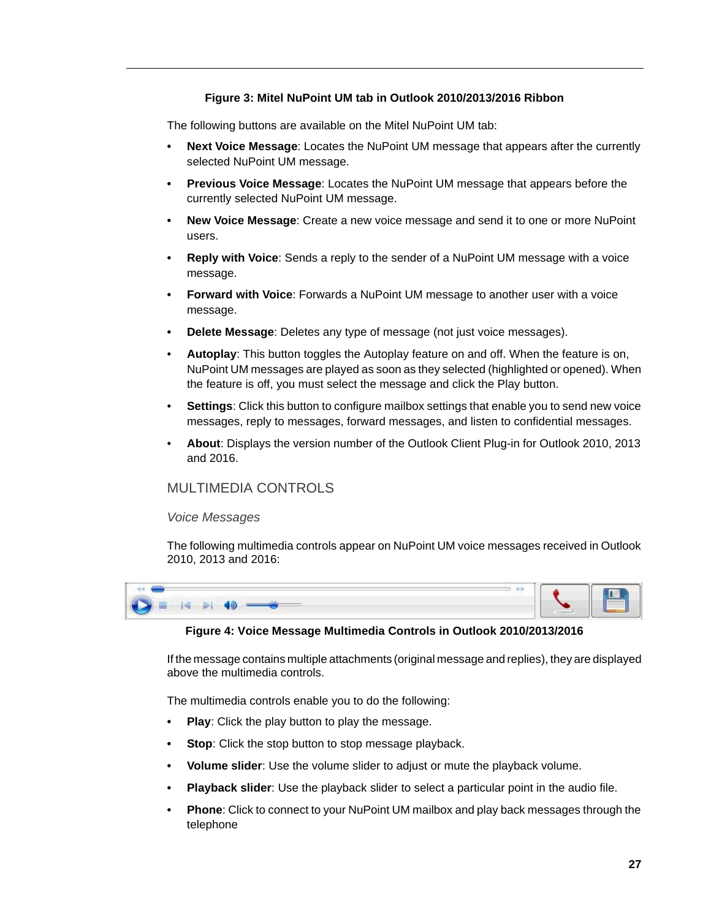**Figure 3: Mitel NuPoint UM tab in Outlook 2010/2013/2016 Ribbon**

The following buttons are available on the Mitel NuPoint UM tab:

- **Next Voice Message**: Locates the NuPoint UM message that appears after the currently selected NuPoint UM message.
- **Previous Voice Message**: Locates the NuPoint UM message that appears before the currently selected NuPoint UM message.
- **New Voice Message**: Create a new voice message and send it to one or more NuPoint users.
- **Reply with Voice**: Sends a reply to the sender of a NuPoint UM message with a voice message.
- **Forward with Voice**: Forwards a NuPoint UM message to another user with a voice message.
- **Delete Message**: Deletes any type of message (not just voice messages).
- **Autoplay**: This button toggles the Autoplay feature on and off. When the feature is on, NuPoint UM messages are played as soon as they selected (highlighted or opened). When the feature is off, you must select the message and click the Play button.
- **Settings**: Click this button to configure mailbox settings that enable you to send new voice messages, reply to messages, forward messages, and listen to confidential messages.
- **About**: Displays the version number of the Outlook Client Plug-in for Outlook 2010, 2013 and 2016.

## MULTIMEDIA CONTROLS

### *Voice Messages*

The following multimedia controls appear on NuPoint UM voice messages received in Outlook 2010, 2013 and 2016:

**Figure 4: Voice Message Multimedia Controls in Outlook 2010/2013/2016**

If the message contains multiple attachments (original message and replies), they are displayed above the multimedia controls.

The multimedia controls enable you to do the following:

- **Play**: Click the play button to play the message.
- **Stop**: Click the stop button to stop message playback.
- **Volume slider**: Use the volume slider to adjust or mute the playback volume.
- **Playback slider**: Use the playback slider to select a particular point in the audio file.
- **Phone**: Click to connect to your NuPoint UM mailbox and play back messages through the telephone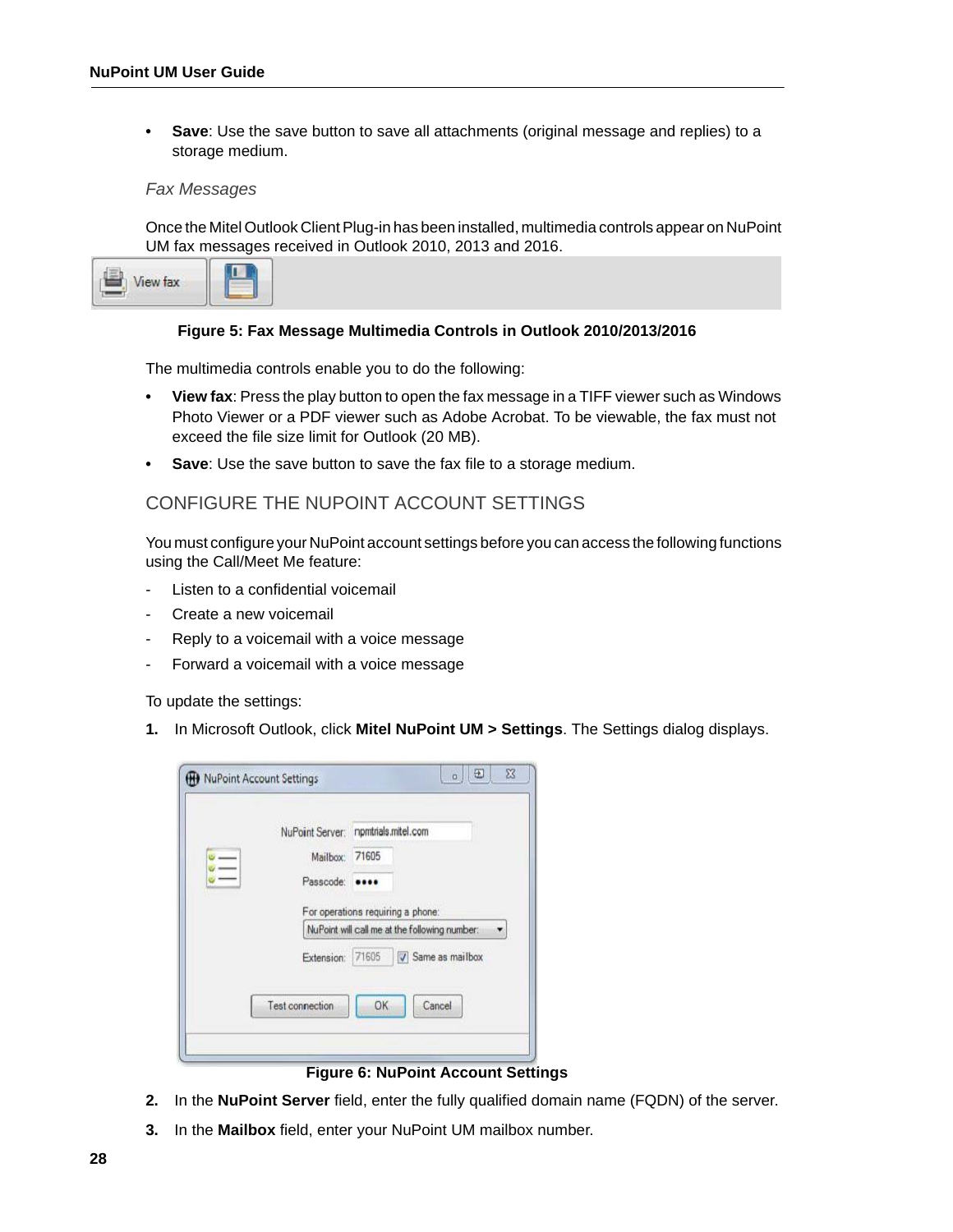- **Save**: Use the save button to save all attachments (original message and replies) to a storage medium.

*Fax Messages*

Once the Mitel Outlook Client Plug-in has been installed, multimedia controls appear on NuPoint UM fax messages received in Outlook 2010, 2013 and 2016.

**Figure 5: Fax Message Multimedia Controls in Outlook 2010/2013/2016**

The multimedia controls enable you to do the following:

- **View fax**: Press the play button to open the fax message in a TIFF viewer such as Windows Photo Viewer or a PDF viewer such as Adobe Acrobat. To be viewable, the fax must not exceed the file size limit for Outlook (20 MB).
- **Save**: Use the save button to save the fax file to a storage medium.

## CONFIGURE THE NUPOINT ACCOUNT SETTINGS

You must configure your NuPoint account settings before you can access the following functions using the Call/Meet Me feature:

- Listen to a confidential voicemail
- Create a new voicemail
- Reply to a voicemail with a voice message
- Forward a voicemail with a voice message

To update the settings:

1. In Microsoft Outlook, click **Mitel NuPoint UM > Settings**. The Settings dialog displays.

**Figure 6: NuPoint Account Settings**

2. In the **NuPoint Server** field, enter the fully qualified domain name (FQDN) of the server.
3. In the **Mailbox** field, enter your NuPoint UM mailbox number.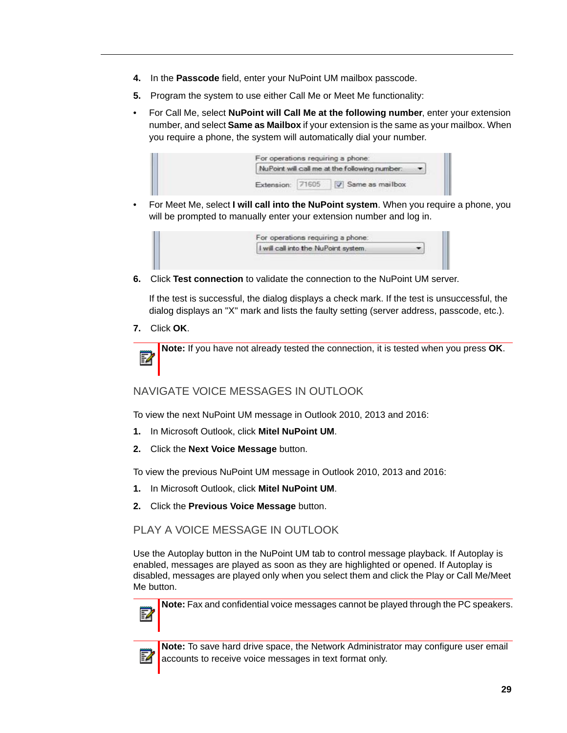4. In the **Passcode** field, enter your NuPoint UM mailbox passcode.
5. Program the system to use either Call Me or Meet Me functionality:

- For Call Me, select **NuPoint will Call Me at the following number**, enter your extension number, and select **Same as Mailbox** if your extension is the same as your mailbox. When you require a phone, the system will automatically dial your number.

For operations requiring a phone:
NuPoint will call me at the following number:
Extension: 71605 ☑ Same as mailbox

- For Meet Me, select **I will call into the NuPoint system**. When you require a phone, you will be prompted to manually enter your extension number and log in.

For operations requiring a phone:
I will call into the NuPoint system.

6. Click **Test connection** to validate the connection to the NuPoint UM server.

   If the test is successful, the dialog displays a check mark. If the test is unsuccessful, the dialog displays an "X" mark and lists the faulty setting (server address, passcode, etc.).

7. Click **OK**.

**Note:** If you have not already tested the connection, it is tested when you press **OK**.

## NAVIGATE VOICE MESSAGES IN OUTLOOK

To view the next NuPoint UM message in Outlook 2010, 2013 and 2016:

1. In Microsoft Outlook, click **Mitel NuPoint UM**.
2. Click the **Next Voice Message** button.

To view the previous NuPoint UM message in Outlook 2010, 2013 and 2016:

1. In Microsoft Outlook, click **Mitel NuPoint UM**.
2. Click the **Previous Voice Message** button.

## PLAY A VOICE MESSAGE IN OUTLOOK

Use the Autoplay button in the NuPoint UM tab to control message playback. If Autoplay is enabled, messages are played as soon as they are highlighted or opened. If Autoplay is disabled, messages are played only when you select them and click the Play or Call Me/Meet Me button.

**Note:** Fax and confidential voice messages cannot be played through the PC speakers.

**Note:** To save hard drive space, the Network Administrator may configure user email accounts to receive voice messages in text format only.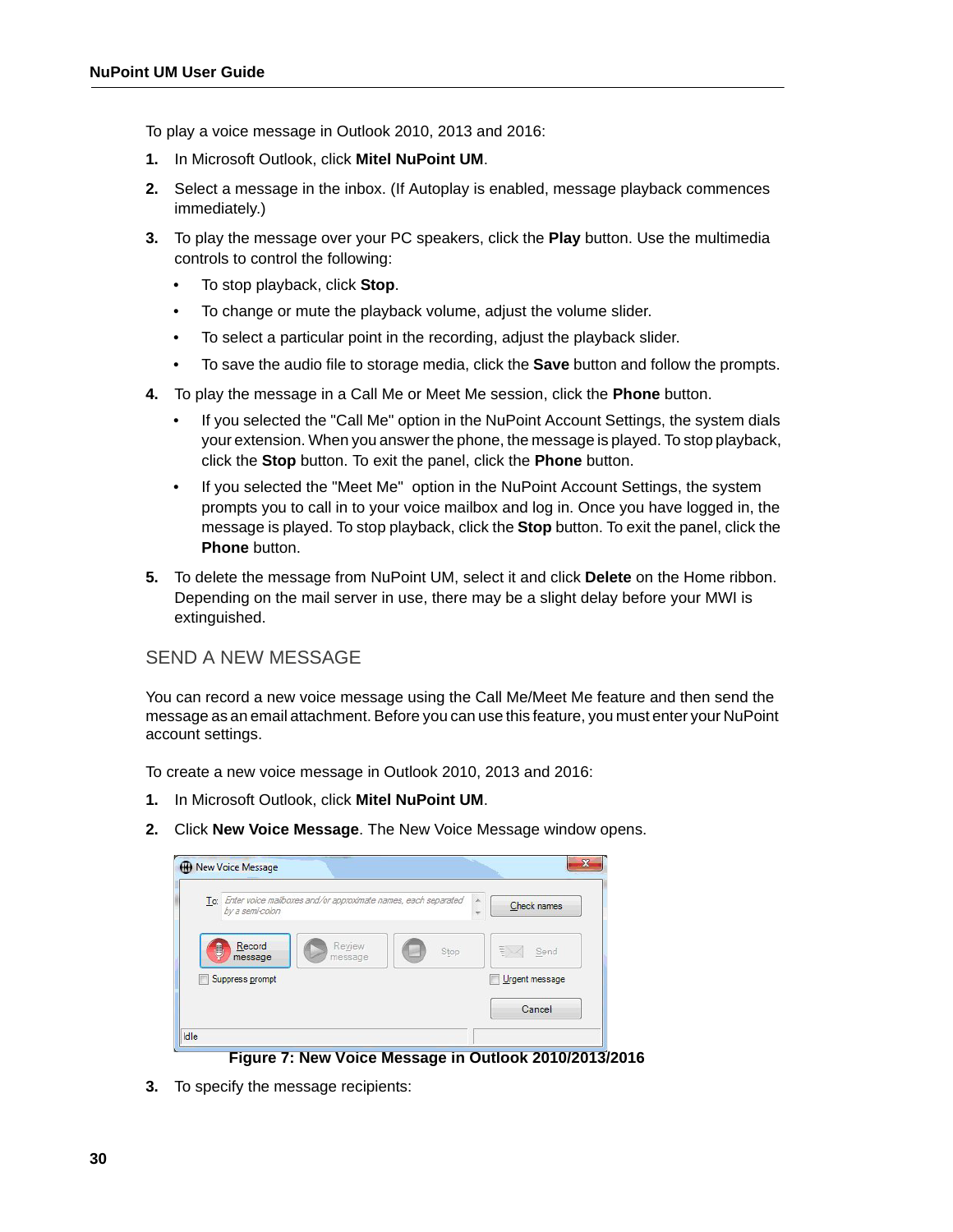To play a voice message in Outlook 2010, 2013 and 2016:

1. In Microsoft Outlook, click **Mitel NuPoint UM**.
2. Select a message in the inbox. (If Autoplay is enabled, message playback commences immediately.)
3. To play the message over your PC speakers, click the **Play** button. Use the multimedia controls to control the following:
   - To stop playback, click **Stop**.
   - To change or mute the playback volume, adjust the volume slider.
   - To select a particular point in the recording, adjust the playback slider.
   - To save the audio file to storage media, click the **Save** button and follow the prompts.
4. To play the message in a Call Me or Meet Me session, click the **Phone** button.
   - If you selected the "Call Me" option in the NuPoint Account Settings, the system dials your extension. When you answer the phone, the message is played. To stop playback, click the **Stop** button. To exit the panel, click the **Phone** button.
   - If you selected the "Meet Me" option in the NuPoint Account Settings, the system prompts you to call in to your voice mailbox and log in. Once you have logged in, the message is played. To stop playback, click the **Stop** button. To exit the panel, click the **Phone** button.
5. To delete the message from NuPoint UM, select it and click **Delete** on the Home ribbon. Depending on the mail server in use, there may be a slight delay before your MWI is extinguished.

## SEND A NEW MESSAGE

You can record a new voice message using the Call Me/Meet Me feature and then send the message as an email attachment. Before you can use this feature, you must enter your NuPoint account settings.

To create a new voice message in Outlook 2010, 2013 and 2016:

1. In Microsoft Outlook, click **Mitel NuPoint UM**.
2. Click **New Voice Message**. The New Voice Message window opens.

**Figure 7: New Voice Message in Outlook 2010/2013/2016**

3. To specify the message recipients: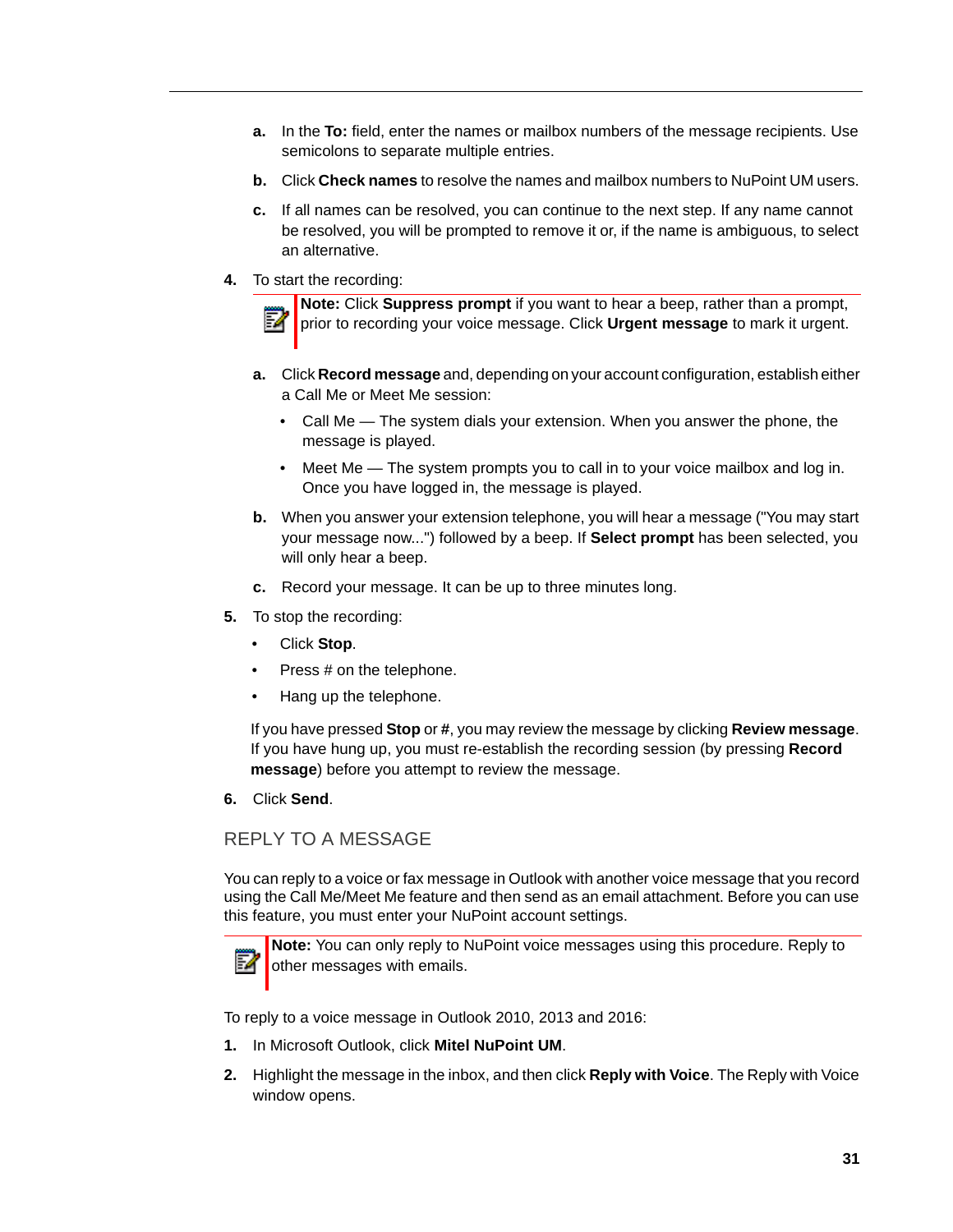a. In the **To:** field, enter the names or mailbox numbers of the message recipients. Use semicolons to separate multiple entries.

b. Click **Check names** to resolve the names and mailbox numbers to NuPoint UM users.

c. If all names can be resolved, you can continue to the next step. If any name cannot be resolved, you will be prompted to remove it or, if the name is ambiguous, to select an alternative.

4. To start the recording:

> **Note:** Click **Suppress prompt** if you want to hear a beep, rather than a prompt, prior to recording your voice message. Click **Urgent message** to mark it urgent.

a. Click **Record message** and, depending on your account configuration, establish either a Call Me or Meet Me session:

- Call Me — The system dials your extension. When you answer the phone, the message is played.
- Meet Me — The system prompts you to call in to your voice mailbox and log in. Once you have logged in, the message is played.

b. When you answer your extension telephone, you will hear a message ("You may start your message now...") followed by a beep. If **Select prompt** has been selected, you will only hear a beep.

c. Record your message. It can be up to three minutes long.

5. To stop the recording:

- Click **Stop**.
- Press # on the telephone.
- Hang up the telephone.

If you have pressed **Stop** or **#**, you may review the message by clicking **Review message**. If you have hung up, you must re-establish the recording session (by pressing **Record message**) before you attempt to review the message.

6. Click **Send**.

## REPLY TO A MESSAGE

You can reply to a voice or fax message in Outlook with another voice message that you record using the Call Me/Meet Me feature and then send as an email attachment. Before you can use this feature, you must enter your NuPoint account settings.

> **Note:** You can only reply to NuPoint voice messages using this procedure. Reply to other messages with emails.

To reply to a voice message in Outlook 2010, 2013 and 2016:

1. In Microsoft Outlook, click **Mitel NuPoint UM**.
2. Highlight the message in the inbox, and then click **Reply with Voice**. The Reply with Voice window opens.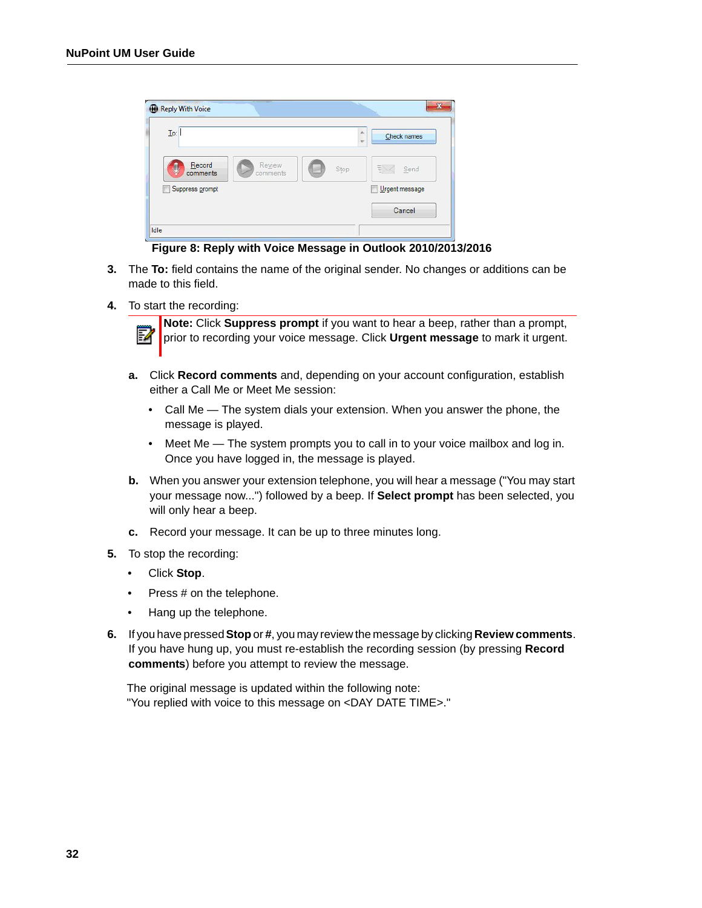Figure 8: Reply with Voice Message in Outlook 2010/2013/2016

3. The **To:** field contains the name of the original sender. No changes or additions can be made to this field.

4. To start the recording:

   **Note:** Click **Suppress prompt** if you want to hear a beep, rather than a prompt, prior to recording your voice message. Click **Urgent message** to mark it urgent.

   **a.** Click **Record comments** and, depending on your account configuration, establish either a Call Me or Meet Me session:

   - Call Me — The system dials your extension. When you answer the phone, the message is played.
   - Meet Me — The system prompts you to call in to your voice mailbox and log in. Once you have logged in, the message is played.

   **b.** When you answer your extension telephone, you will hear a message ("You may start your message now...") followed by a beep. If **Select prompt** has been selected, you will only hear a beep.

   **c.** Record your message. It can be up to three minutes long.

5. To stop the recording:
   - Click **Stop**.
   - Press # on the telephone.
   - Hang up the telephone.

6. If you have pressed **Stop** or **#**, you may review the message by clicking **Review comments**. If you have hung up, you must re-establish the recording session (by pressing **Record comments**) before you attempt to review the message.

   The original message is updated within the following note:
   "You replied with voice to this message on <DAY DATE TIME>."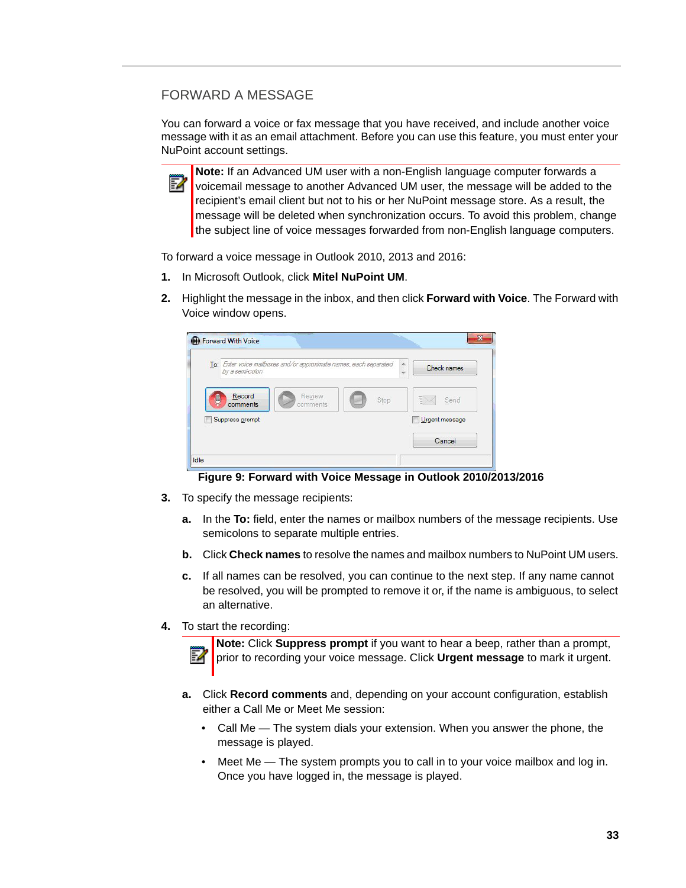## FORWARD A MESSAGE

You can forward a voice or fax message that you have received, and include another voice message with it as an email attachment. Before you can use this feature, you must enter your NuPoint account settings.

> **Note:** If an Advanced UM user with a non-English language computer forwards a voicemail message to another Advanced UM user, the message will be added to the recipient's email client but not to his or her NuPoint message store. As a result, the message will be deleted when synchronization occurs. To avoid this problem, change the subject line of voice messages forwarded from non-English language computers.

To forward a voice message in Outlook 2010, 2013 and 2016:

1. In Microsoft Outlook, click **Mitel NuPoint UM**.
2. Highlight the message in the inbox, and then click **Forward with Voice**. The Forward with Voice window opens.

**Figure 9: Forward with Voice Message in Outlook 2010/2013/2016**

3. To specify the message recipients:
   - **a.** In the **To:** field, enter the names or mailbox numbers of the message recipients. Use semicolons to separate multiple entries.
   - **b.** Click **Check names** to resolve the names and mailbox numbers to NuPoint UM users.
   - **c.** If all names can be resolved, you can continue to the next step. If any name cannot be resolved, you will be prompted to remove it or, if the name is ambiguous, to select an alternative.
4. To start the recording:

   > **Note:** Click **Suppress prompt** if you want to hear a beep, rather than a prompt, prior to recording your voice message. Click **Urgent message** to mark it urgent.

   - **a.** Click **Record comments** and, depending on your account configuration, establish either a Call Me or Meet Me session:
     - Call Me — The system dials your extension. When you answer the phone, the message is played.
     - Meet Me — The system prompts you to call in to your voice mailbox and log in. Once you have logged in, the message is played.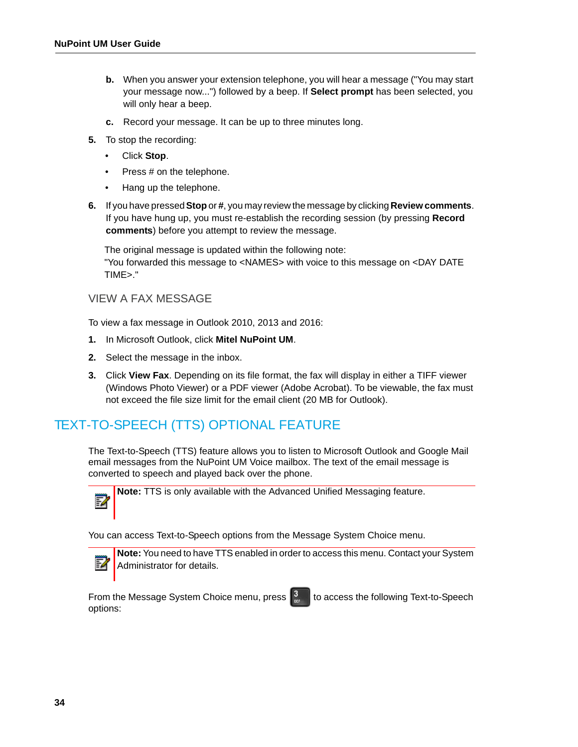b. When you answer your extension telephone, you will hear a message ("You may start your message now...") followed by a beep. If **Select prompt** has been selected, you will only hear a beep.

c. Record your message. It can be up to three minutes long.

5. To stop the recording:
   - Click **Stop**.
   - Press # on the telephone.
   - Hang up the telephone.

6. If you have pressed **Stop** or **#**, you may review the message by clicking **Review comments**. If you have hung up, you must re-establish the recording session (by pressing **Record comments**) before you attempt to review the message.

   The original message is updated within the following note:
   "You forwarded this message to <NAMES> with voice to this message on <DAY DATE TIME>."

### VIEW A FAX MESSAGE

To view a fax message in Outlook 2010, 2013 and 2016:

1. In Microsoft Outlook, click **Mitel NuPoint UM**.
2. Select the message in the inbox.
3. Click **View Fax**. Depending on its file format, the fax will display in either a TIFF viewer (Windows Photo Viewer) or a PDF viewer (Adobe Acrobat). To be viewable, the fax must not exceed the file size limit for the email client (20 MB for Outlook).

## TEXT-TO-SPEECH (TTS) OPTIONAL FEATURE

The Text-to-Speech (TTS) feature allows you to listen to Microsoft Outlook and Google Mail email messages from the NuPoint UM Voice mailbox. The text of the email message is converted to speech and played back over the phone.

**Note:** TTS is only available with the Advanced Unified Messaging feature.

You can access Text-to-Speech options from the Message System Choice menu.

**Note:** You need to have TTS enabled in order to access this menu. Contact your System Administrator for details.

From the Message System Choice menu, press 3 to access the following Text-to-Speech options: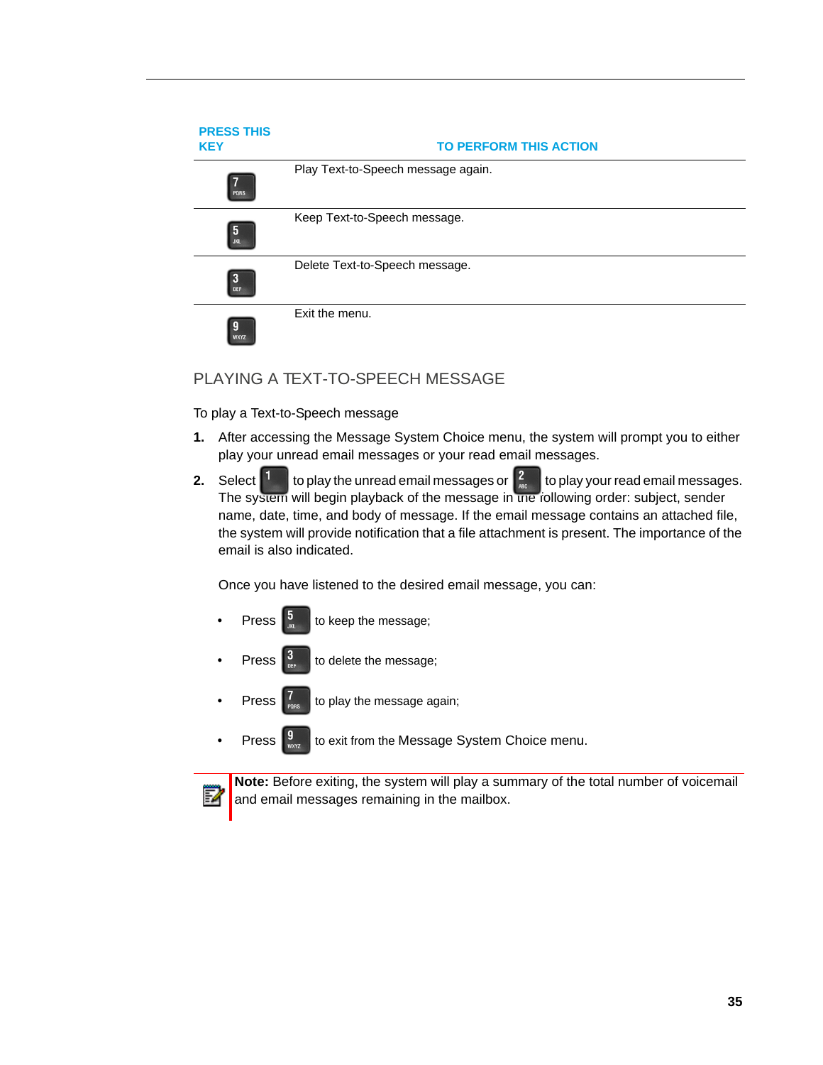| PRESS THIS KEY | TO PERFORM THIS ACTION |
|---|---|
| 7 PQRS | Play Text-to-Speech message again. |
| 5 JKL | Keep Text-to-Speech message. |
| 3 DEF | Delete Text-to-Speech message. |
| 9 WXYZ | Exit the menu. |

## PLAYING A TEXT-TO-SPEECH MESSAGE

To play a Text-to-Speech message

1. After accessing the Message System Choice menu, the system will prompt you to either play your unread email messages or your read email messages.
2. Select 1 to play the unread email messages or 2 ABC to play your read email messages. The system will begin playback of the message in the following order: subject, sender name, date, time, and body of message. If the email message contains an attached file, the system will provide notification that a file attachment is present. The importance of the email is also indicated.

   Once you have listened to the desired email message, you can:

   - Press 5 JKL to keep the message;
   - Press 3 DEF to delete the message;
   - Press 7 PQRS to play the message again;
   - Press 9 WXYZ to exit from the Message System Choice menu.

**Note:** Before exiting, the system will play a summary of the total number of voicemail and email messages remaining in the mailbox.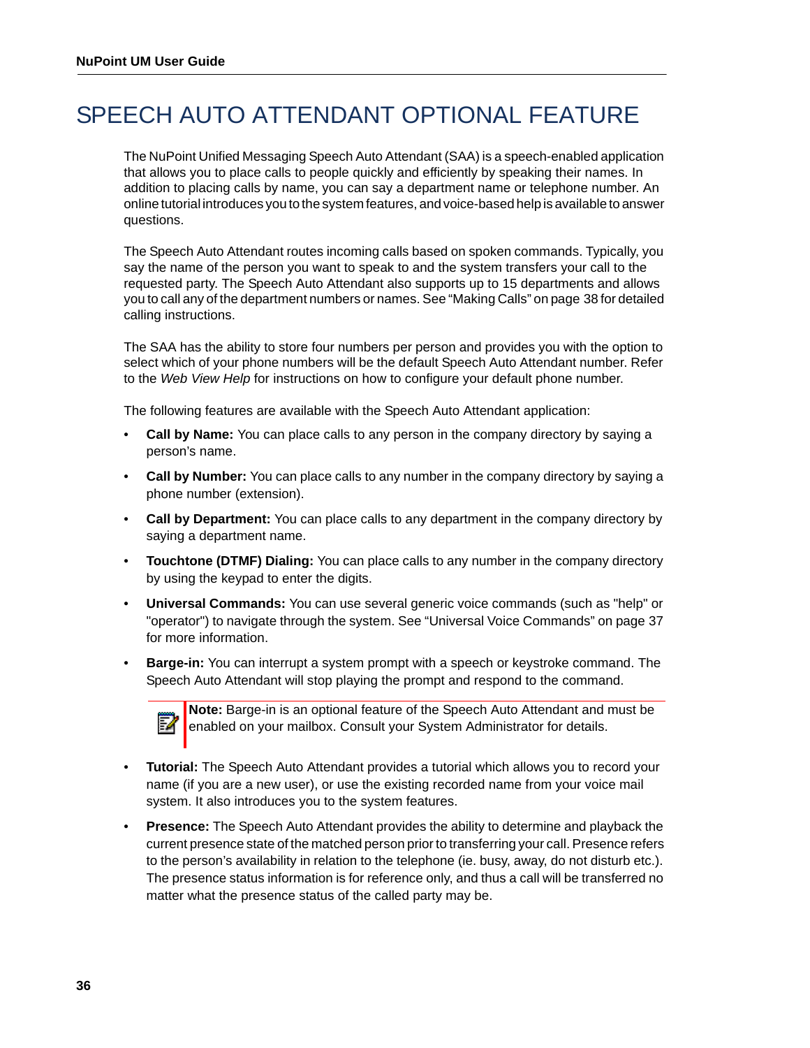# SPEECH AUTO ATTENDANT OPTIONAL FEATURE

The NuPoint Unified Messaging Speech Auto Attendant (SAA) is a speech-enabled application that allows you to place calls to people quickly and efficiently by speaking their names. In addition to placing calls by name, you can say a department name or telephone number. An online tutorial introduces you to the system features, and voice-based help is available to answer questions.

The Speech Auto Attendant routes incoming calls based on spoken commands. Typically, you say the name of the person you want to speak to and the system transfers your call to the requested party. The Speech Auto Attendant also supports up to 15 departments and allows you to call any of the department numbers or names. See "Making Calls" on page 38 for detailed calling instructions.

The SAA has the ability to store four numbers per person and provides you with the option to select which of your phone numbers will be the default Speech Auto Attendant number. Refer to the *Web View Help* for instructions on how to configure your default phone number.

The following features are available with the Speech Auto Attendant application:

- **Call by Name:** You can place calls to any person in the company directory by saying a person's name.
- **Call by Number:** You can place calls to any number in the company directory by saying a phone number (extension).
- **Call by Department:** You can place calls to any department in the company directory by saying a department name.
- **Touchtone (DTMF) Dialing:** You can place calls to any number in the company directory by using the keypad to enter the digits.
- **Universal Commands:** You can use several generic voice commands (such as "help" or "operator") to navigate through the system. See "Universal Voice Commands" on page 37 for more information.
- **Barge-in:** You can interrupt a system prompt with a speech or keystroke command. The Speech Auto Attendant will stop playing the prompt and respond to the command.

> **Note:** Barge-in is an optional feature of the Speech Auto Attendant and must be enabled on your mailbox. Consult your System Administrator for details.

- **Tutorial:** The Speech Auto Attendant provides a tutorial which allows you to record your name (if you are a new user), or use the existing recorded name from your voice mail system. It also introduces you to the system features.
- **Presence:** The Speech Auto Attendant provides the ability to determine and playback the current presence state of the matched person prior to transferring your call. Presence refers to the person's availability in relation to the telephone (ie. busy, away, do not disturb etc.). The presence status information is for reference only, and thus a call will be transferred no matter what the presence status of the called party may be.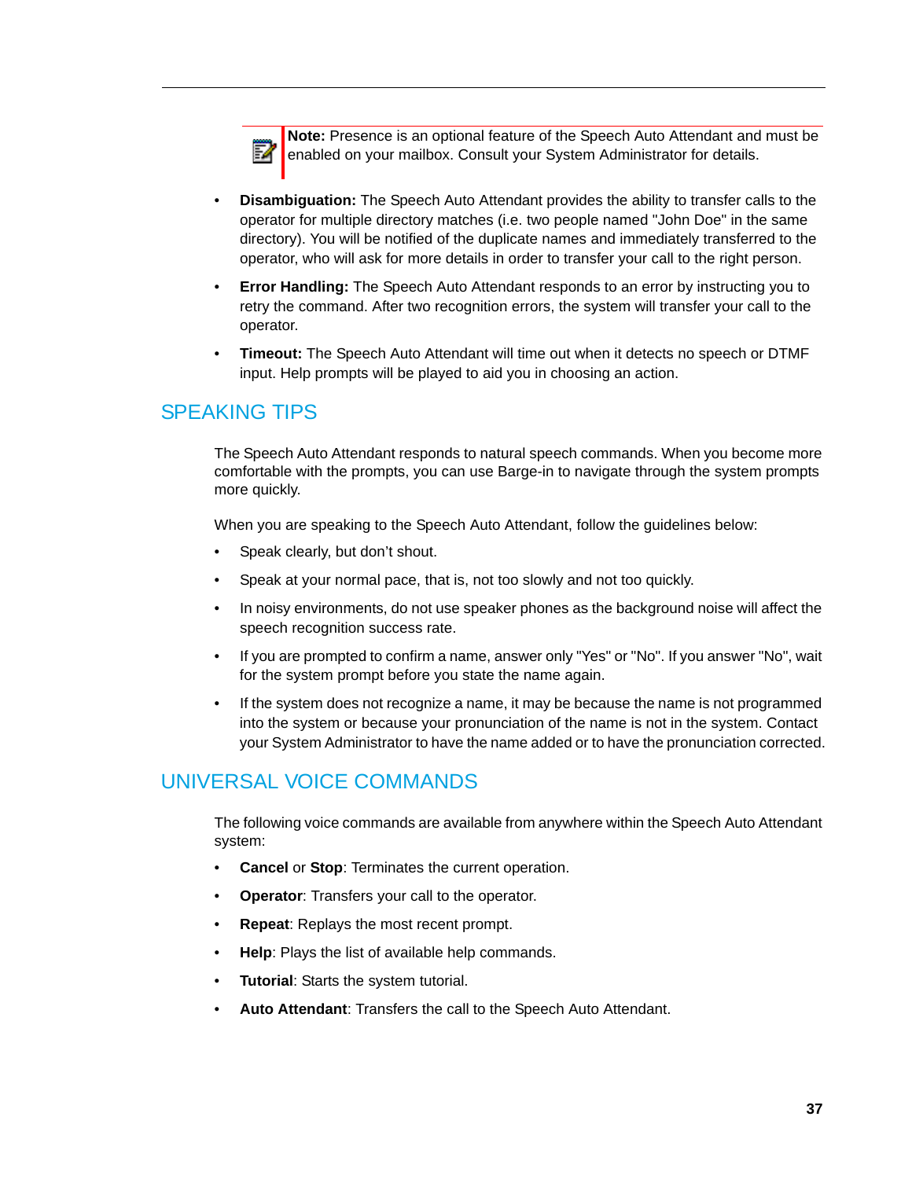> **Note:** Presence is an optional feature of the Speech Auto Attendant and must be enabled on your mailbox. Consult your System Administrator for details.

- **Disambiguation:** The Speech Auto Attendant provides the ability to transfer calls to the operator for multiple directory matches (i.e. two people named "John Doe" in the same directory). You will be notified of the duplicate names and immediately transferred to the operator, who will ask for more details in order to transfer your call to the right person.
- **Error Handling:** The Speech Auto Attendant responds to an error by instructing you to retry the command. After two recognition errors, the system will transfer your call to the operator.
- **Timeout:** The Speech Auto Attendant will time out when it detects no speech or DTMF input. Help prompts will be played to aid you in choosing an action.

## SPEAKING TIPS

The Speech Auto Attendant responds to natural speech commands. When you become more comfortable with the prompts, you can use Barge-in to navigate through the system prompts more quickly.

When you are speaking to the Speech Auto Attendant, follow the guidelines below:

- Speak clearly, but don't shout.
- Speak at your normal pace, that is, not too slowly and not too quickly.
- In noisy environments, do not use speaker phones as the background noise will affect the speech recognition success rate.
- If you are prompted to confirm a name, answer only "Yes" or "No". If you answer "No", wait for the system prompt before you state the name again.
- If the system does not recognize a name, it may be because the name is not programmed into the system or because your pronunciation of the name is not in the system. Contact your System Administrator to have the name added or to have the pronunciation corrected.

## UNIVERSAL VOICE COMMANDS

The following voice commands are available from anywhere within the Speech Auto Attendant system:

- **Cancel** or **Stop**: Terminates the current operation.
- **Operator**: Transfers your call to the operator.
- **Repeat**: Replays the most recent prompt.
- **Help**: Plays the list of available help commands.
- **Tutorial**: Starts the system tutorial.
- **Auto Attendant**: Transfers the call to the Speech Auto Attendant.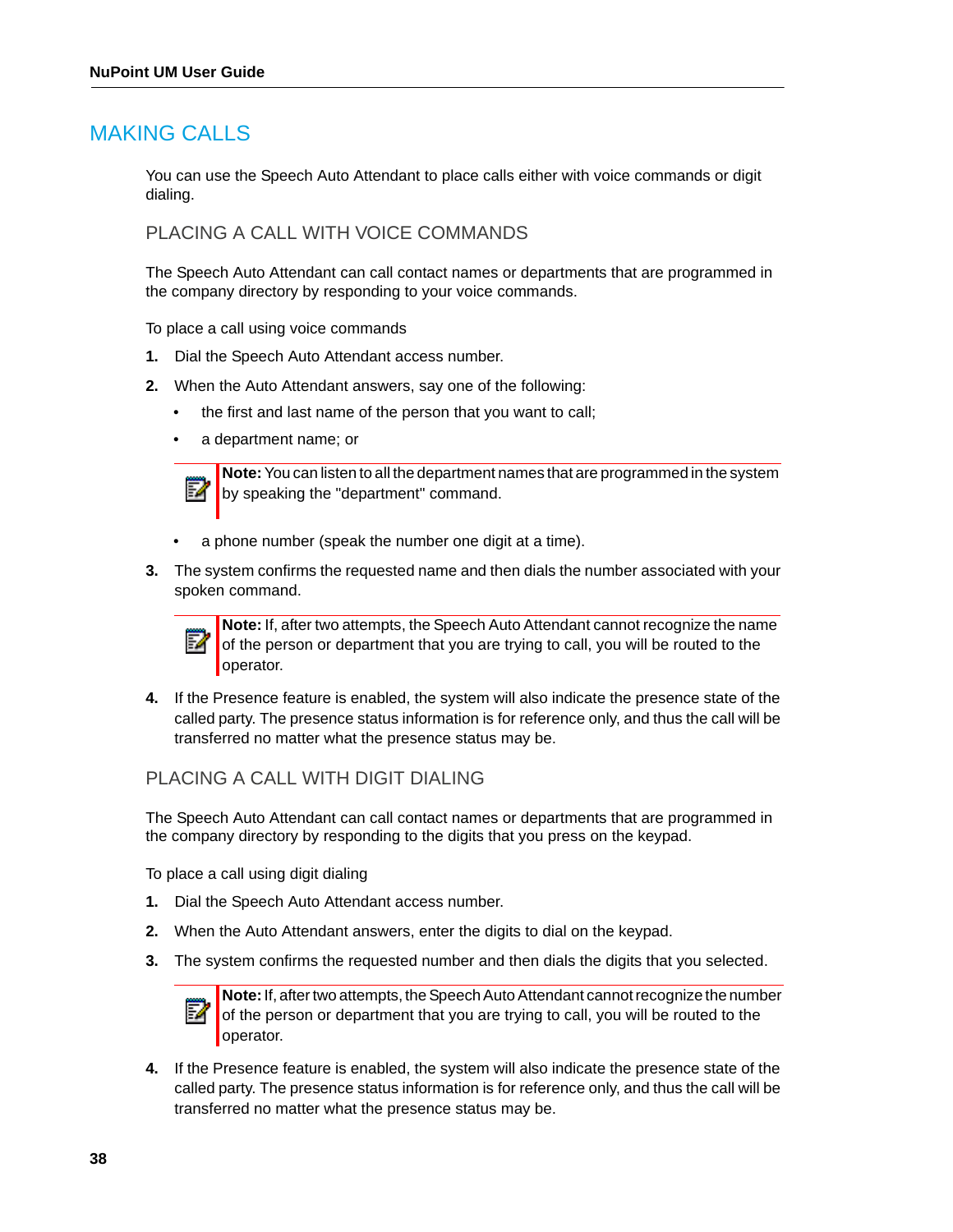# MAKING CALLS

You can use the Speech Auto Attendant to place calls either with voice commands or digit dialing.

## PLACING A CALL WITH VOICE COMMANDS

The Speech Auto Attendant can call contact names or departments that are programmed in the company directory by responding to your voice commands.

To place a call using voice commands

1. Dial the Speech Auto Attendant access number.
2. When the Auto Attendant answers, say one of the following:
   - the first and last name of the person that you want to call;
   - a department name; or

     > **Note:** You can listen to all the department names that are programmed in the system by speaking the "department" command.

   - a phone number (speak the number one digit at a time).
3. The system confirms the requested name and then dials the number associated with your spoken command.

   > **Note:** If, after two attempts, the Speech Auto Attendant cannot recognize the name of the person or department that you are trying to call, you will be routed to the operator.

4. If the Presence feature is enabled, the system will also indicate the presence state of the called party. The presence status information is for reference only, and thus the call will be transferred no matter what the presence status may be.

## PLACING A CALL WITH DIGIT DIALING

The Speech Auto Attendant can call contact names or departments that are programmed in the company directory by responding to the digits that you press on the keypad.

To place a call using digit dialing

1. Dial the Speech Auto Attendant access number.
2. When the Auto Attendant answers, enter the digits to dial on the keypad.
3. The system confirms the requested number and then dials the digits that you selected.

   > **Note:** If, after two attempts, the Speech Auto Attendant cannot recognize the number of the person or department that you are trying to call, you will be routed to the operator.

4. If the Presence feature is enabled, the system will also indicate the presence state of the called party. The presence status information is for reference only, and thus the call will be transferred no matter what the presence status may be.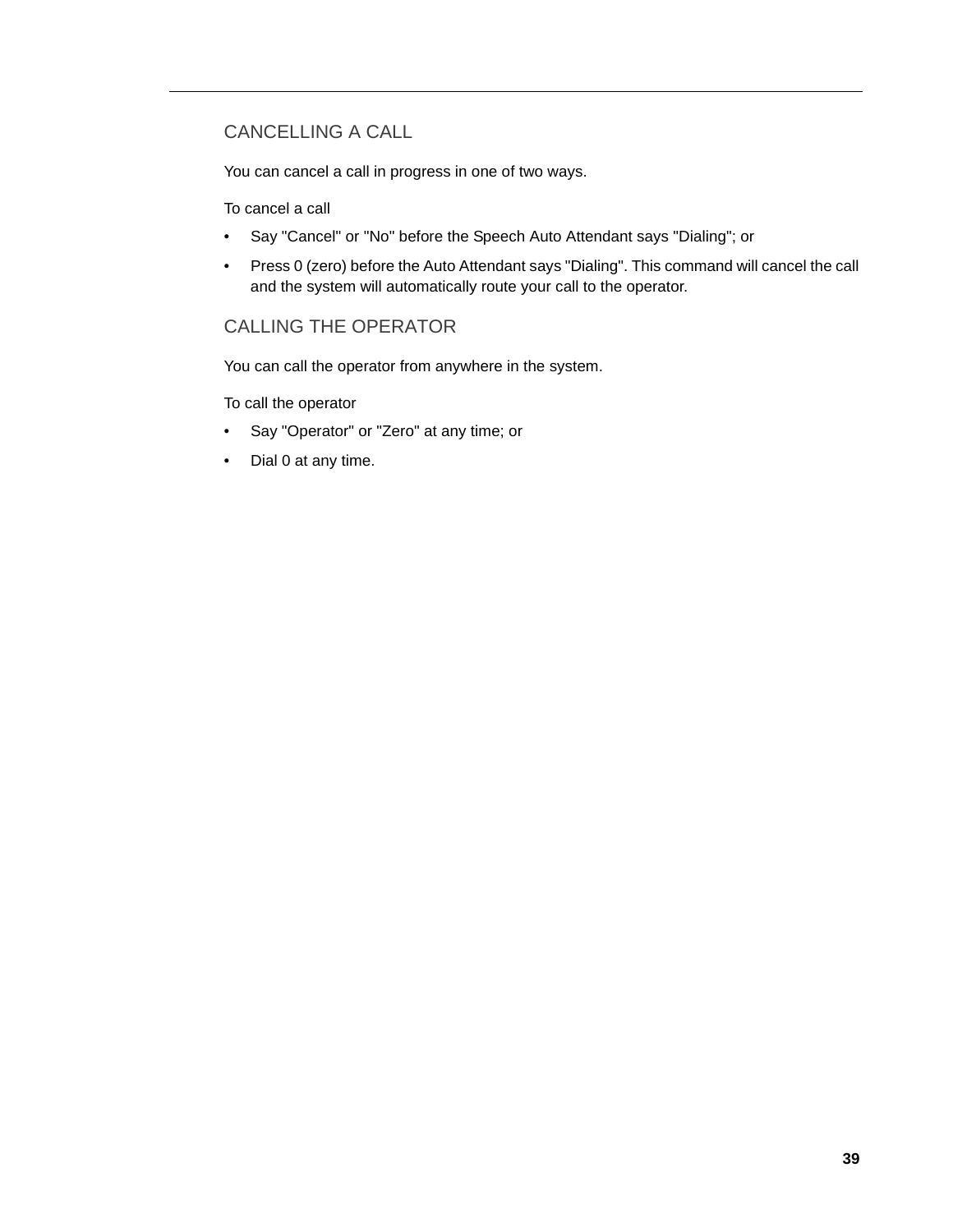## CANCELLING A CALL

You can cancel a call in progress in one of two ways.

To cancel a call

- Say "Cancel" or "No" before the Speech Auto Attendant says "Dialing"; or
- Press 0 (zero) before the Auto Attendant says "Dialing". This command will cancel the call and the system will automatically route your call to the operator.

## CALLING THE OPERATOR

You can call the operator from anywhere in the system.

To call the operator

- Say "Operator" or "Zero" at any time; or
- Dial 0 at any time.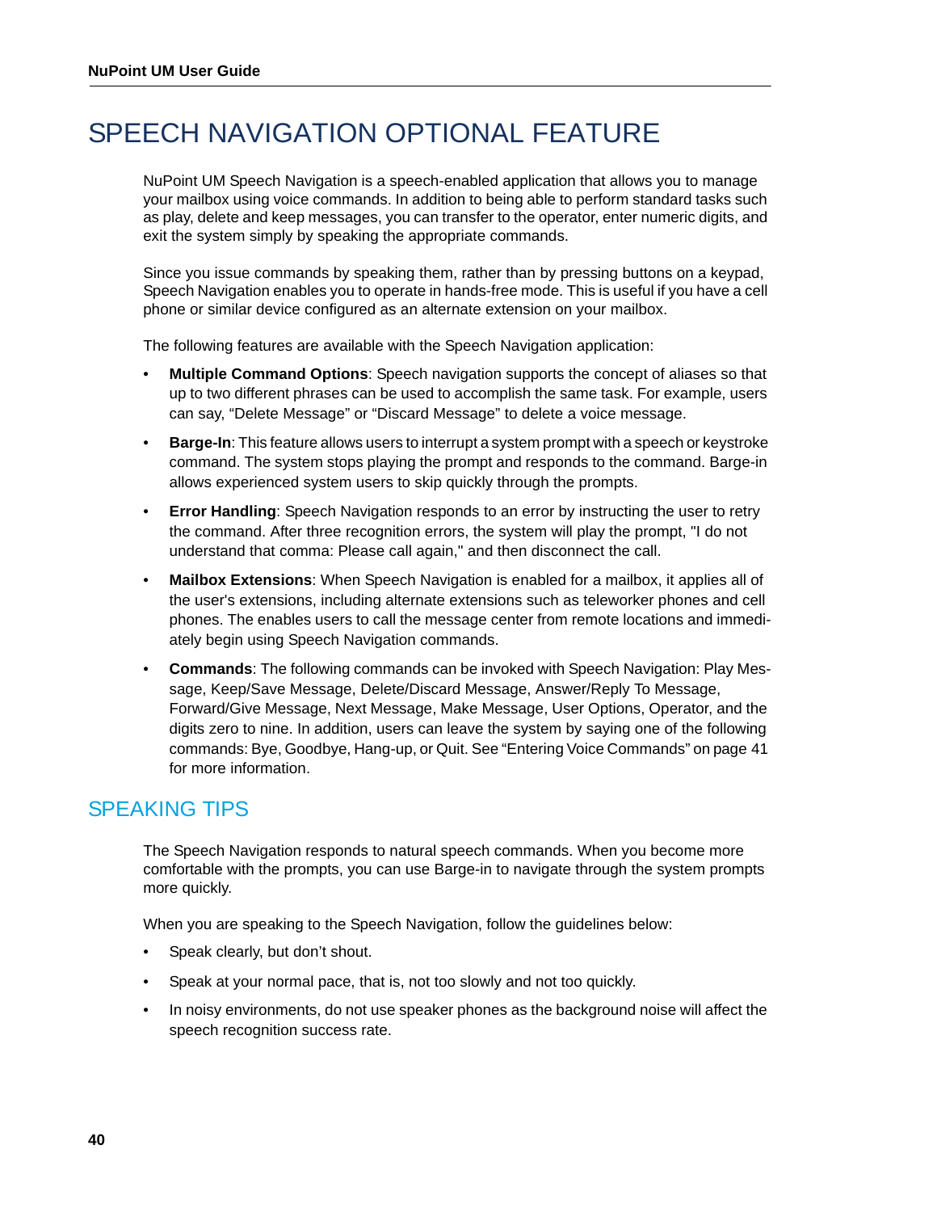# SPEECH NAVIGATION OPTIONAL FEATURE

NuPoint UM Speech Navigation is a speech-enabled application that allows you to manage your mailbox using voice commands. In addition to being able to perform standard tasks such as play, delete and keep messages, you can transfer to the operator, enter numeric digits, and exit the system simply by speaking the appropriate commands.

Since you issue commands by speaking them, rather than by pressing buttons on a keypad, Speech Navigation enables you to operate in hands-free mode. This is useful if you have a cell phone or similar device configured as an alternate extension on your mailbox.

The following features are available with the Speech Navigation application:

- **Multiple Command Options**: Speech navigation supports the concept of aliases so that up to two different phrases can be used to accomplish the same task. For example, users can say, "Delete Message" or "Discard Message" to delete a voice message.
- **Barge-In**: This feature allows users to interrupt a system prompt with a speech or keystroke command. The system stops playing the prompt and responds to the command. Barge-in allows experienced system users to skip quickly through the prompts.
- **Error Handling**: Speech Navigation responds to an error by instructing the user to retry the command. After three recognition errors, the system will play the prompt, "I do not understand that comma: Please call again," and then disconnect the call.
- **Mailbox Extensions**: When Speech Navigation is enabled for a mailbox, it applies all of the user's extensions, including alternate extensions such as teleworker phones and cell phones. The enables users to call the message center from remote locations and immediately begin using Speech Navigation commands.
- **Commands**: The following commands can be invoked with Speech Navigation: Play Message, Keep/Save Message, Delete/Discard Message, Answer/Reply To Message, Forward/Give Message, Next Message, Make Message, User Options, Operator, and the digits zero to nine. In addition, users can leave the system by saying one of the following commands: Bye, Goodbye, Hang-up, or Quit. See "Entering Voice Commands" on page 41 for more information.

## SPEAKING TIPS

The Speech Navigation responds to natural speech commands. When you become more comfortable with the prompts, you can use Barge-in to navigate through the system prompts more quickly.

When you are speaking to the Speech Navigation, follow the guidelines below:

- Speak clearly, but don't shout.
- Speak at your normal pace, that is, not too slowly and not too quickly.
- In noisy environments, do not use speaker phones as the background noise will affect the speech recognition success rate.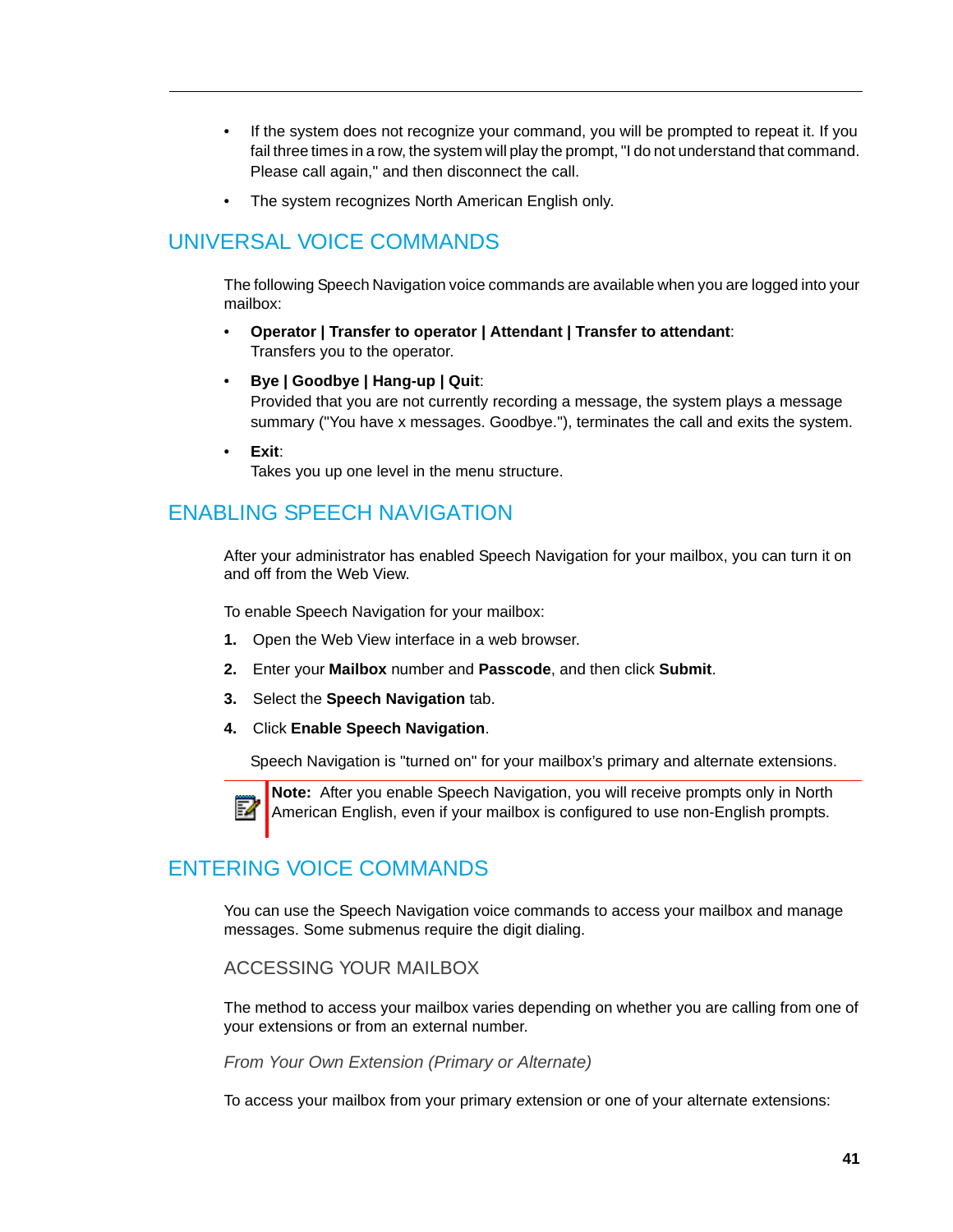- If the system does not recognize your command, you will be prompted to repeat it. If you fail three times in a row, the system will play the prompt, "I do not understand that command. Please call again," and then disconnect the call.
- The system recognizes North American English only.

## UNIVERSAL VOICE COMMANDS

The following Speech Navigation voice commands are available when you are logged into your mailbox:

- **Operator | Transfer to operator | Attendant | Transfer to attendant**:
  Transfers you to the operator.
- **Bye | Goodbye | Hang-up | Quit**:
  Provided that you are not currently recording a message, the system plays a message summary ("You have x messages. Goodbye."), terminates the call and exits the system.
- **Exit**:
  Takes you up one level in the menu structure.

## ENABLING SPEECH NAVIGATION

After your administrator has enabled Speech Navigation for your mailbox, you can turn it on and off from the Web View.

To enable Speech Navigation for your mailbox:

1. Open the Web View interface in a web browser.
2. Enter your **Mailbox** number and **Passcode**, and then click **Submit**.
3. Select the **Speech Navigation** tab.
4. Click **Enable Speech Navigation**.

   Speech Navigation is "turned on" for your mailbox's primary and alternate extensions.

> **Note:** After you enable Speech Navigation, you will receive prompts only in North American English, even if your mailbox is configured to use non-English prompts.

## ENTERING VOICE COMMANDS

You can use the Speech Navigation voice commands to access your mailbox and manage messages. Some submenus require the digit dialing.

### ACCESSING YOUR MAILBOX

The method to access your mailbox varies depending on whether you are calling from one of your extensions or from an external number.

#### *From Your Own Extension (Primary or Alternate)*

To access your mailbox from your primary extension or one of your alternate extensions: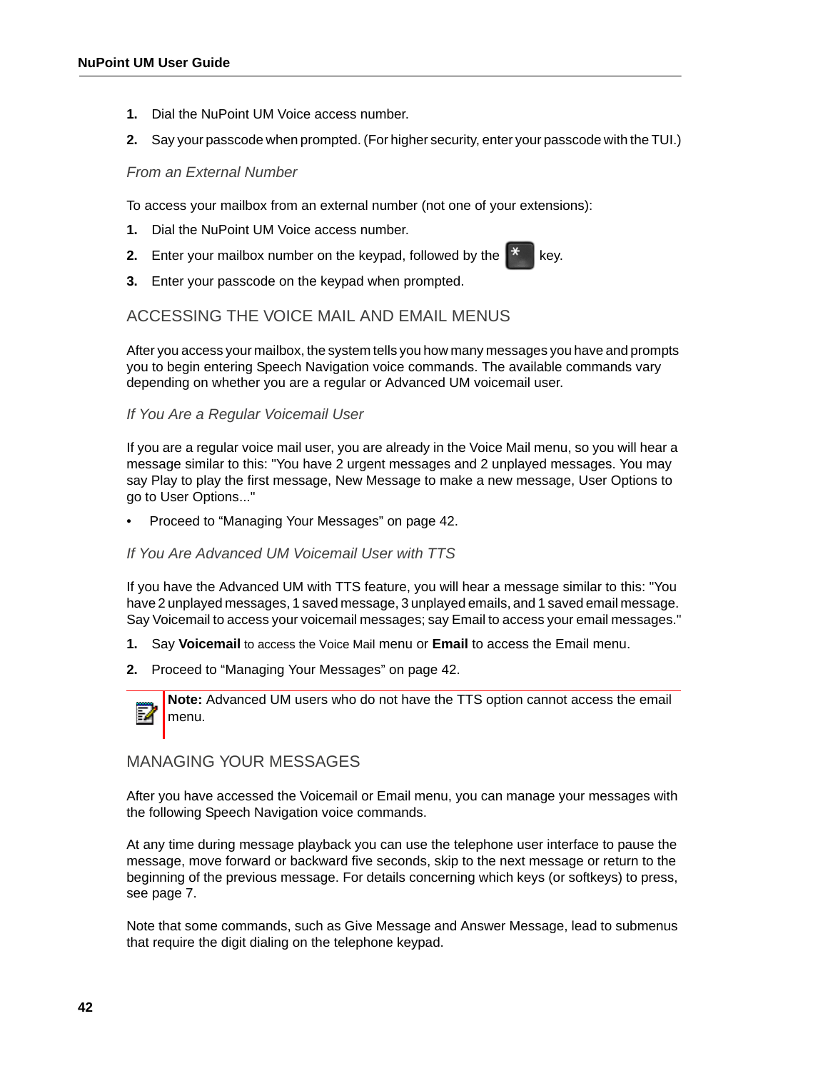1. Dial the NuPoint UM Voice access number.
2. Say your passcode when prompted. (For higher security, enter your passcode with the TUI.)

*From an External Number*

To access your mailbox from an external number (not one of your extensions):

1. Dial the NuPoint UM Voice access number.
2. Enter your mailbox number on the keypad, followed by the * key.
3. Enter your passcode on the keypad when prompted.

## ACCESSING THE VOICE MAIL AND EMAIL MENUS

After you access your mailbox, the system tells you how many messages you have and prompts you to begin entering Speech Navigation voice commands. The available commands vary depending on whether you are a regular or Advanced UM voicemail user.

*If You Are a Regular Voicemail User*

If you are a regular voice mail user, you are already in the Voice Mail menu, so you will hear a message similar to this: "You have 2 urgent messages and 2 unplayed messages. You may say Play to play the first message, New Message to make a new message, User Options to go to User Options..."

- Proceed to “Managing Your Messages” on page 42.

*If You Are Advanced UM Voicemail User with TTS*

If you have the Advanced UM with TTS feature, you will hear a message similar to this: "You have 2 unplayed messages, 1 saved message, 3 unplayed emails, and 1 saved email message. Say Voicemail to access your voicemail messages; say Email to access your email messages."

1. Say **Voicemail** to access the Voice Mail menu or **Email** to access the Email menu.
2. Proceed to “Managing Your Messages” on page 42.

**Note:** Advanced UM users who do not have the TTS option cannot access the email menu.

## MANAGING YOUR MESSAGES

After you have accessed the Voicemail or Email menu, you can manage your messages with the following Speech Navigation voice commands.

At any time during message playback you can use the telephone user interface to pause the message, move forward or backward five seconds, skip to the next message or return to the beginning of the previous message. For details concerning which keys (or softkeys) to press, see page 7.

Note that some commands, such as Give Message and Answer Message, lead to submenus that require the digit dialing on the telephone keypad.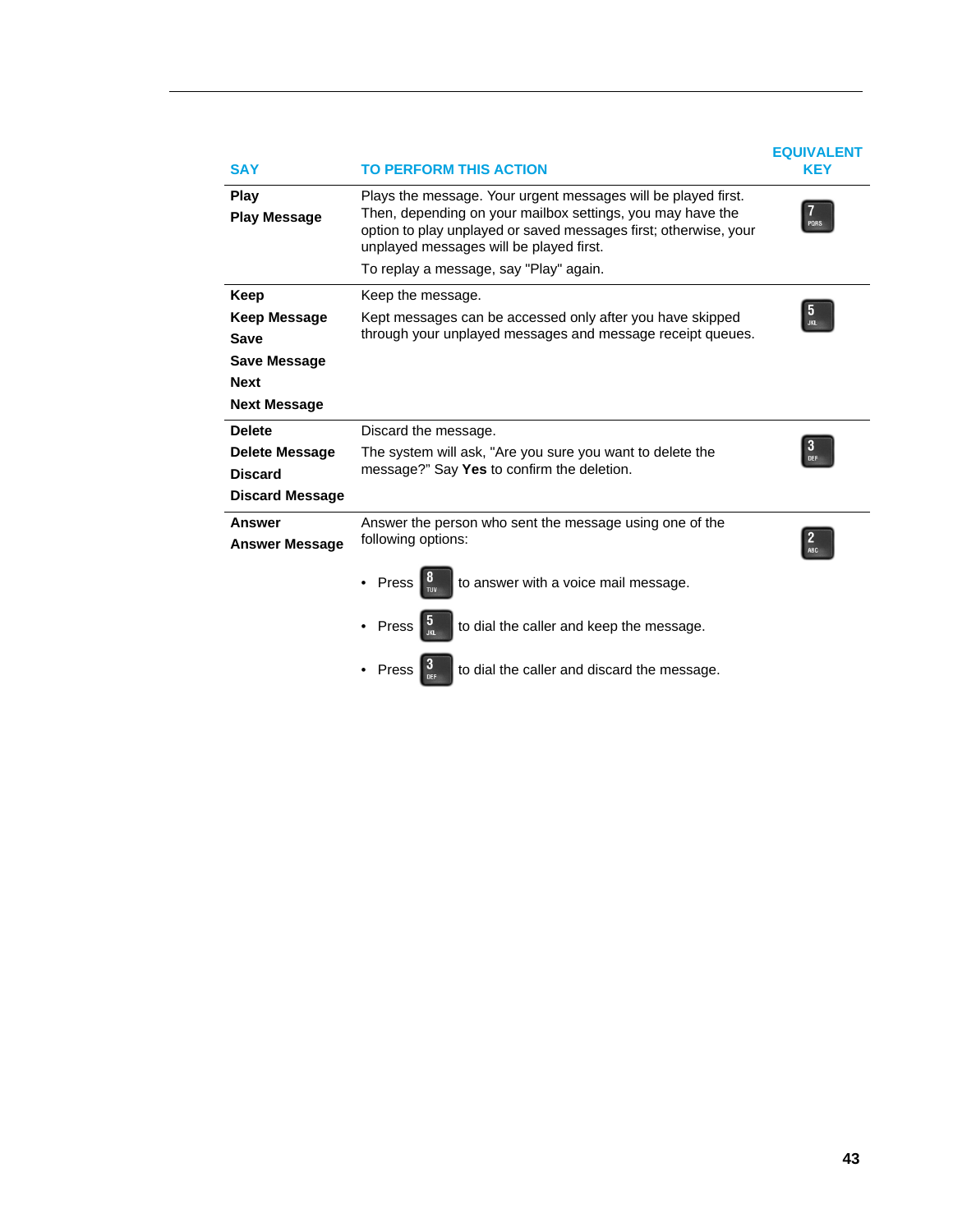| SAY | TO PERFORM THIS ACTION | EQUIVALENT KEY |
|---|---|---|
| **Play**<br>**Play Message** | Plays the message. Your urgent messages will be played first. Then, depending on your mailbox settings, you may have the option to play unplayed or saved messages first; otherwise, your unplayed messages will be played first.<br>To replay a message, say "Play" again. | 7 PQRS |
| **Keep**<br>**Keep Message**<br>**Save**<br>**Save Message**<br>**Next**<br>**Next Message** | Keep the message.<br>Kept messages can be accessed only after you have skipped through your unplayed messages and message receipt queues. | 5 JKL |
| **Delete**<br>**Delete Message**<br>**Discard**<br>**Discard Message** | Discard the message.<br>The system will ask, "Are you sure you want to delete the message?" Say **Yes** to confirm the deletion. | 3 DEF |
| **Answer**<br>**Answer Message** | Answer the person who sent the message using one of the following options:<br>• Press 8 TUV to answer with a voice mail message.<br>• Press 5 JKL to dial the caller and keep the message.<br>• Press 3 DEF to dial the caller and discard the message. | 2 ABC |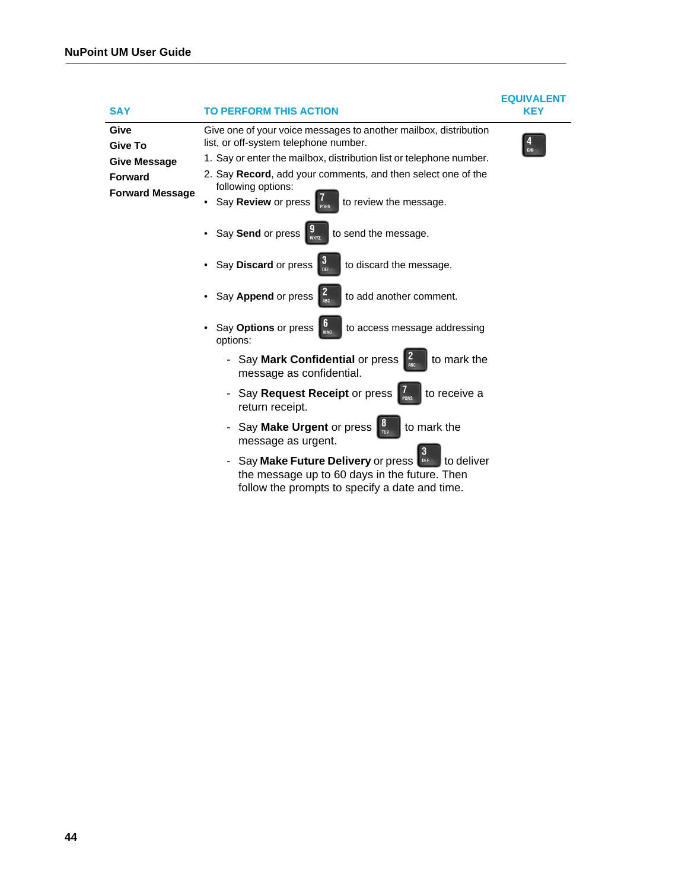| SAY | TO PERFORM THIS ACTION | EQUIVALENT KEY |
|---|---|---|
| **Give**<br>**Give To**<br>**Give Message**<br>**Forward**<br>**Forward Message** | Give one of your voice messages to another mailbox, distribution list, or off-system telephone number.<br>1. Say or enter the mailbox, distribution list or telephone number.<br>2. Say **Record**, add your comments, and then select one of the following options:<br>• Say **Review** or press 7 to review the message.<br>• Say **Send** or press 9 to send the message.<br>• Say **Discard** or press 3 to discard the message.<br>• Say **Append** or press 2 to add another comment.<br>• Say **Options** or press 6 to access message addressing options:<br>- Say **Mark Confidential** or press 2 to mark the message as confidential.<br>- Say **Request Receipt** or press 7 to receive a return receipt.<br>- Say **Make Urgent** or press 8 to mark the message as urgent.<br>- Say **Make Future Delivery** or press 3 to deliver the message up to 60 days in the future. Then follow the prompts to specify a date and time. | 4 |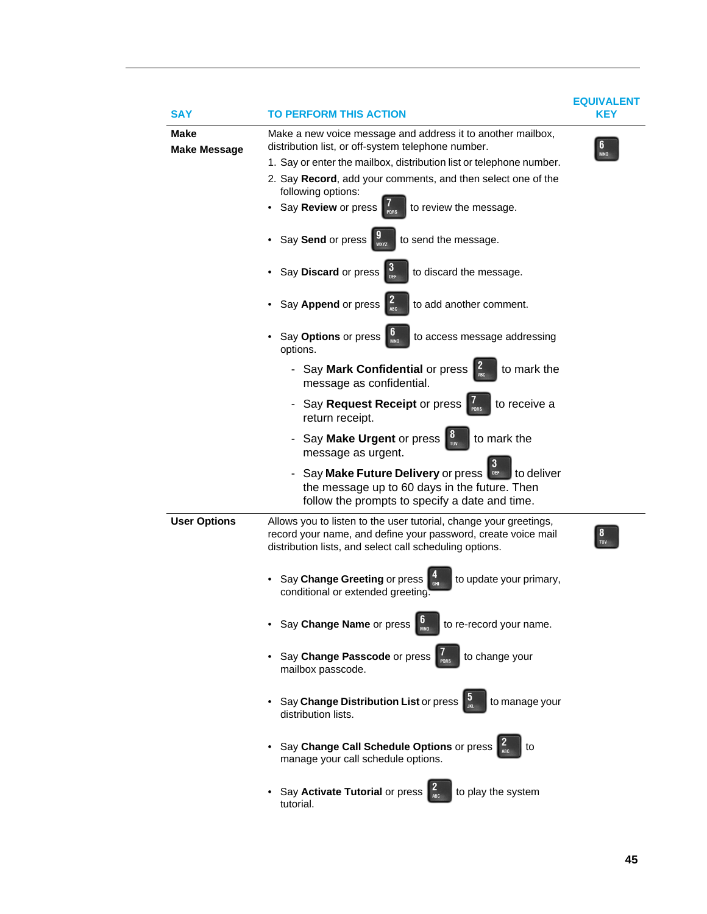| SAY | TO PERFORM THIS ACTION | EQUIVALENT KEY |
|---|---|---|
| **Make**<br>**Make Message** | Make a new voice message and address it to another mailbox, distribution list, or off-system telephone number.<br>1. Say or enter the mailbox, distribution list or telephone number.<br>2. Say **Record**, add your comments, and then select one of the following options:<br>• Say **Review** or press 7 PQRS to review the message.<br>• Say **Send** or press 9 WXYZ to send the message.<br>• Say **Discard** or press 3 DEF to discard the message.<br>• Say **Append** or press 2 ABC to add another comment.<br>• Say **Options** or press 6 MNO to access message addressing options.<br>- Say **Mark Confidential** or press 2 ABC to mark the message as confidential.<br>- Say **Request Receipt** or press 7 PQRS to receive a return receipt.<br>- Say **Make Urgent** or press 8 TUV to mark the message as urgent.<br>- Say **Make Future Delivery** or press 3 DEF to deliver the message up to 60 days in the future. Then follow the prompts to specify a date and time. | 6 MNO |
| **User Options** | Allows you to listen to the user tutorial, change your greetings, record your name, and define your password, create voice mail distribution lists, and select call scheduling options.<br>• Say **Change Greeting** or press 4 GHI to update your primary, conditional or extended greeting.<br>• Say **Change Name** or press 6 MNO to re-record your name.<br>• Say **Change Passcode** or press 7 PQRS to change your mailbox passcode.<br>• Say **Change Distribution List** or press 5 JKL to manage your distribution lists.<br>• Say **Change Call Schedule Options** or press 2 ABC to manage your call schedule options.<br>• Say **Activate Tutorial** or press 2 ABC to play the system tutorial. | 8 TUV |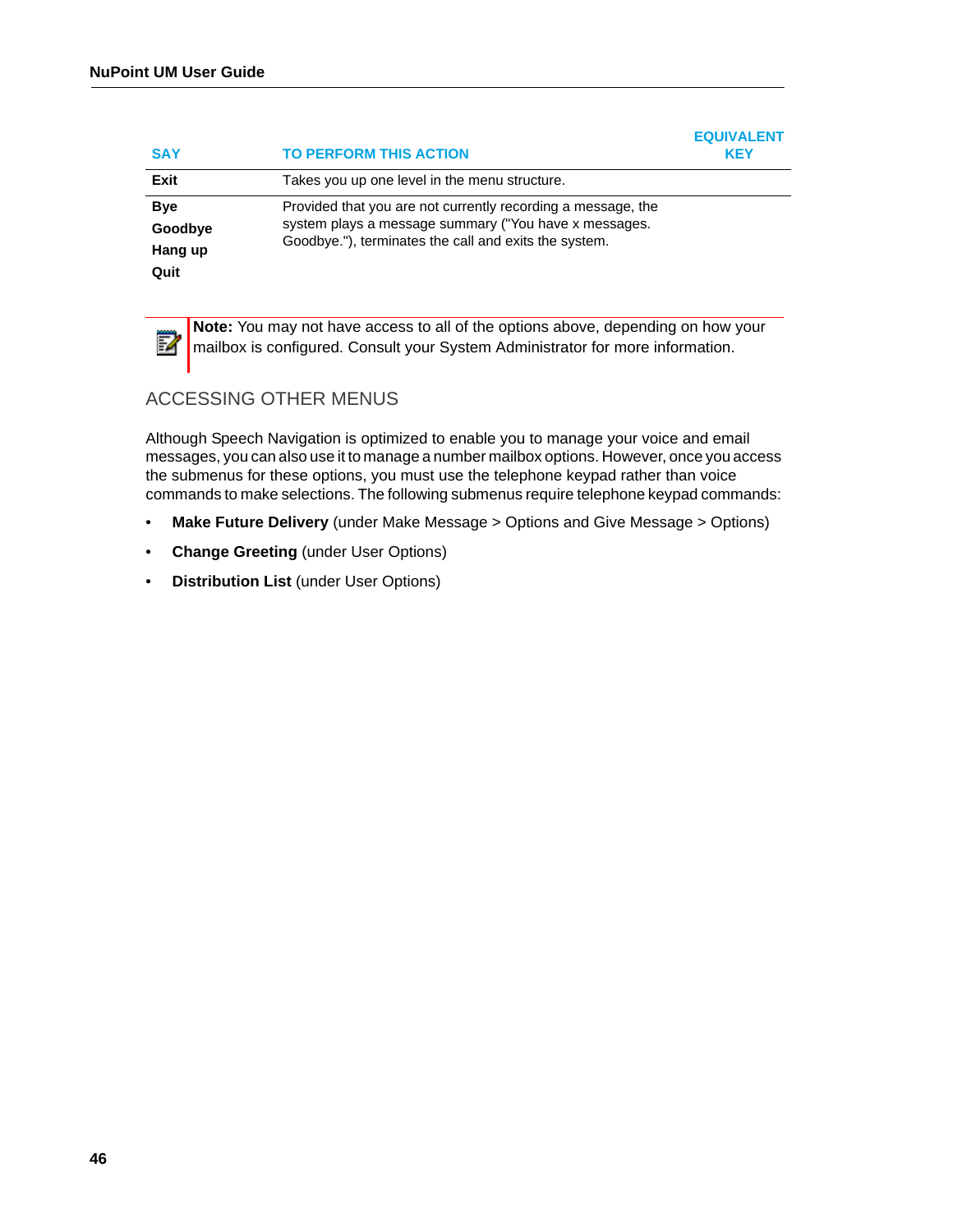| SAY | TO PERFORM THIS ACTION | EQUIVALENT KEY |
|---|---|---|
| **Exit** | Takes you up one level in the menu structure. | |
| **Bye**<br>**Goodbye**<br>**Hang up**<br>**Quit** | Provided that you are not currently recording a message, the system plays a message summary ("You have x messages. Goodbye."), terminates the call and exits the system. | |

**Note:** You may not have access to all of the options above, depending on how your mailbox is configured. Consult your System Administrator for more information.

## ACCESSING OTHER MENUS

Although Speech Navigation is optimized to enable you to manage your voice and email messages, you can also use it to manage a number mailbox options. However, once you access the submenus for these options, you must use the telephone keypad rather than voice commands to make selections. The following submenus require telephone keypad commands:

- **Make Future Delivery** (under Make Message > Options and Give Message > Options)
- **Change Greeting** (under User Options)
- **Distribution List** (under User Options)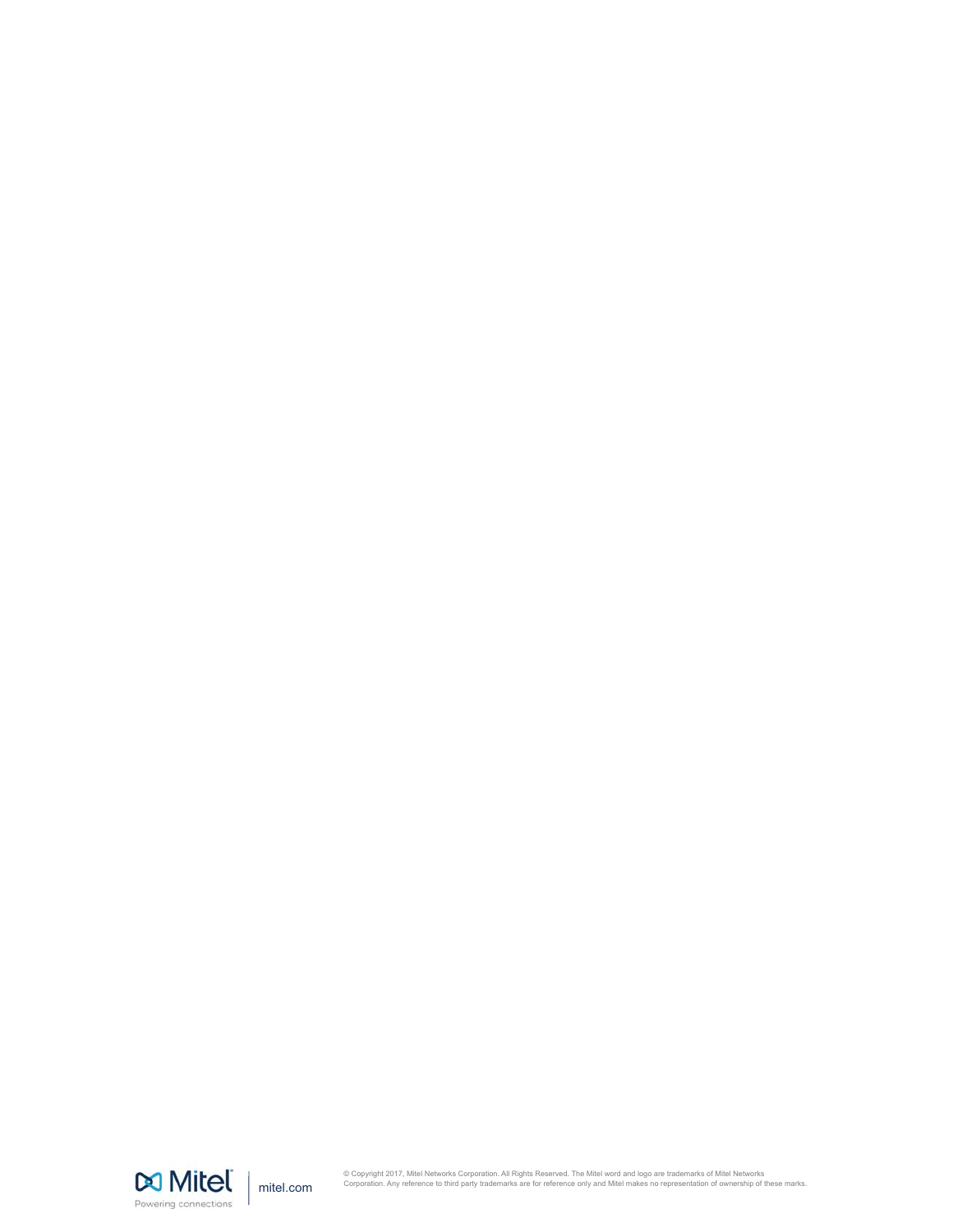Mitel
Powering connections

mitel.com

© Copyright 2017, Mitel Networks Corporation. All Rights Reserved. The Mitel word and logo are trademarks of Mitel Networks Corporation. Any reference to third party trademarks are for reference only and Mitel makes no representation of ownership of these marks.